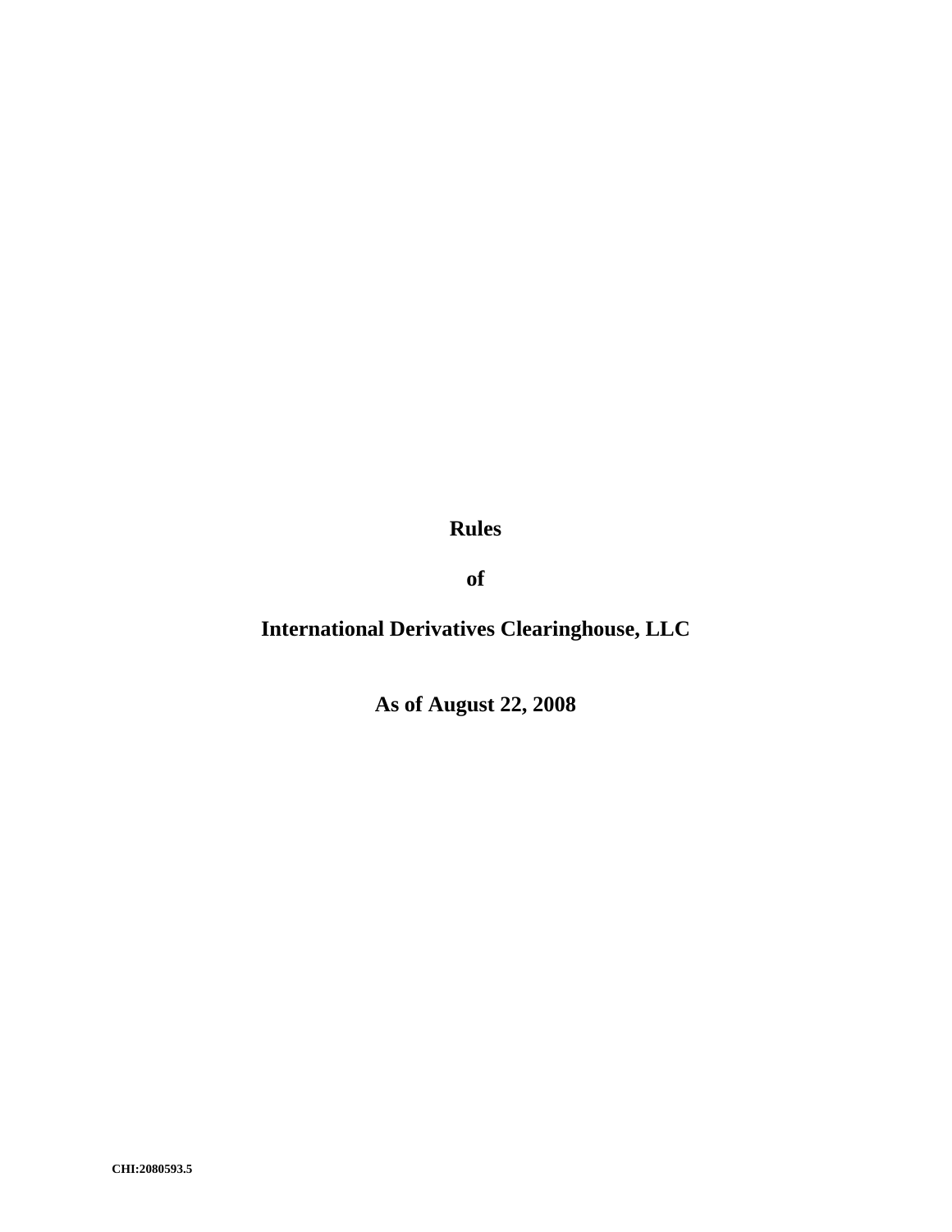# Rules

# of

# International Derivatives Clearinghouse, LLC

## As of August 22, 2008

CHI:2080593.5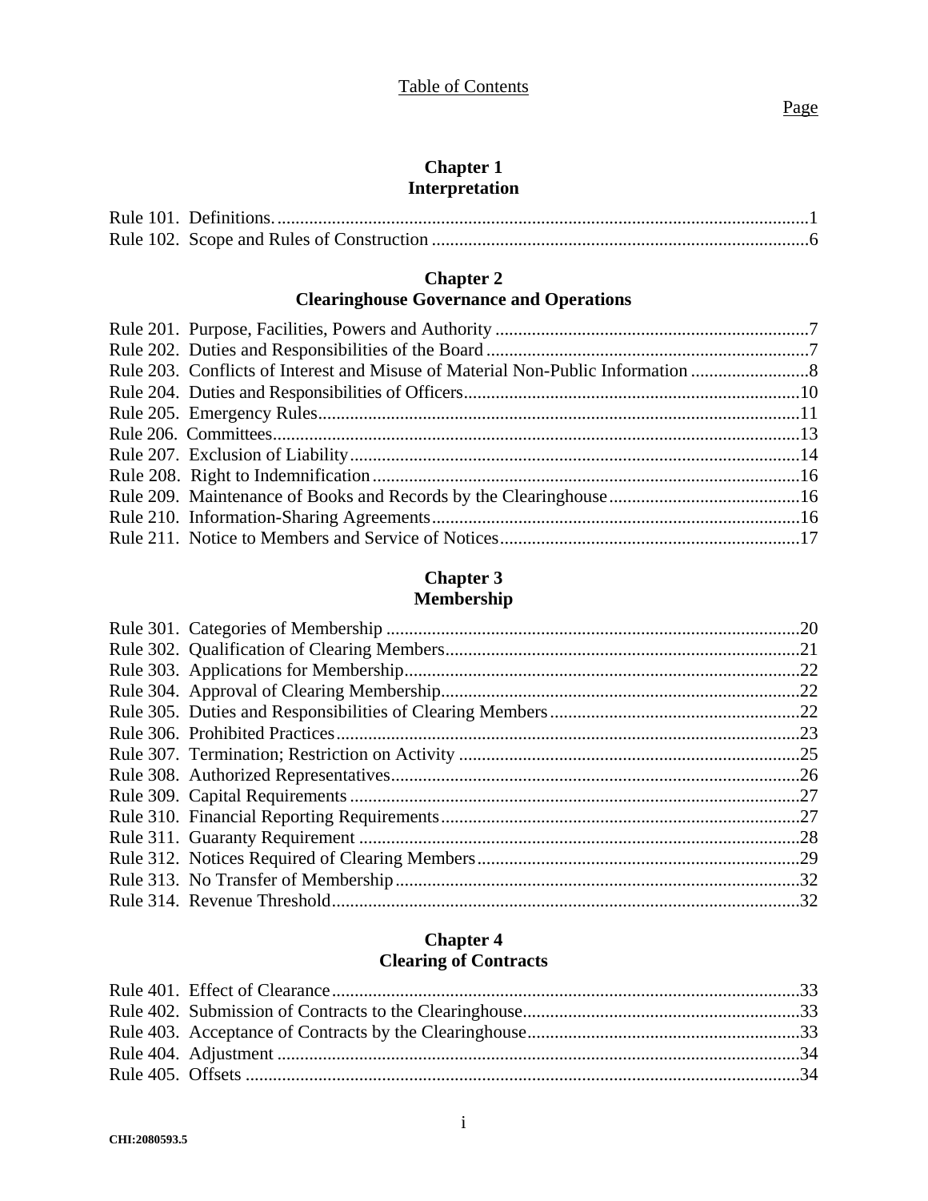Table of Contents

Page

## Chapter 1
## Interpretation

Rule 101. Definitions. ....1
Rule 102. Scope and Rules of Construction ....6

## Chapter 2
## Clearinghouse Governance and Operations

Rule 201. Purpose, Facilities, Powers and Authority ....7
Rule 202. Duties and Responsibilities of the Board ....7
Rule 203. Conflicts of Interest and Misuse of Material Non-Public Information ....8
Rule 204. Duties and Responsibilities of Officers....10
Rule 205. Emergency Rules....11
Rule 206. Committees....13
Rule 207. Exclusion of Liability....14
Rule 208. Right to Indemnification....16
Rule 209. Maintenance of Books and Records by the Clearinghouse....16
Rule 210. Information-Sharing Agreements....16
Rule 211. Notice to Members and Service of Notices....17

## Chapter 3
## Membership

Rule 301. Categories of Membership ....20
Rule 302. Qualification of Clearing Members....21
Rule 303. Applications for Membership....22
Rule 304. Approval of Clearing Membership....22
Rule 305. Duties and Responsibilities of Clearing Members....22
Rule 306. Prohibited Practices....23
Rule 307. Termination; Restriction on Activity ....25
Rule 308. Authorized Representatives....26
Rule 309. Capital Requirements....27
Rule 310. Financial Reporting Requirements....27
Rule 311. Guaranty Requirement ....28
Rule 312. Notices Required of Clearing Members....29
Rule 313. No Transfer of Membership....32
Rule 314. Revenue Threshold....32

## Chapter 4
## Clearing of Contracts

Rule 401. Effect of Clearance....33
Rule 402. Submission of Contracts to the Clearinghouse....33
Rule 403. Acceptance of Contracts by the Clearinghouse....33
Rule 404. Adjustment ....34
Rule 405. Offsets ....34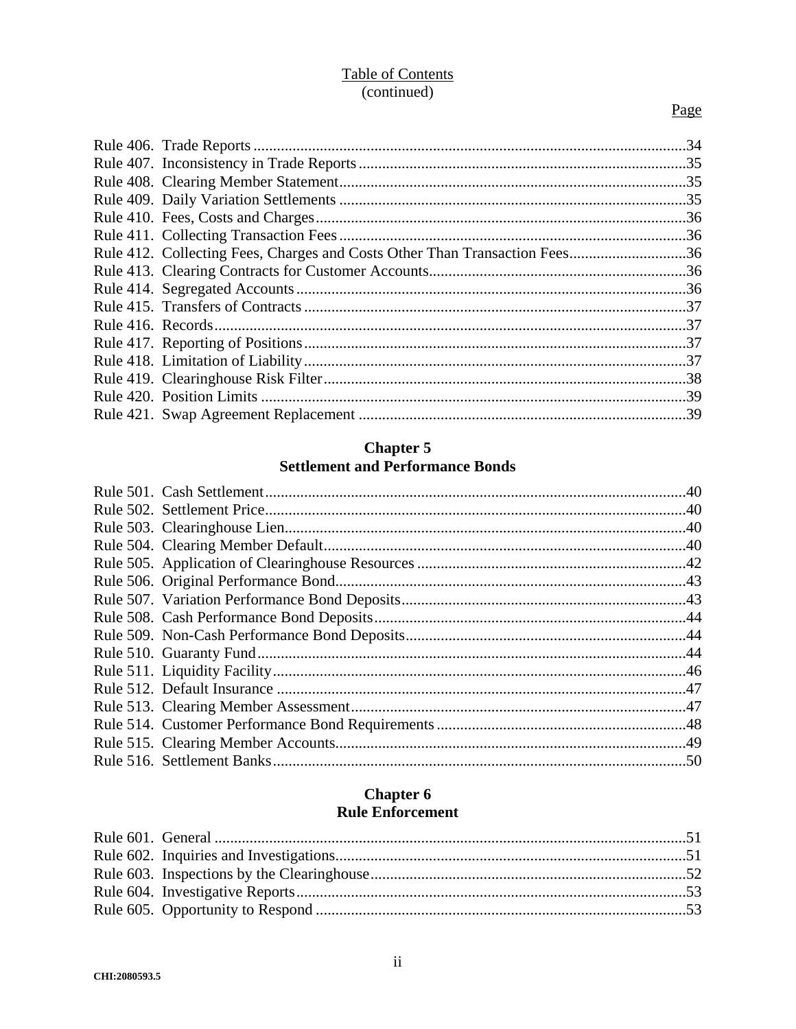Table of Contents
(continued)

Page

Rule 406. Trade Reports ... 34
Rule 407. Inconsistency in Trade Reports ... 35
Rule 408. Clearing Member Statement ... 35
Rule 409. Daily Variation Settlements ... 35
Rule 410. Fees, Costs and Charges ... 36
Rule 411. Collecting Transaction Fees ... 36
Rule 412. Collecting Fees, Charges and Costs Other Than Transaction Fees ... 36
Rule 413. Clearing Contracts for Customer Accounts ... 36
Rule 414. Segregated Accounts ... 36
Rule 415. Transfers of Contracts ... 37
Rule 416. Records ... 37
Rule 417. Reporting of Positions ... 37
Rule 418. Limitation of Liability ... 37
Rule 419. Clearinghouse Risk Filter ... 38
Rule 420. Position Limits ... 39
Rule 421. Swap Agreement Replacement ... 39

## Chapter 5
## Settlement and Performance Bonds

Rule 501. Cash Settlement ... 40
Rule 502. Settlement Price ... 40
Rule 503. Clearinghouse Lien ... 40
Rule 504. Clearing Member Default ... 40
Rule 505. Application of Clearinghouse Resources ... 42
Rule 506. Original Performance Bond ... 43
Rule 507. Variation Performance Bond Deposits ... 43
Rule 508. Cash Performance Bond Deposits ... 44
Rule 509. Non-Cash Performance Bond Deposits ... 44
Rule 510. Guaranty Fund ... 44
Rule 511. Liquidity Facility ... 46
Rule 512. Default Insurance ... 47
Rule 513. Clearing Member Assessment ... 47
Rule 514. Customer Performance Bond Requirements ... 48
Rule 515. Clearing Member Accounts ... 49
Rule 516. Settlement Banks ... 50

## Chapter 6
## Rule Enforcement

Rule 601. General ... 51
Rule 602. Inquiries and Investigations ... 51
Rule 603. Inspections by the Clearinghouse ... 52
Rule 604. Investigative Reports ... 53
Rule 605. Opportunity to Respond ... 53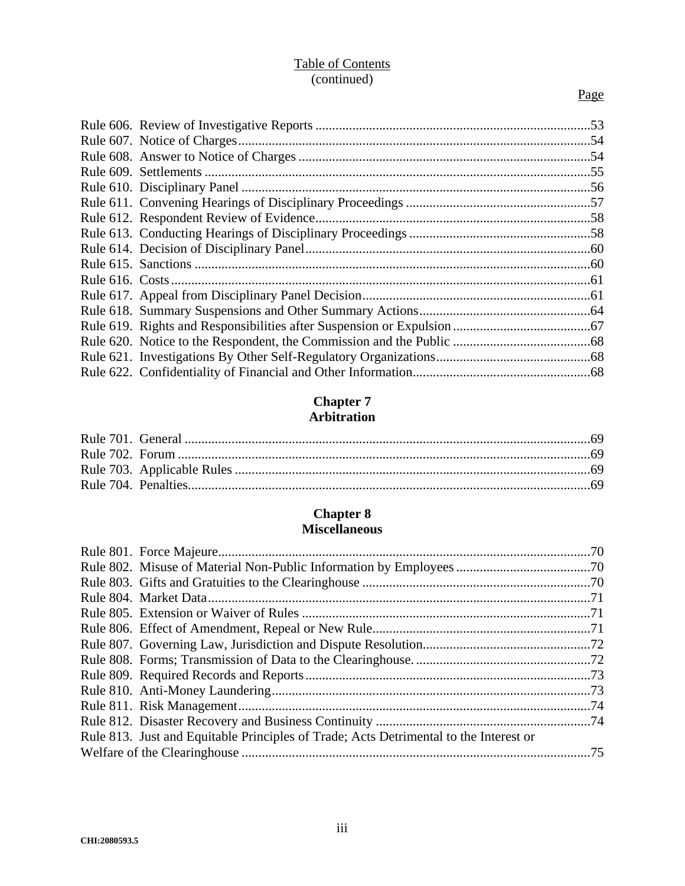Table of Contents
(continued)

Page

Rule 606. Review of Investigative Reports ..... 53
Rule 607. Notice of Charges ..... 54
Rule 608. Answer to Notice of Charges ..... 54
Rule 609. Settlements ..... 55
Rule 610. Disciplinary Panel ..... 56
Rule 611. Convening Hearings of Disciplinary Proceedings ..... 57
Rule 612. Respondent Review of Evidence ..... 58
Rule 613. Conducting Hearings of Disciplinary Proceedings ..... 58
Rule 614. Decision of Disciplinary Panel ..... 60
Rule 615. Sanctions ..... 60
Rule 616. Costs ..... 61
Rule 617. Appeal from Disciplinary Panel Decision ..... 61
Rule 618. Summary Suspensions and Other Summary Actions ..... 64
Rule 619. Rights and Responsibilities after Suspension or Expulsion ..... 67
Rule 620. Notice to the Respondent, the Commission and the Public ..... 68
Rule 621. Investigations By Other Self-Regulatory Organizations ..... 68
Rule 622. Confidentiality of Financial and Other Information ..... 68

## Chapter 7
## Arbitration

Rule 701. General ..... 69
Rule 702. Forum ..... 69
Rule 703. Applicable Rules ..... 69
Rule 704. Penalties ..... 69

## Chapter 8
## Miscellaneous

Rule 801. Force Majeure ..... 70
Rule 802. Misuse of Material Non-Public Information by Employees ..... 70
Rule 803. Gifts and Gratuities to the Clearinghouse ..... 70
Rule 804. Market Data ..... 71
Rule 805. Extension or Waiver of Rules ..... 71
Rule 806. Effect of Amendment, Repeal or New Rule ..... 71
Rule 807. Governing Law, Jurisdiction and Dispute Resolution ..... 72
Rule 808. Forms; Transmission of Data to the Clearinghouse. ..... 72
Rule 809. Required Records and Reports ..... 73
Rule 810. Anti-Money Laundering ..... 73
Rule 811. Risk Management ..... 74
Rule 812. Disaster Recovery and Business Continuity ..... 74
Rule 813. Just and Equitable Principles of Trade; Acts Detrimental to the Interest or Welfare of the Clearinghouse ..... 75

CHI:2080593.5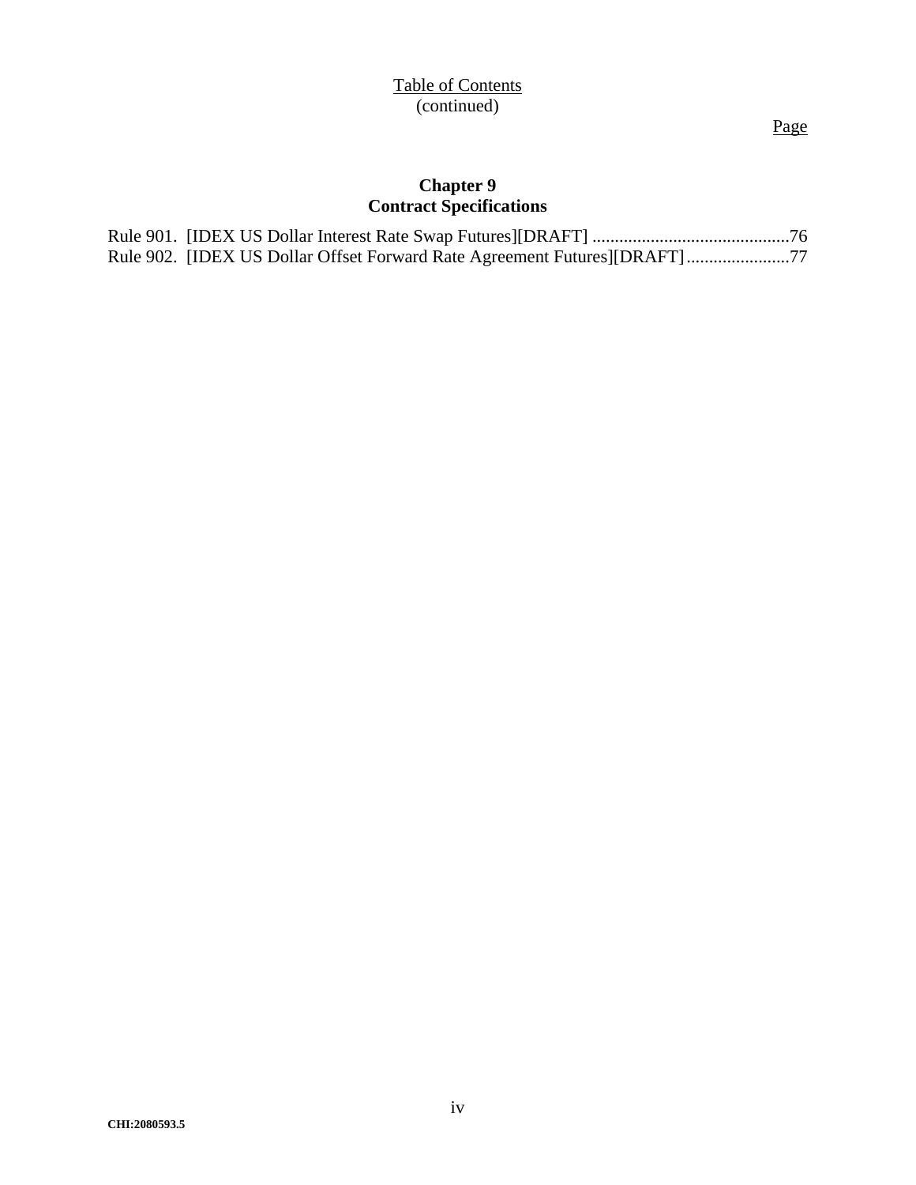Table of Contents
(continued)

Page

## Chapter 9
## Contract Specifications

Rule 901. [IDEX US Dollar Interest Rate Swap Futures][DRAFT] ............................................76
Rule 902. [IDEX US Dollar Offset Forward Rate Agreement Futures][DRAFT] .......................77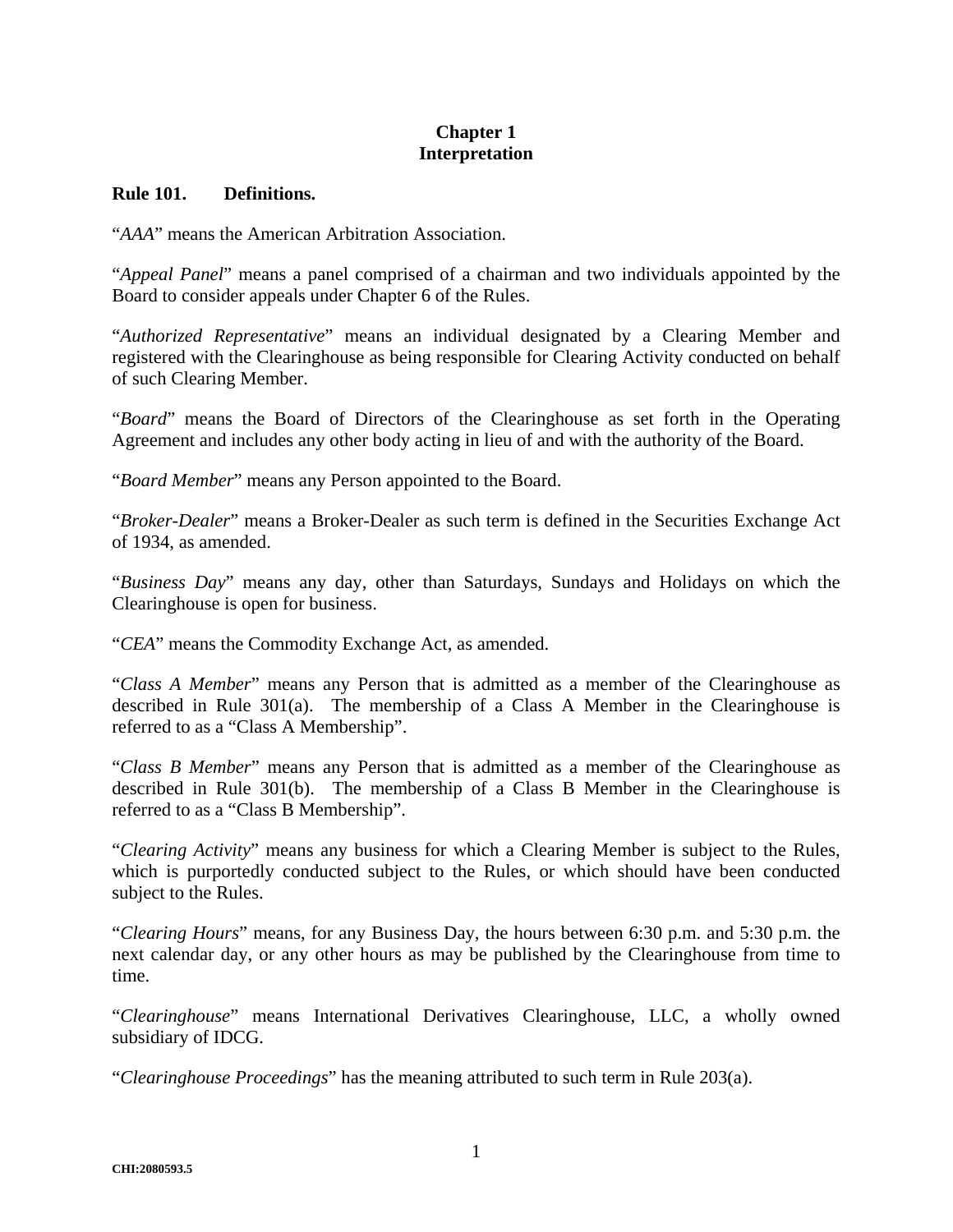# Chapter 1
# Interpretation

## Rule 101. Definitions.

"*AAA*" means the American Arbitration Association.

"*Appeal Panel*" means a panel comprised of a chairman and two individuals appointed by the Board to consider appeals under Chapter 6 of the Rules.

"*Authorized Representative*" means an individual designated by a Clearing Member and registered with the Clearinghouse as being responsible for Clearing Activity conducted on behalf of such Clearing Member.

"*Board*" means the Board of Directors of the Clearinghouse as set forth in the Operating Agreement and includes any other body acting in lieu of and with the authority of the Board.

"*Board Member*" means any Person appointed to the Board.

"*Broker-Dealer*" means a Broker-Dealer as such term is defined in the Securities Exchange Act of 1934, as amended.

"*Business Day*" means any day, other than Saturdays, Sundays and Holidays on which the Clearinghouse is open for business.

"*CEA*" means the Commodity Exchange Act, as amended.

"*Class A Member*" means any Person that is admitted as a member of the Clearinghouse as described in Rule 301(a). The membership of a Class A Member in the Clearinghouse is referred to as a "Class A Membership".

"*Class B Member*" means any Person that is admitted as a member of the Clearinghouse as described in Rule 301(b). The membership of a Class B Member in the Clearinghouse is referred to as a "Class B Membership".

"*Clearing Activity*" means any business for which a Clearing Member is subject to the Rules, which is purportedly conducted subject to the Rules, or which should have been conducted subject to the Rules.

"*Clearing Hours*" means, for any Business Day, the hours between 6:30 p.m. and 5:30 p.m. the next calendar day, or any other hours as may be published by the Clearinghouse from time to time.

"*Clearinghouse*" means International Derivatives Clearinghouse, LLC, a wholly owned subsidiary of IDCG.

"*Clearinghouse Proceedings*" has the meaning attributed to such term in Rule 203(a).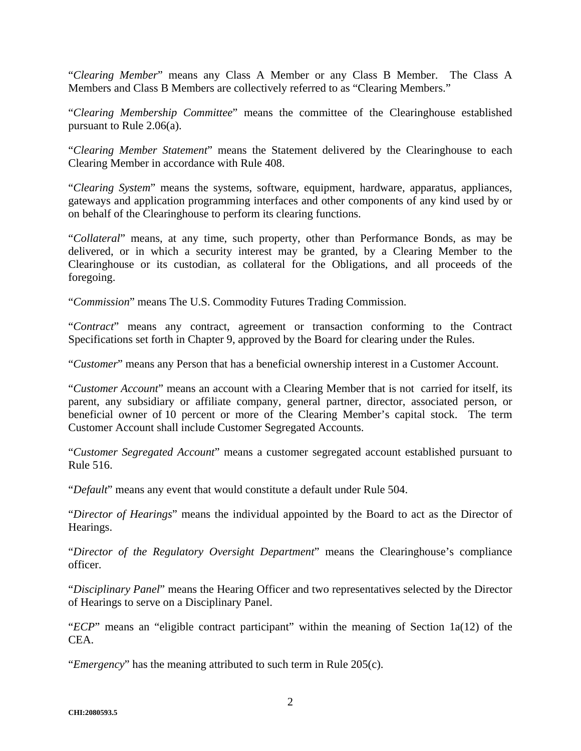"*Clearing Member*" means any Class A Member or any Class B Member. The Class A Members and Class B Members are collectively referred to as "Clearing Members."

"*Clearing Membership Committee*" means the committee of the Clearinghouse established pursuant to Rule 2.06(a).

"*Clearing Member Statement*" means the Statement delivered by the Clearinghouse to each Clearing Member in accordance with Rule 408.

"*Clearing System*" means the systems, software, equipment, hardware, apparatus, appliances, gateways and application programming interfaces and other components of any kind used by or on behalf of the Clearinghouse to perform its clearing functions.

"*Collateral*" means, at any time, such property, other than Performance Bonds, as may be delivered, or in which a security interest may be granted, by a Clearing Member to the Clearinghouse or its custodian, as collateral for the Obligations, and all proceeds of the foregoing.

"*Commission*" means The U.S. Commodity Futures Trading Commission.

"*Contract*" means any contract, agreement or transaction conforming to the Contract Specifications set forth in Chapter 9, approved by the Board for clearing under the Rules.

"*Customer*" means any Person that has a beneficial ownership interest in a Customer Account.

"*Customer Account*" means an account with a Clearing Member that is not carried for itself, its parent, any subsidiary or affiliate company, general partner, director, associated person, or beneficial owner of 10 percent or more of the Clearing Member's capital stock. The term Customer Account shall include Customer Segregated Accounts.

"*Customer Segregated Account*" means a customer segregated account established pursuant to Rule 516.

"*Default*" means any event that would constitute a default under Rule 504.

"*Director of Hearings*" means the individual appointed by the Board to act as the Director of Hearings.

"*Director of the Regulatory Oversight Department*" means the Clearinghouse's compliance officer.

"*Disciplinary Panel*" means the Hearing Officer and two representatives selected by the Director of Hearings to serve on a Disciplinary Panel.

"*ECP*" means an "eligible contract participant" within the meaning of Section 1a(12) of the CEA.

"*Emergency*" has the meaning attributed to such term in Rule 205(c).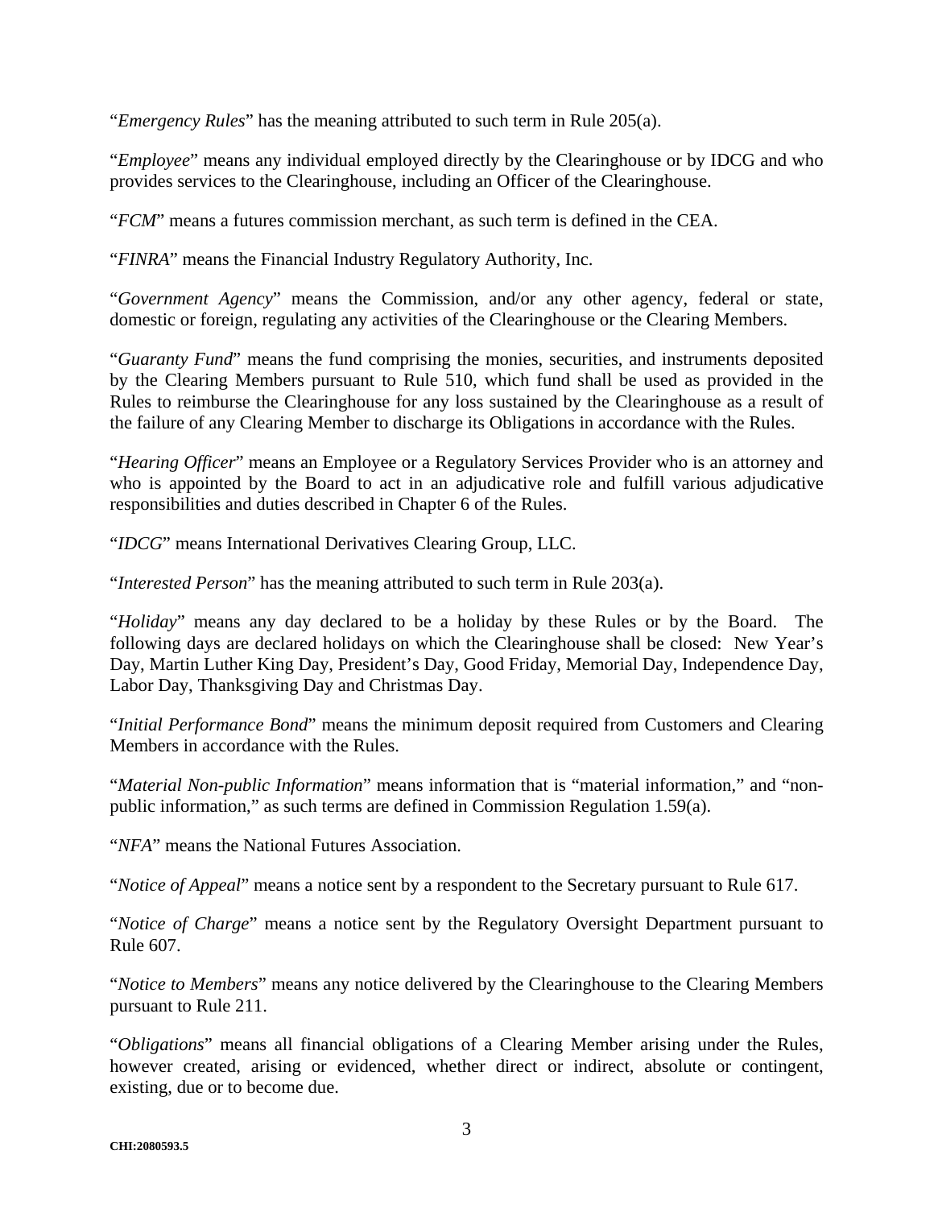"*Emergency Rules*" has the meaning attributed to such term in Rule 205(a).

"*Employee*" means any individual employed directly by the Clearinghouse or by IDCG and who provides services to the Clearinghouse, including an Officer of the Clearinghouse.

"*FCM*" means a futures commission merchant, as such term is defined in the CEA.

"*FINRA*" means the Financial Industry Regulatory Authority, Inc.

"*Government Agency*" means the Commission, and/or any other agency, federal or state, domestic or foreign, regulating any activities of the Clearinghouse or the Clearing Members.

"*Guaranty Fund*" means the fund comprising the monies, securities, and instruments deposited by the Clearing Members pursuant to Rule 510, which fund shall be used as provided in the Rules to reimburse the Clearinghouse for any loss sustained by the Clearinghouse as a result of the failure of any Clearing Member to discharge its Obligations in accordance with the Rules.

"*Hearing Officer*" means an Employee or a Regulatory Services Provider who is an attorney and who is appointed by the Board to act in an adjudicative role and fulfill various adjudicative responsibilities and duties described in Chapter 6 of the Rules.

"*IDCG*" means International Derivatives Clearing Group, LLC.

"*Interested Person*" has the meaning attributed to such term in Rule 203(a).

"*Holiday*" means any day declared to be a holiday by these Rules or by the Board. The following days are declared holidays on which the Clearinghouse shall be closed: New Year's Day, Martin Luther King Day, President's Day, Good Friday, Memorial Day, Independence Day, Labor Day, Thanksgiving Day and Christmas Day.

"*Initial Performance Bond*" means the minimum deposit required from Customers and Clearing Members in accordance with the Rules.

"*Material Non-public Information*" means information that is "material information," and "non-public information," as such terms are defined in Commission Regulation 1.59(a).

"*NFA*" means the National Futures Association.

"*Notice of Appeal*" means a notice sent by a respondent to the Secretary pursuant to Rule 617.

"*Notice of Charge*" means a notice sent by the Regulatory Oversight Department pursuant to Rule 607.

"*Notice to Members*" means any notice delivered by the Clearinghouse to the Clearing Members pursuant to Rule 211.

"*Obligations*" means all financial obligations of a Clearing Member arising under the Rules, however created, arising or evidenced, whether direct or indirect, absolute or contingent, existing, due or to become due.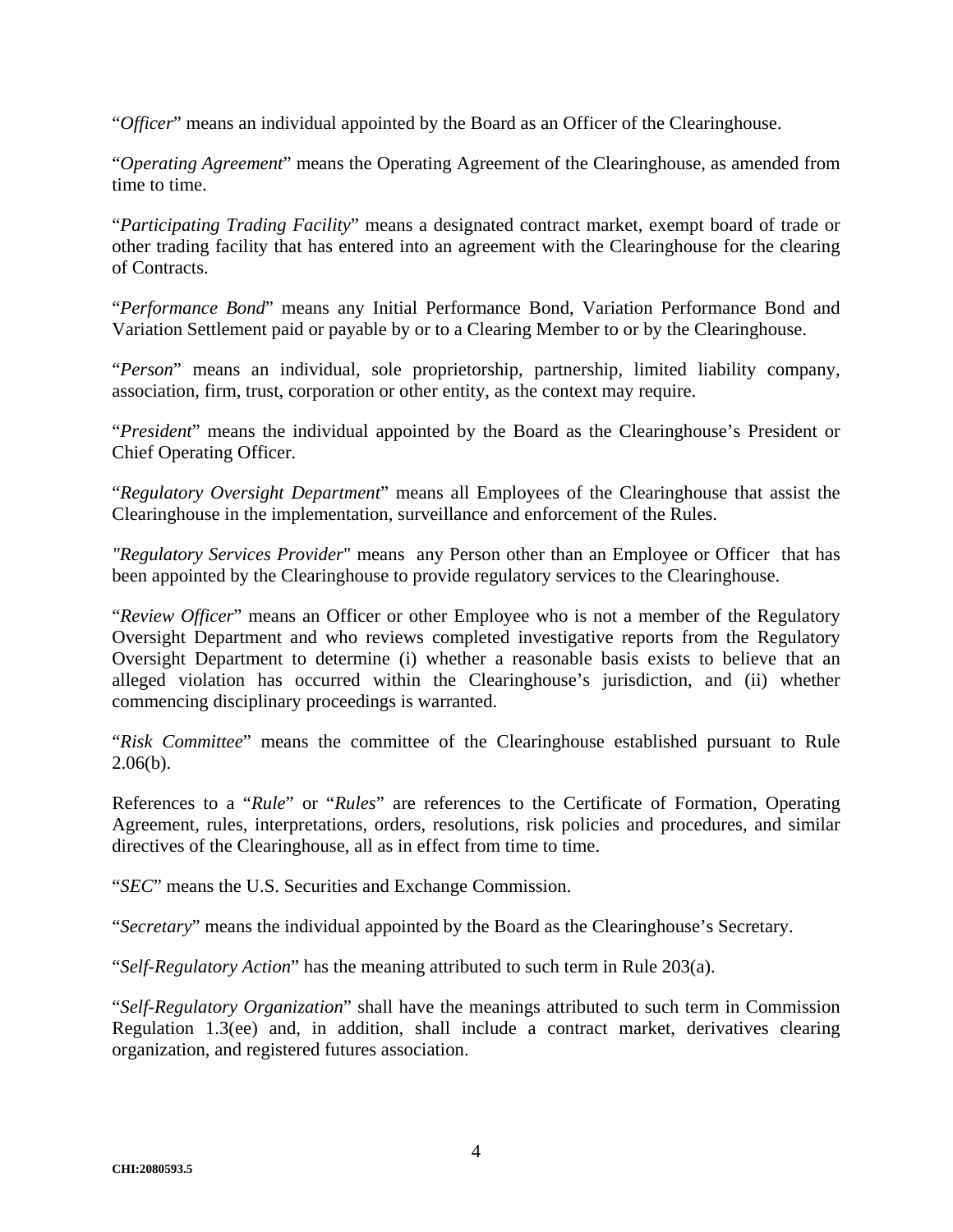"*Officer*" means an individual appointed by the Board as an Officer of the Clearinghouse.

"*Operating Agreement*" means the Operating Agreement of the Clearinghouse, as amended from time to time.

"*Participating Trading Facility*" means a designated contract market, exempt board of trade or other trading facility that has entered into an agreement with the Clearinghouse for the clearing of Contracts.

"*Performance Bond*" means any Initial Performance Bond, Variation Performance Bond and Variation Settlement paid or payable by or to a Clearing Member to or by the Clearinghouse.

"*Person*" means an individual, sole proprietorship, partnership, limited liability company, association, firm, trust, corporation or other entity, as the context may require.

"*President*" means the individual appointed by the Board as the Clearinghouse's President or Chief Operating Officer.

"*Regulatory Oversight Department*" means all Employees of the Clearinghouse that assist the Clearinghouse in the implementation, surveillance and enforcement of the Rules.

"*Regulatory Services Provider*" means any Person other than an Employee or Officer that has been appointed by the Clearinghouse to provide regulatory services to the Clearinghouse.

"*Review Officer*" means an Officer or other Employee who is not a member of the Regulatory Oversight Department and who reviews completed investigative reports from the Regulatory Oversight Department to determine (i) whether a reasonable basis exists to believe that an alleged violation has occurred within the Clearinghouse's jurisdiction, and (ii) whether commencing disciplinary proceedings is warranted.

"*Risk Committee*" means the committee of the Clearinghouse established pursuant to Rule 2.06(b).

References to a "*Rule*" or "*Rules*" are references to the Certificate of Formation, Operating Agreement, rules, interpretations, orders, resolutions, risk policies and procedures, and similar directives of the Clearinghouse, all as in effect from time to time.

"*SEC*" means the U.S. Securities and Exchange Commission.

"*Secretary*" means the individual appointed by the Board as the Clearinghouse's Secretary.

"*Self-Regulatory Action*" has the meaning attributed to such term in Rule 203(a).

"*Self-Regulatory Organization*" shall have the meanings attributed to such term in Commission Regulation 1.3(ee) and, in addition, shall include a contract market, derivatives clearing organization, and registered futures association.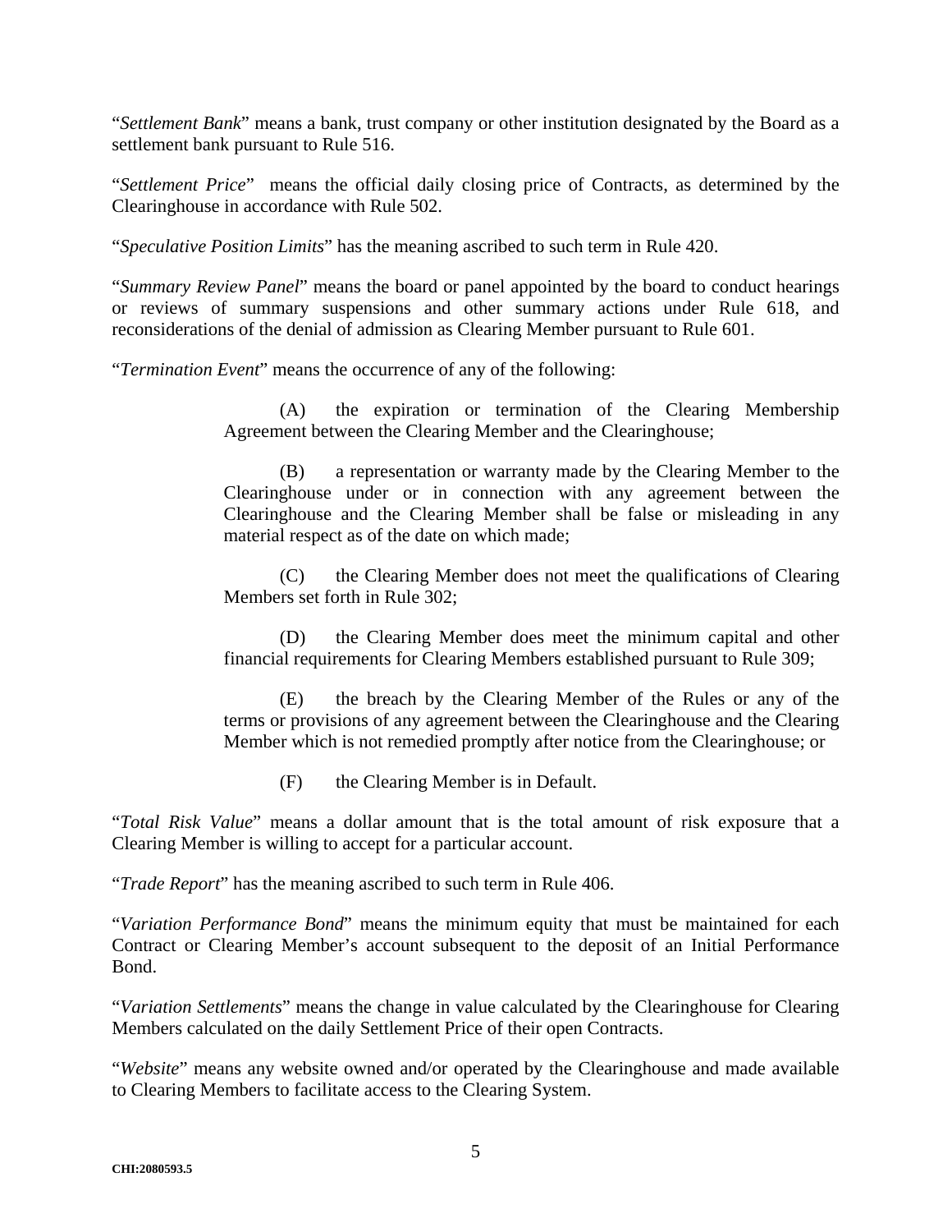"*Settlement Bank*" means a bank, trust company or other institution designated by the Board as a settlement bank pursuant to Rule 516.

"*Settlement Price*" means the official daily closing price of Contracts, as determined by the Clearinghouse in accordance with Rule 502.

"*Speculative Position Limits*" has the meaning ascribed to such term in Rule 420.

"*Summary Review Panel*" means the board or panel appointed by the board to conduct hearings or reviews of summary suspensions and other summary actions under Rule 618, and reconsiderations of the denial of admission as Clearing Member pursuant to Rule 601.

"*Termination Event*" means the occurrence of any of the following:

> (A) the expiration or termination of the Clearing Membership Agreement between the Clearing Member and the Clearinghouse;
>
> (B) a representation or warranty made by the Clearing Member to the Clearinghouse under or in connection with any agreement between the Clearinghouse and the Clearing Member shall be false or misleading in any material respect as of the date on which made;
>
> (C) the Clearing Member does not meet the qualifications of Clearing Members set forth in Rule 302;
>
> (D) the Clearing Member does meet the minimum capital and other financial requirements for Clearing Members established pursuant to Rule 309;
>
> (E) the breach by the Clearing Member of the Rules or any of the terms or provisions of any agreement between the Clearinghouse and the Clearing Member which is not remedied promptly after notice from the Clearinghouse; or
>
> (F) the Clearing Member is in Default.

"*Total Risk Value*" means a dollar amount that is the total amount of risk exposure that a Clearing Member is willing to accept for a particular account.

"*Trade Report*" has the meaning ascribed to such term in Rule 406.

"*Variation Performance Bond*" means the minimum equity that must be maintained for each Contract or Clearing Member's account subsequent to the deposit of an Initial Performance Bond.

"*Variation Settlements*" means the change in value calculated by the Clearinghouse for Clearing Members calculated on the daily Settlement Price of their open Contracts.

"*Website*" means any website owned and/or operated by the Clearinghouse and made available to Clearing Members to facilitate access to the Clearing System.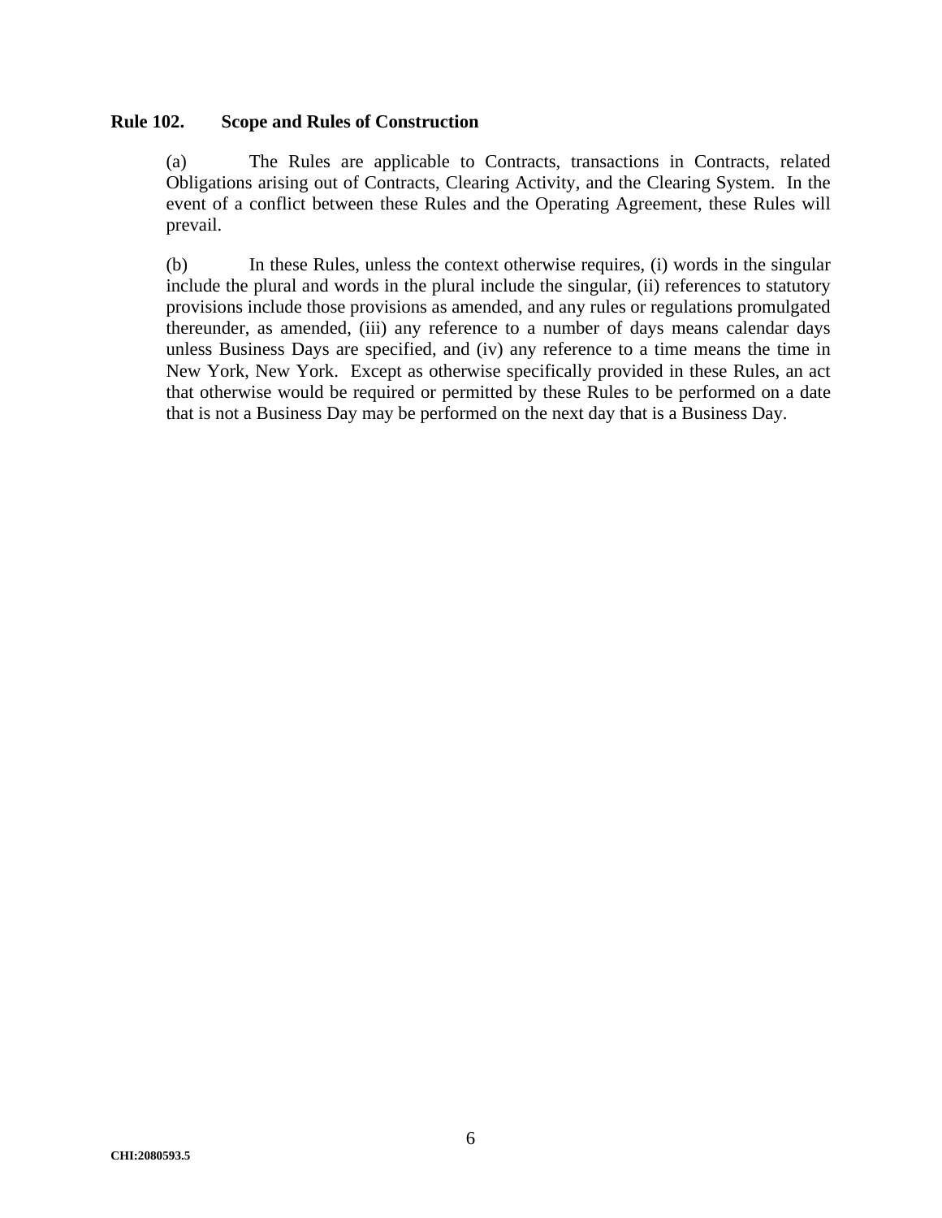**Rule 102. Scope and Rules of Construction**

(a) The Rules are applicable to Contracts, transactions in Contracts, related Obligations arising out of Contracts, Clearing Activity, and the Clearing System. In the event of a conflict between these Rules and the Operating Agreement, these Rules will prevail.

(b) In these Rules, unless the context otherwise requires, (i) words in the singular include the plural and words in the plural include the singular, (ii) references to statutory provisions include those provisions as amended, and any rules or regulations promulgated thereunder, as amended, (iii) any reference to a number of days means calendar days unless Business Days are specified, and (iv) any reference to a time means the time in New York, New York. Except as otherwise specifically provided in these Rules, an act that otherwise would be required or permitted by these Rules to be performed on a date that is not a Business Day may be performed on the next day that is a Business Day.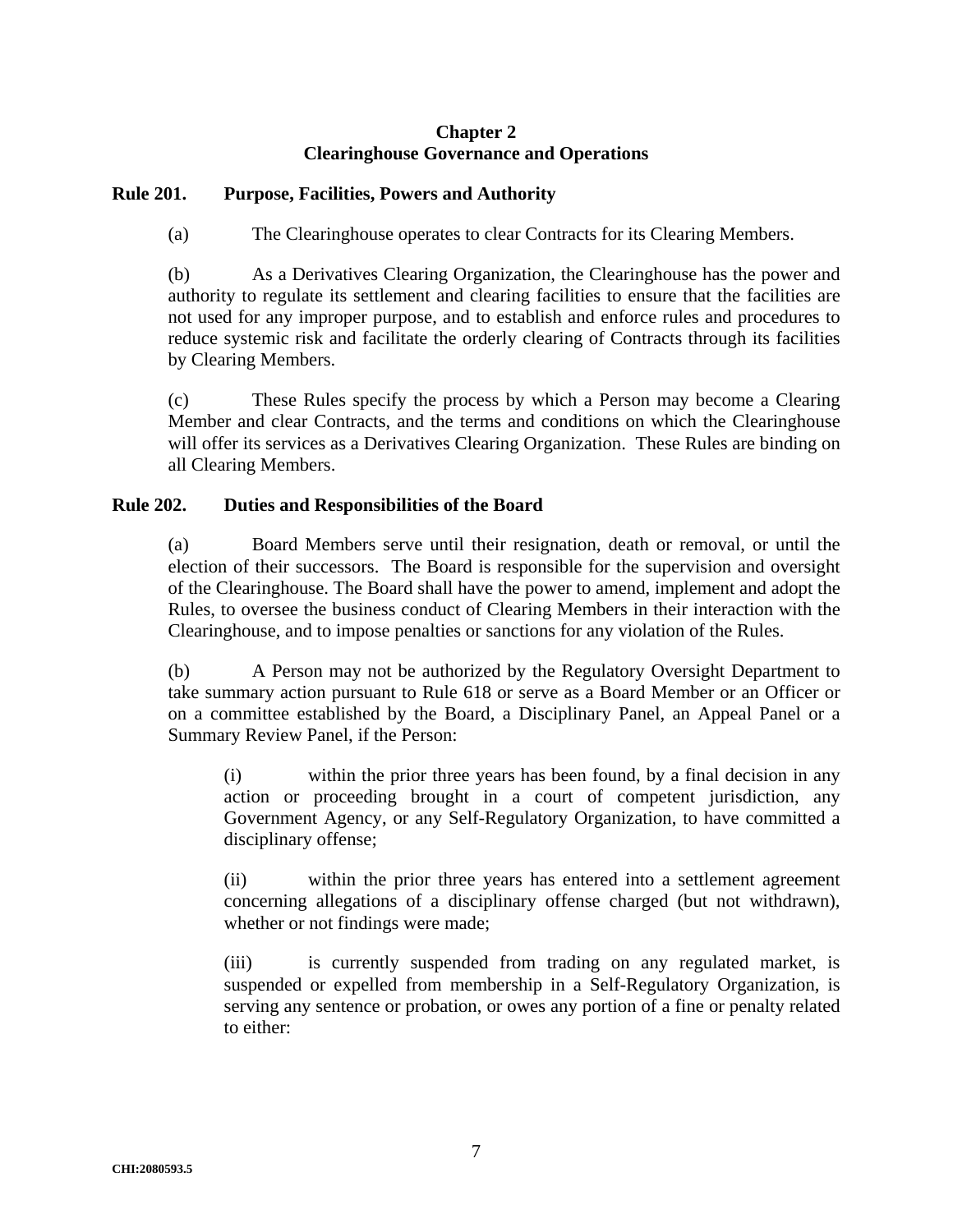## Chapter 2
## Clearinghouse Governance and Operations

### Rule 201. Purpose, Facilities, Powers and Authority

(a) The Clearinghouse operates to clear Contracts for its Clearing Members.

(b) As a Derivatives Clearing Organization, the Clearinghouse has the power and authority to regulate its settlement and clearing facilities to ensure that the facilities are not used for any improper purpose, and to establish and enforce rules and procedures to reduce systemic risk and facilitate the orderly clearing of Contracts through its facilities by Clearing Members.

(c) These Rules specify the process by which a Person may become a Clearing Member and clear Contracts, and the terms and conditions on which the Clearinghouse will offer its services as a Derivatives Clearing Organization. These Rules are binding on all Clearing Members.

### Rule 202. Duties and Responsibilities of the Board

(a) Board Members serve until their resignation, death or removal, or until the election of their successors. The Board is responsible for the supervision and oversight of the Clearinghouse. The Board shall have the power to amend, implement and adopt the Rules, to oversee the business conduct of Clearing Members in their interaction with the Clearinghouse, and to impose penalties or sanctions for any violation of the Rules.

(b) A Person may not be authorized by the Regulatory Oversight Department to take summary action pursuant to Rule 618 or serve as a Board Member or an Officer or on a committee established by the Board, a Disciplinary Panel, an Appeal Panel or a Summary Review Panel, if the Person:

(i) within the prior three years has been found, by a final decision in any action or proceeding brought in a court of competent jurisdiction, any Government Agency, or any Self-Regulatory Organization, to have committed a disciplinary offense;

(ii) within the prior three years has entered into a settlement agreement concerning allegations of a disciplinary offense charged (but not withdrawn), whether or not findings were made;

(iii) is currently suspended from trading on any regulated market, is suspended or expelled from membership in a Self-Regulatory Organization, is serving any sentence or probation, or owes any portion of a fine or penalty related to either: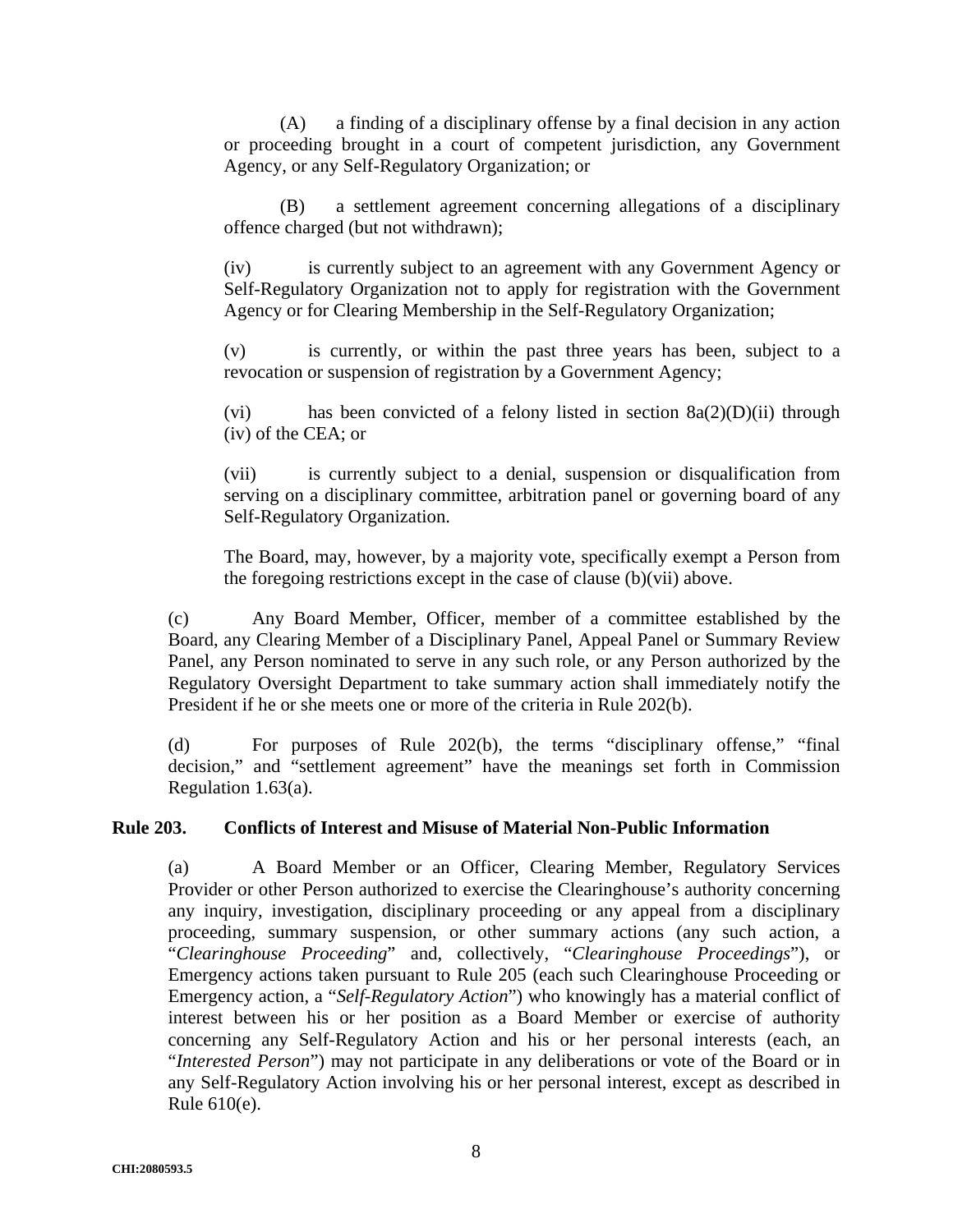(A) a finding of a disciplinary offense by a final decision in any action or proceeding brought in a court of competent jurisdiction, any Government Agency, or any Self-Regulatory Organization; or

(B) a settlement agreement concerning allegations of a disciplinary offence charged (but not withdrawn);

(iv) is currently subject to an agreement with any Government Agency or Self-Regulatory Organization not to apply for registration with the Government Agency or for Clearing Membership in the Self-Regulatory Organization;

(v) is currently, or within the past three years has been, subject to a revocation or suspension of registration by a Government Agency;

(vi) has been convicted of a felony listed in section 8a(2)(D)(ii) through (iv) of the CEA; or

(vii) is currently subject to a denial, suspension or disqualification from serving on a disciplinary committee, arbitration panel or governing board of any Self-Regulatory Organization.

The Board, may, however, by a majority vote, specifically exempt a Person from the foregoing restrictions except in the case of clause (b)(vii) above.

(c) Any Board Member, Officer, member of a committee established by the Board, any Clearing Member of a Disciplinary Panel, Appeal Panel or Summary Review Panel, any Person nominated to serve in any such role, or any Person authorized by the Regulatory Oversight Department to take summary action shall immediately notify the President if he or she meets one or more of the criteria in Rule 202(b).

(d) For purposes of Rule 202(b), the terms "disciplinary offense," "final decision," and "settlement agreement" have the meanings set forth in Commission Regulation 1.63(a).

## Rule 203. Conflicts of Interest and Misuse of Material Non-Public Information

(a) A Board Member or an Officer, Clearing Member, Regulatory Services Provider or other Person authorized to exercise the Clearinghouse's authority concerning any inquiry, investigation, disciplinary proceeding or any appeal from a disciplinary proceeding, summary suspension, or other summary actions (any such action, a "*Clearinghouse Proceeding*" and, collectively, "*Clearinghouse Proceedings*"), or Emergency actions taken pursuant to Rule 205 (each such Clearinghouse Proceeding or Emergency action, a "*Self-Regulatory Action*") who knowingly has a material conflict of interest between his or her position as a Board Member or exercise of authority concerning any Self-Regulatory Action and his or her personal interests (each, an "*Interested Person*") may not participate in any deliberations or vote of the Board or in any Self-Regulatory Action involving his or her personal interest, except as described in Rule 610(e).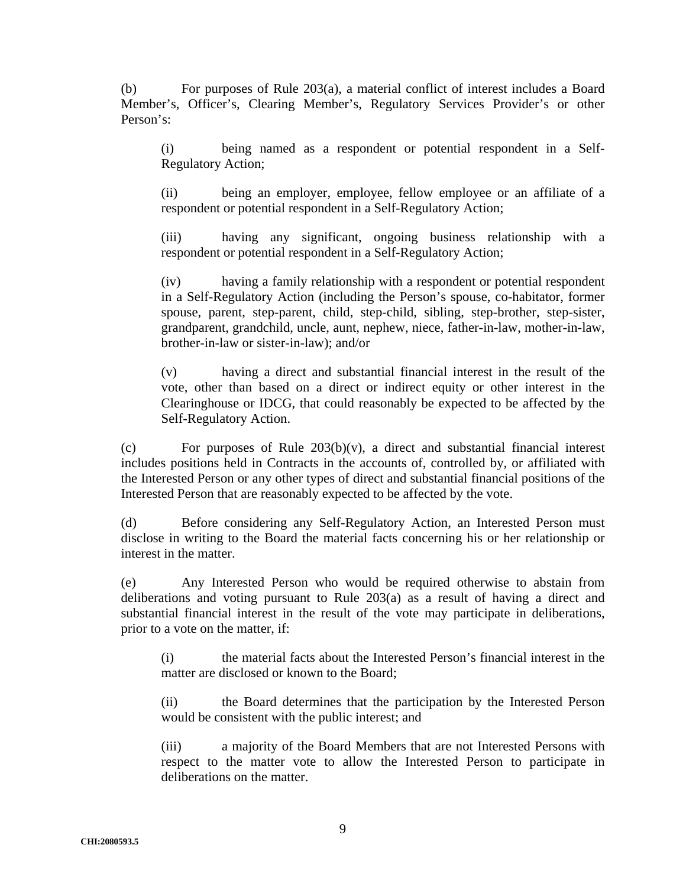(b) For purposes of Rule 203(a), a material conflict of interest includes a Board Member's, Officer's, Clearing Member's, Regulatory Services Provider's or other Person's:

(i) being named as a respondent or potential respondent in a Self-Regulatory Action;

(ii) being an employer, employee, fellow employee or an affiliate of a respondent or potential respondent in a Self-Regulatory Action;

(iii) having any significant, ongoing business relationship with a respondent or potential respondent in a Self-Regulatory Action;

(iv) having a family relationship with a respondent or potential respondent in a Self-Regulatory Action (including the Person's spouse, co-habitator, former spouse, parent, step-parent, child, step-child, sibling, step-brother, step-sister, grandparent, grandchild, uncle, aunt, nephew, niece, father-in-law, mother-in-law, brother-in-law or sister-in-law); and/or

(v) having a direct and substantial financial interest in the result of the vote, other than based on a direct or indirect equity or other interest in the Clearinghouse or IDCG, that could reasonably be expected to be affected by the Self-Regulatory Action.

(c) For purposes of Rule 203(b)(v), a direct and substantial financial interest includes positions held in Contracts in the accounts of, controlled by, or affiliated with the Interested Person or any other types of direct and substantial financial positions of the Interested Person that are reasonably expected to be affected by the vote.

(d) Before considering any Self-Regulatory Action, an Interested Person must disclose in writing to the Board the material facts concerning his or her relationship or interest in the matter.

(e) Any Interested Person who would be required otherwise to abstain from deliberations and voting pursuant to Rule 203(a) as a result of having a direct and substantial financial interest in the result of the vote may participate in deliberations, prior to a vote on the matter, if:

(i) the material facts about the Interested Person's financial interest in the matter are disclosed or known to the Board;

(ii) the Board determines that the participation by the Interested Person would be consistent with the public interest; and

(iii) a majority of the Board Members that are not Interested Persons with respect to the matter vote to allow the Interested Person to participate in deliberations on the matter.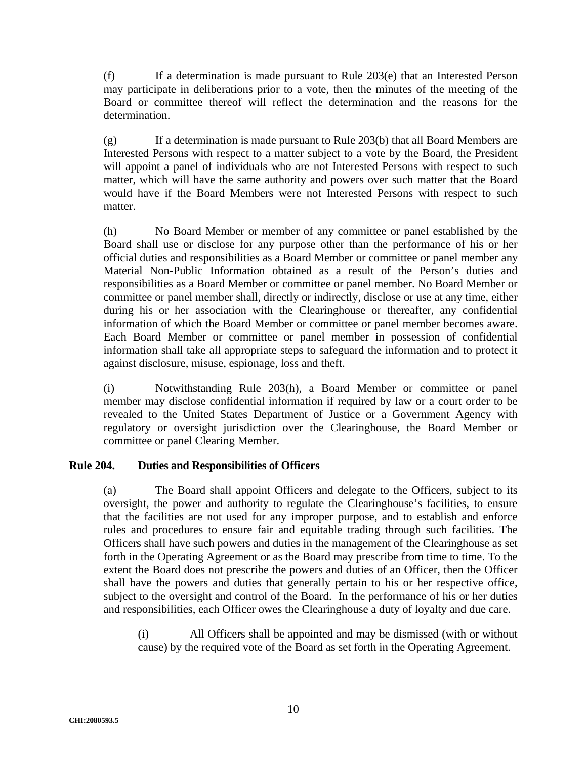(f) If a determination is made pursuant to Rule 203(e) that an Interested Person may participate in deliberations prior to a vote, then the minutes of the meeting of the Board or committee thereof will reflect the determination and the reasons for the determination.

(g) If a determination is made pursuant to Rule 203(b) that all Board Members are Interested Persons with respect to a matter subject to a vote by the Board, the President will appoint a panel of individuals who are not Interested Persons with respect to such matter, which will have the same authority and powers over such matter that the Board would have if the Board Members were not Interested Persons with respect to such matter.

(h) No Board Member or member of any committee or panel established by the Board shall use or disclose for any purpose other than the performance of his or her official duties and responsibilities as a Board Member or committee or panel member any Material Non-Public Information obtained as a result of the Person's duties and responsibilities as a Board Member or committee or panel member. No Board Member or committee or panel member shall, directly or indirectly, disclose or use at any time, either during his or her association with the Clearinghouse or thereafter, any confidential information of which the Board Member or committee or panel member becomes aware. Each Board Member or committee or panel member in possession of confidential information shall take all appropriate steps to safeguard the information and to protect it against disclosure, misuse, espionage, loss and theft.

(i) Notwithstanding Rule 203(h), a Board Member or committee or panel member may disclose confidential information if required by law or a court order to be revealed to the United States Department of Justice or a Government Agency with regulatory or oversight jurisdiction over the Clearinghouse, the Board Member or committee or panel Clearing Member.

**Rule 204. Duties and Responsibilities of Officers**

(a) The Board shall appoint Officers and delegate to the Officers, subject to its oversight, the power and authority to regulate the Clearinghouse's facilities, to ensure that the facilities are not used for any improper purpose, and to establish and enforce rules and procedures to ensure fair and equitable trading through such facilities. The Officers shall have such powers and duties in the management of the Clearinghouse as set forth in the Operating Agreement or as the Board may prescribe from time to time. To the extent the Board does not prescribe the powers and duties of an Officer, then the Officer shall have the powers and duties that generally pertain to his or her respective office, subject to the oversight and control of the Board. In the performance of his or her duties and responsibilities, each Officer owes the Clearinghouse a duty of loyalty and due care.

(i) All Officers shall be appointed and may be dismissed (with or without cause) by the required vote of the Board as set forth in the Operating Agreement.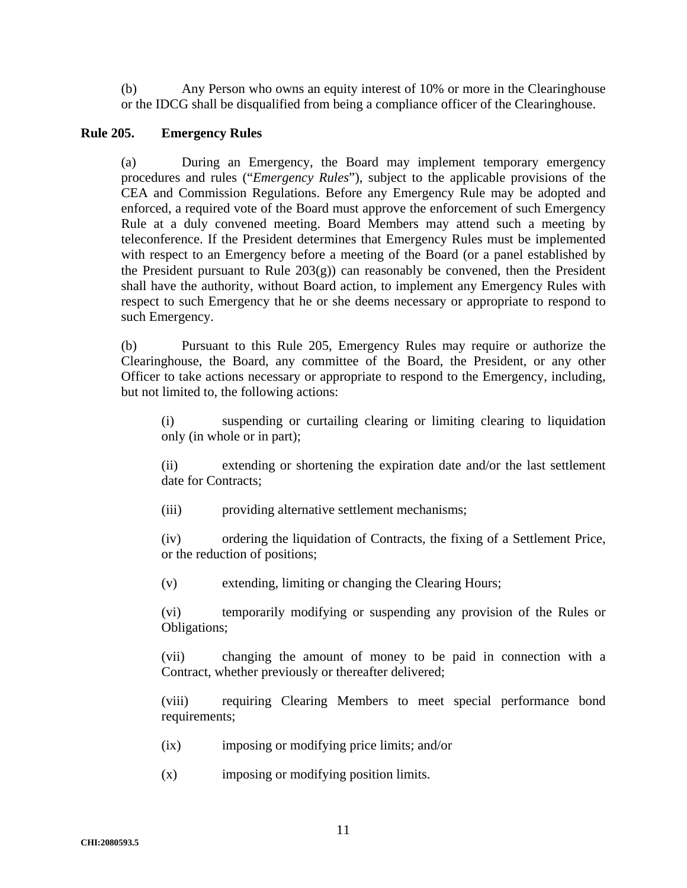(b) Any Person who owns an equity interest of 10% or more in the Clearinghouse or the IDCG shall be disqualified from being a compliance officer of the Clearinghouse.

**Rule 205. Emergency Rules**

(a) During an Emergency, the Board may implement temporary emergency procedures and rules ("*Emergency Rules*"), subject to the applicable provisions of the CEA and Commission Regulations. Before any Emergency Rule may be adopted and enforced, a required vote of the Board must approve the enforcement of such Emergency Rule at a duly convened meeting. Board Members may attend such a meeting by teleconference. If the President determines that Emergency Rules must be implemented with respect to an Emergency before a meeting of the Board (or a panel established by the President pursuant to Rule 203(g)) can reasonably be convened, then the President shall have the authority, without Board action, to implement any Emergency Rules with respect to such Emergency that he or she deems necessary or appropriate to respond to such Emergency.

(b) Pursuant to this Rule 205, Emergency Rules may require or authorize the Clearinghouse, the Board, any committee of the Board, the President, or any other Officer to take actions necessary or appropriate to respond to the Emergency, including, but not limited to, the following actions:

(i) suspending or curtailing clearing or limiting clearing to liquidation only (in whole or in part);

(ii) extending or shortening the expiration date and/or the last settlement date for Contracts;

(iii) providing alternative settlement mechanisms;

(iv) ordering the liquidation of Contracts, the fixing of a Settlement Price, or the reduction of positions;

(v) extending, limiting or changing the Clearing Hours;

(vi) temporarily modifying or suspending any provision of the Rules or Obligations;

(vii) changing the amount of money to be paid in connection with a Contract, whether previously or thereafter delivered;

(viii) requiring Clearing Members to meet special performance bond requirements;

(ix) imposing or modifying price limits; and/or

(x) imposing or modifying position limits.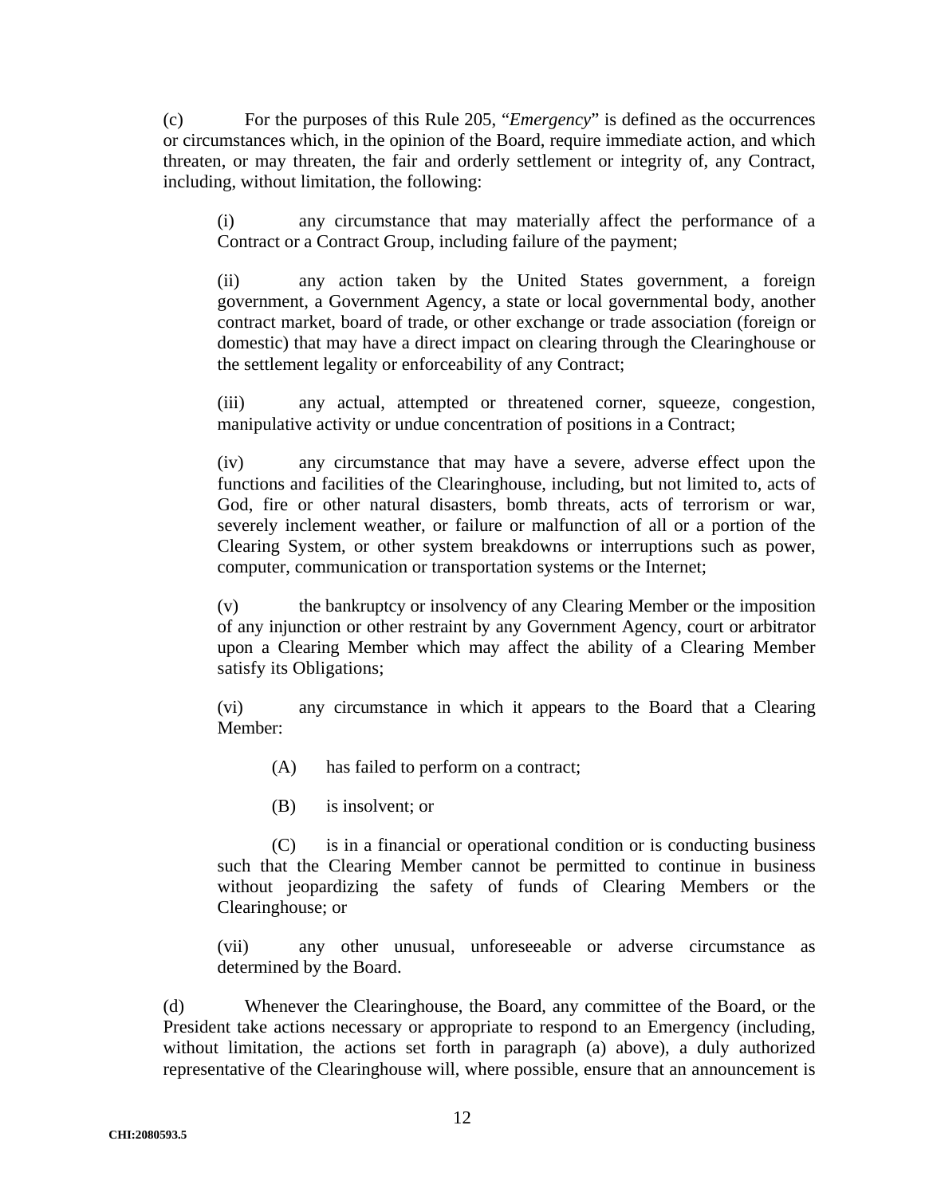(c) For the purposes of this Rule 205, "*Emergency*" is defined as the occurrences or circumstances which, in the opinion of the Board, require immediate action, and which threaten, or may threaten, the fair and orderly settlement or integrity of, any Contract, including, without limitation, the following:

(i) any circumstance that may materially affect the performance of a Contract or a Contract Group, including failure of the payment;

(ii) any action taken by the United States government, a foreign government, a Government Agency, a state or local governmental body, another contract market, board of trade, or other exchange or trade association (foreign or domestic) that may have a direct impact on clearing through the Clearinghouse or the settlement legality or enforceability of any Contract;

(iii) any actual, attempted or threatened corner, squeeze, congestion, manipulative activity or undue concentration of positions in a Contract;

(iv) any circumstance that may have a severe, adverse effect upon the functions and facilities of the Clearinghouse, including, but not limited to, acts of God, fire or other natural disasters, bomb threats, acts of terrorism or war, severely inclement weather, or failure or malfunction of all or a portion of the Clearing System, or other system breakdowns or interruptions such as power, computer, communication or transportation systems or the Internet;

(v) the bankruptcy or insolvency of any Clearing Member or the imposition of any injunction or other restraint by any Government Agency, court or arbitrator upon a Clearing Member which may affect the ability of a Clearing Member satisfy its Obligations;

(vi) any circumstance in which it appears to the Board that a Clearing Member:

(A) has failed to perform on a contract;

(B) is insolvent; or

(C) is in a financial or operational condition or is conducting business such that the Clearing Member cannot be permitted to continue in business without jeopardizing the safety of funds of Clearing Members or the Clearinghouse; or

(vii) any other unusual, unforeseeable or adverse circumstance as determined by the Board.

(d) Whenever the Clearinghouse, the Board, any committee of the Board, or the President take actions necessary or appropriate to respond to an Emergency (including, without limitation, the actions set forth in paragraph (a) above), a duly authorized representative of the Clearinghouse will, where possible, ensure that an announcement is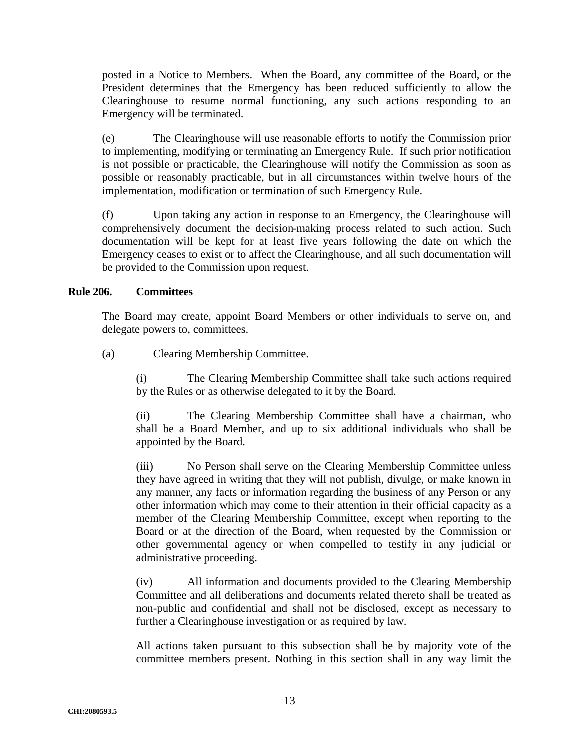posted in a Notice to Members. When the Board, any committee of the Board, or the President determines that the Emergency has been reduced sufficiently to allow the Clearinghouse to resume normal functioning, any such actions responding to an Emergency will be terminated.

(e) The Clearinghouse will use reasonable efforts to notify the Commission prior to implementing, modifying or terminating an Emergency Rule. If such prior notification is not possible or practicable, the Clearinghouse will notify the Commission as soon as possible or reasonably practicable, but in all circumstances within twelve hours of the implementation, modification or termination of such Emergency Rule.

(f) Upon taking any action in response to an Emergency, the Clearinghouse will comprehensively document the decision-making process related to such action. Such documentation will be kept for at least five years following the date on which the Emergency ceases to exist or to affect the Clearinghouse, and all such documentation will be provided to the Commission upon request.

**Rule 206. Committees**

The Board may create, appoint Board Members or other individuals to serve on, and delegate powers to, committees.

(a) Clearing Membership Committee.

(i) The Clearing Membership Committee shall take such actions required by the Rules or as otherwise delegated to it by the Board.

(ii) The Clearing Membership Committee shall have a chairman, who shall be a Board Member, and up to six additional individuals who shall be appointed by the Board.

(iii) No Person shall serve on the Clearing Membership Committee unless they have agreed in writing that they will not publish, divulge, or make known in any manner, any facts or information regarding the business of any Person or any other information which may come to their attention in their official capacity as a member of the Clearing Membership Committee, except when reporting to the Board or at the direction of the Board, when requested by the Commission or other governmental agency or when compelled to testify in any judicial or administrative proceeding.

(iv) All information and documents provided to the Clearing Membership Committee and all deliberations and documents related thereto shall be treated as non-public and confidential and shall not be disclosed, except as necessary to further a Clearinghouse investigation or as required by law.

All actions taken pursuant to this subsection shall be by majority vote of the committee members present. Nothing in this section shall in any way limit the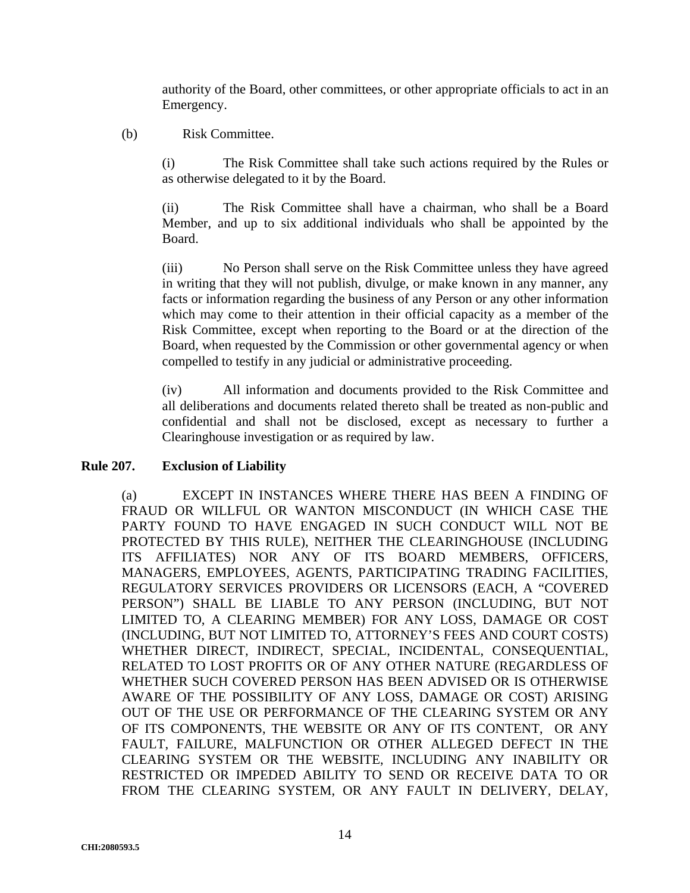authority of the Board, other committees, or other appropriate officials to act in an Emergency.

(b) Risk Committee.

(i) The Risk Committee shall take such actions required by the Rules or as otherwise delegated to it by the Board.

(ii) The Risk Committee shall have a chairman, who shall be a Board Member, and up to six additional individuals who shall be appointed by the Board.

(iii) No Person shall serve on the Risk Committee unless they have agreed in writing that they will not publish, divulge, or make known in any manner, any facts or information regarding the business of any Person or any other information which may come to their attention in their official capacity as a member of the Risk Committee, except when reporting to the Board or at the direction of the Board, when requested by the Commission or other governmental agency or when compelled to testify in any judicial or administrative proceeding.

(iv) All information and documents provided to the Risk Committee and all deliberations and documents related thereto shall be treated as non-public and confidential and shall not be disclosed, except as necessary to further a Clearinghouse investigation or as required by law.

**Rule 207. Exclusion of Liability**

(a) EXCEPT IN INSTANCES WHERE THERE HAS BEEN A FINDING OF FRAUD OR WILLFUL OR WANTON MISCONDUCT (IN WHICH CASE THE PARTY FOUND TO HAVE ENGAGED IN SUCH CONDUCT WILL NOT BE PROTECTED BY THIS RULE), NEITHER THE CLEARINGHOUSE (INCLUDING ITS AFFILIATES) NOR ANY OF ITS BOARD MEMBERS, OFFICERS, MANAGERS, EMPLOYEES, AGENTS, PARTICIPATING TRADING FACILITIES, REGULATORY SERVICES PROVIDERS OR LICENSORS (EACH, A "COVERED PERSON") SHALL BE LIABLE TO ANY PERSON (INCLUDING, BUT NOT LIMITED TO, A CLEARING MEMBER) FOR ANY LOSS, DAMAGE OR COST (INCLUDING, BUT NOT LIMITED TO, ATTORNEY'S FEES AND COURT COSTS) WHETHER DIRECT, INDIRECT, SPECIAL, INCIDENTAL, CONSEQUENTIAL, RELATED TO LOST PROFITS OR OF ANY OTHER NATURE (REGARDLESS OF WHETHER SUCH COVERED PERSON HAS BEEN ADVISED OR IS OTHERWISE AWARE OF THE POSSIBILITY OF ANY LOSS, DAMAGE OR COST) ARISING OUT OF THE USE OR PERFORMANCE OF THE CLEARING SYSTEM OR ANY OF ITS COMPONENTS, THE WEBSITE OR ANY OF ITS CONTENT, OR ANY FAULT, FAILURE, MALFUNCTION OR OTHER ALLEGED DEFECT IN THE CLEARING SYSTEM OR THE WEBSITE, INCLUDING ANY INABILITY OR RESTRICTED OR IMPEDED ABILITY TO SEND OR RECEIVE DATA TO OR FROM THE CLEARING SYSTEM, OR ANY FAULT IN DELIVERY, DELAY,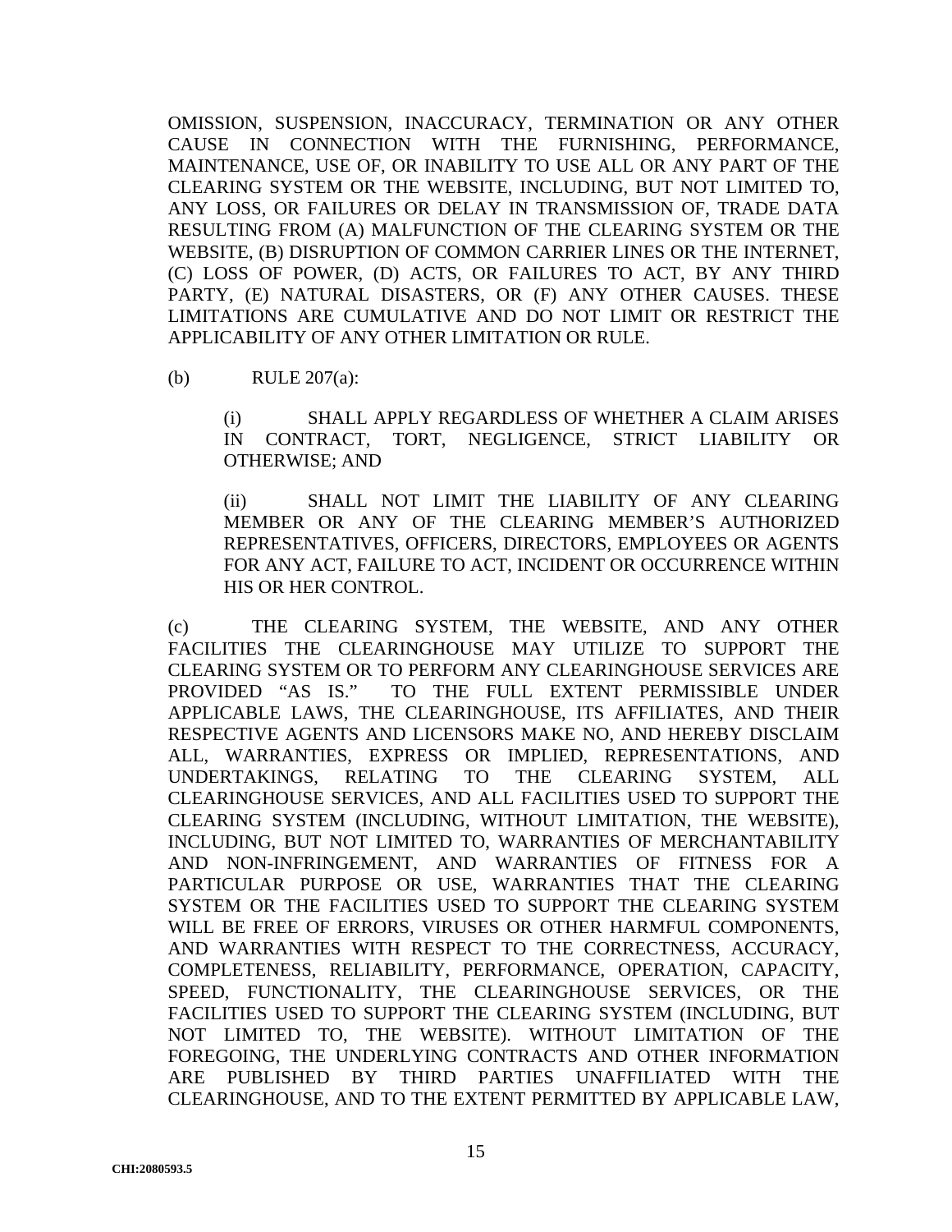OMISSION, SUSPENSION, INACCURACY, TERMINATION OR ANY OTHER CAUSE IN CONNECTION WITH THE FURNISHING, PERFORMANCE, MAINTENANCE, USE OF, OR INABILITY TO USE ALL OR ANY PART OF THE CLEARING SYSTEM OR THE WEBSITE, INCLUDING, BUT NOT LIMITED TO, ANY LOSS, OR FAILURES OR DELAY IN TRANSMISSION OF, TRADE DATA RESULTING FROM (A) MALFUNCTION OF THE CLEARING SYSTEM OR THE WEBSITE, (B) DISRUPTION OF COMMON CARRIER LINES OR THE INTERNET, (C) LOSS OF POWER, (D) ACTS, OR FAILURES TO ACT, BY ANY THIRD PARTY, (E) NATURAL DISASTERS, OR (F) ANY OTHER CAUSES. THESE LIMITATIONS ARE CUMULATIVE AND DO NOT LIMIT OR RESTRICT THE APPLICABILITY OF ANY OTHER LIMITATION OR RULE.

(b) RULE 207(a):

(i) SHALL APPLY REGARDLESS OF WHETHER A CLAIM ARISES IN CONTRACT, TORT, NEGLIGENCE, STRICT LIABILITY OR OTHERWISE; AND

(ii) SHALL NOT LIMIT THE LIABILITY OF ANY CLEARING MEMBER OR ANY OF THE CLEARING MEMBER'S AUTHORIZED REPRESENTATIVES, OFFICERS, DIRECTORS, EMPLOYEES OR AGENTS FOR ANY ACT, FAILURE TO ACT, INCIDENT OR OCCURRENCE WITHIN HIS OR HER CONTROL.

(c) THE CLEARING SYSTEM, THE WEBSITE, AND ANY OTHER FACILITIES THE CLEARINGHOUSE MAY UTILIZE TO SUPPORT THE CLEARING SYSTEM OR TO PERFORM ANY CLEARINGHOUSE SERVICES ARE PROVIDED "AS IS." TO THE FULL EXTENT PERMISSIBLE UNDER APPLICABLE LAWS, THE CLEARINGHOUSE, ITS AFFILIATES, AND THEIR RESPECTIVE AGENTS AND LICENSORS MAKE NO, AND HEREBY DISCLAIM ALL, WARRANTIES, EXPRESS OR IMPLIED, REPRESENTATIONS, AND UNDERTAKINGS, RELATING TO THE CLEARING SYSTEM, ALL CLEARINGHOUSE SERVICES, AND ALL FACILITIES USED TO SUPPORT THE CLEARING SYSTEM (INCLUDING, WITHOUT LIMITATION, THE WEBSITE), INCLUDING, BUT NOT LIMITED TO, WARRANTIES OF MERCHANTABILITY AND NON-INFRINGEMENT, AND WARRANTIES OF FITNESS FOR A PARTICULAR PURPOSE OR USE, WARRANTIES THAT THE CLEARING SYSTEM OR THE FACILITIES USED TO SUPPORT THE CLEARING SYSTEM WILL BE FREE OF ERRORS, VIRUSES OR OTHER HARMFUL COMPONENTS, AND WARRANTIES WITH RESPECT TO THE CORRECTNESS, ACCURACY, COMPLETENESS, RELIABILITY, PERFORMANCE, OPERATION, CAPACITY, SPEED, FUNCTIONALITY, THE CLEARINGHOUSE SERVICES, OR THE FACILITIES USED TO SUPPORT THE CLEARING SYSTEM (INCLUDING, BUT NOT LIMITED TO, THE WEBSITE). WITHOUT LIMITATION OF THE FOREGOING, THE UNDERLYING CONTRACTS AND OTHER INFORMATION ARE PUBLISHED BY THIRD PARTIES UNAFFILIATED WITH THE CLEARINGHOUSE, AND TO THE EXTENT PERMITTED BY APPLICABLE LAW,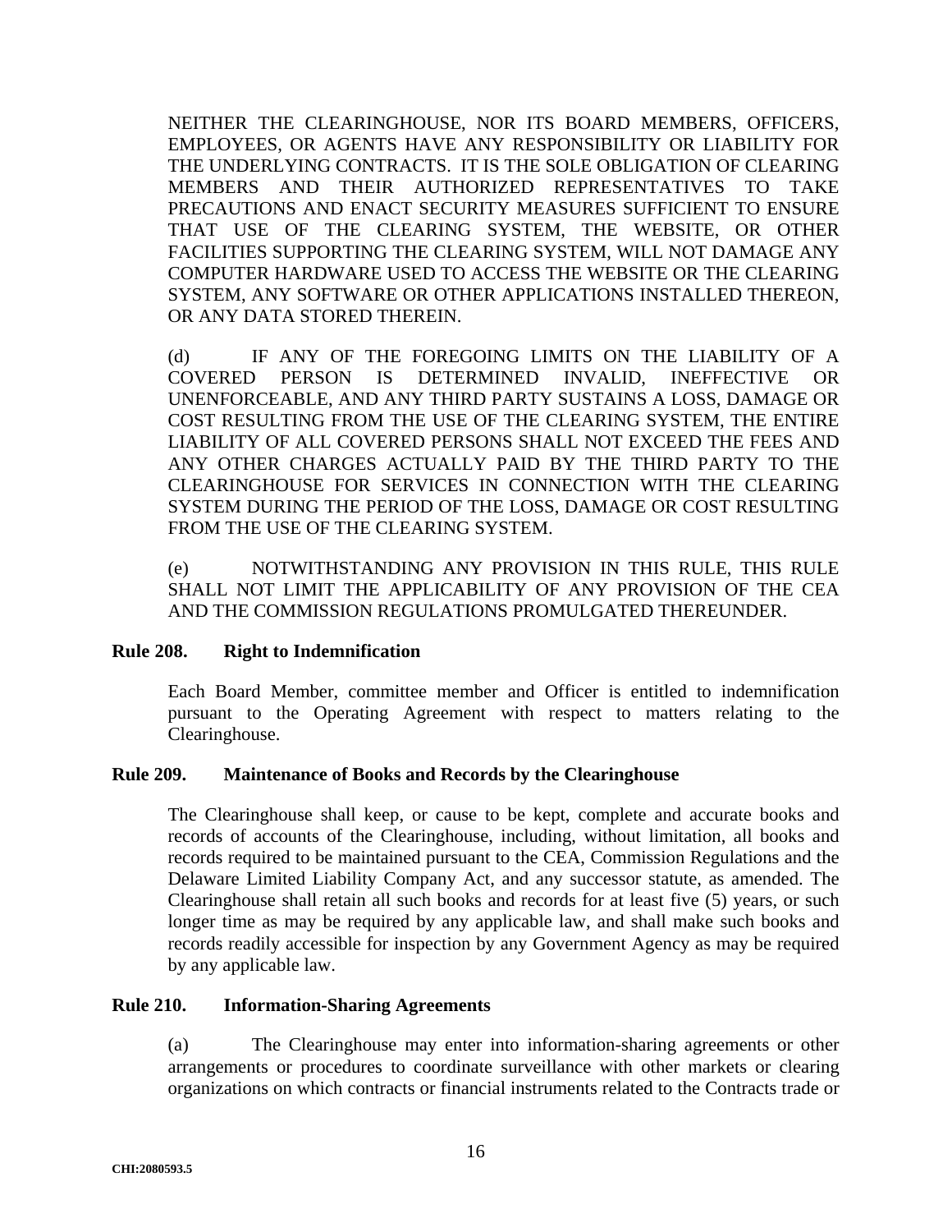NEITHER THE CLEARINGHOUSE, NOR ITS BOARD MEMBERS, OFFICERS, EMPLOYEES, OR AGENTS HAVE ANY RESPONSIBILITY OR LIABILITY FOR THE UNDERLYING CONTRACTS. IT IS THE SOLE OBLIGATION OF CLEARING MEMBERS AND THEIR AUTHORIZED REPRESENTATIVES TO TAKE PRECAUTIONS AND ENACT SECURITY MEASURES SUFFICIENT TO ENSURE THAT USE OF THE CLEARING SYSTEM, THE WEBSITE, OR OTHER FACILITIES SUPPORTING THE CLEARING SYSTEM, WILL NOT DAMAGE ANY COMPUTER HARDWARE USED TO ACCESS THE WEBSITE OR THE CLEARING SYSTEM, ANY SOFTWARE OR OTHER APPLICATIONS INSTALLED THEREON, OR ANY DATA STORED THEREIN.

(d) IF ANY OF THE FOREGOING LIMITS ON THE LIABILITY OF A COVERED PERSON IS DETERMINED INVALID, INEFFECTIVE OR UNENFORCEABLE, AND ANY THIRD PARTY SUSTAINS A LOSS, DAMAGE OR COST RESULTING FROM THE USE OF THE CLEARING SYSTEM, THE ENTIRE LIABILITY OF ALL COVERED PERSONS SHALL NOT EXCEED THE FEES AND ANY OTHER CHARGES ACTUALLY PAID BY THE THIRD PARTY TO THE CLEARINGHOUSE FOR SERVICES IN CONNECTION WITH THE CLEARING SYSTEM DURING THE PERIOD OF THE LOSS, DAMAGE OR COST RESULTING FROM THE USE OF THE CLEARING SYSTEM.

(e) NOTWITHSTANDING ANY PROVISION IN THIS RULE, THIS RULE SHALL NOT LIMIT THE APPLICABILITY OF ANY PROVISION OF THE CEA AND THE COMMISSION REGULATIONS PROMULGATED THEREUNDER.

### Rule 208. Right to Indemnification

Each Board Member, committee member and Officer is entitled to indemnification pursuant to the Operating Agreement with respect to matters relating to the Clearinghouse.

### Rule 209. Maintenance of Books and Records by the Clearinghouse

The Clearinghouse shall keep, or cause to be kept, complete and accurate books and records of accounts of the Clearinghouse, including, without limitation, all books and records required to be maintained pursuant to the CEA, Commission Regulations and the Delaware Limited Liability Company Act, and any successor statute, as amended. The Clearinghouse shall retain all such books and records for at least five (5) years, or such longer time as may be required by any applicable law, and shall make such books and records readily accessible for inspection by any Government Agency as may be required by any applicable law.

### Rule 210. Information-Sharing Agreements

(a) The Clearinghouse may enter into information-sharing agreements or other arrangements or procedures to coordinate surveillance with other markets or clearing organizations on which contracts or financial instruments related to the Contracts trade or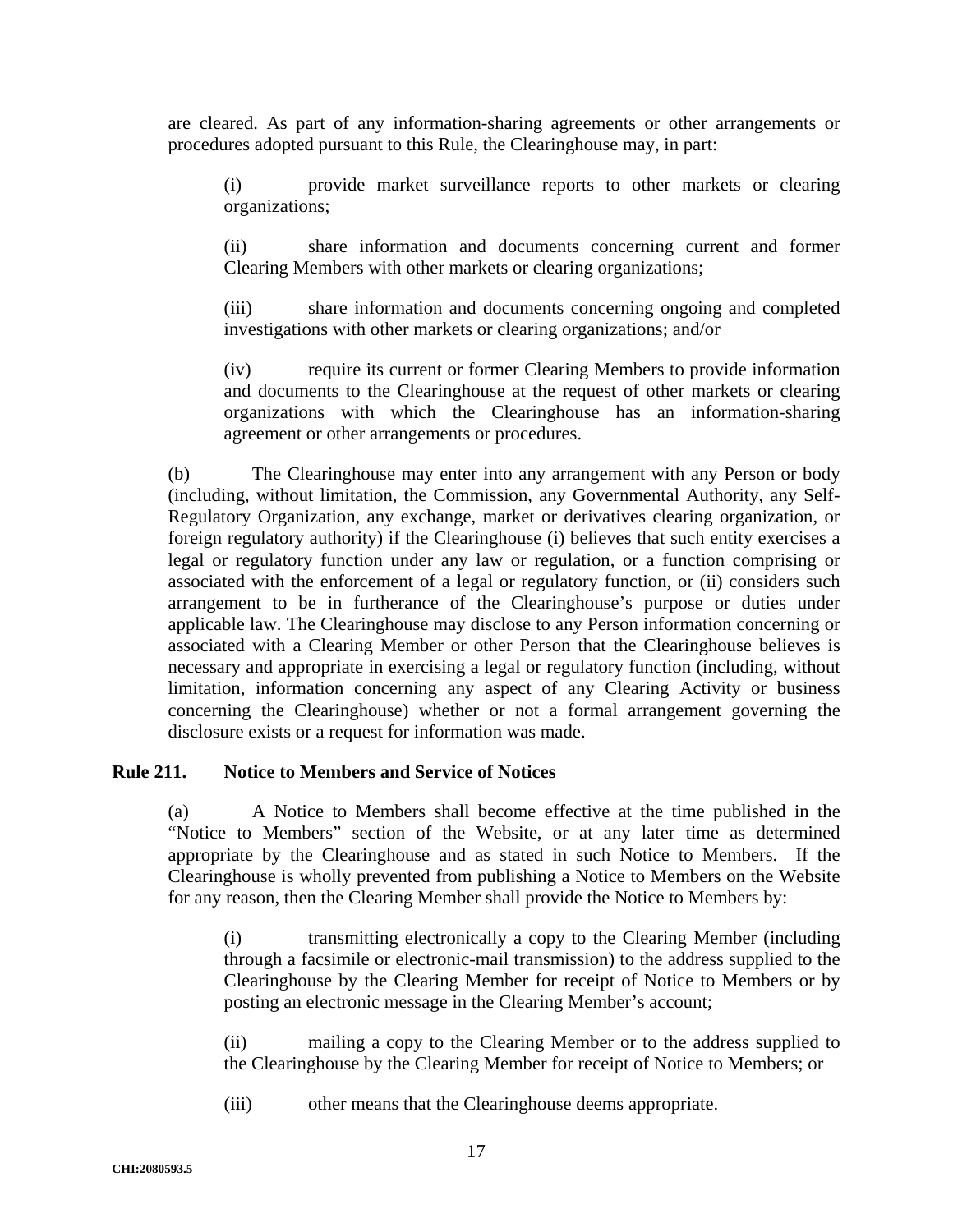are cleared. As part of any information-sharing agreements or other arrangements or procedures adopted pursuant to this Rule, the Clearinghouse may, in part:

(i) provide market surveillance reports to other markets or clearing organizations;

(ii) share information and documents concerning current and former Clearing Members with other markets or clearing organizations;

(iii) share information and documents concerning ongoing and completed investigations with other markets or clearing organizations; and/or

(iv) require its current or former Clearing Members to provide information and documents to the Clearinghouse at the request of other markets or clearing organizations with which the Clearinghouse has an information-sharing agreement or other arrangements or procedures.

(b) The Clearinghouse may enter into any arrangement with any Person or body (including, without limitation, the Commission, any Governmental Authority, any Self-Regulatory Organization, any exchange, market or derivatives clearing organization, or foreign regulatory authority) if the Clearinghouse (i) believes that such entity exercises a legal or regulatory function under any law or regulation, or a function comprising or associated with the enforcement of a legal or regulatory function, or (ii) considers such arrangement to be in furtherance of the Clearinghouse's purpose or duties under applicable law. The Clearinghouse may disclose to any Person information concerning or associated with a Clearing Member or other Person that the Clearinghouse believes is necessary and appropriate in exercising a legal or regulatory function (including, without limitation, information concerning any aspect of any Clearing Activity or business concerning the Clearinghouse) whether or not a formal arrangement governing the disclosure exists or a request for information was made.

## Rule 211. Notice to Members and Service of Notices

(a) A Notice to Members shall become effective at the time published in the "Notice to Members" section of the Website, or at any later time as determined appropriate by the Clearinghouse and as stated in such Notice to Members. If the Clearinghouse is wholly prevented from publishing a Notice to Members on the Website for any reason, then the Clearing Member shall provide the Notice to Members by:

(i) transmitting electronically a copy to the Clearing Member (including through a facsimile or electronic-mail transmission) to the address supplied to the Clearinghouse by the Clearing Member for receipt of Notice to Members or by posting an electronic message in the Clearing Member's account;

(ii) mailing a copy to the Clearing Member or to the address supplied to the Clearinghouse by the Clearing Member for receipt of Notice to Members; or

(iii) other means that the Clearinghouse deems appropriate.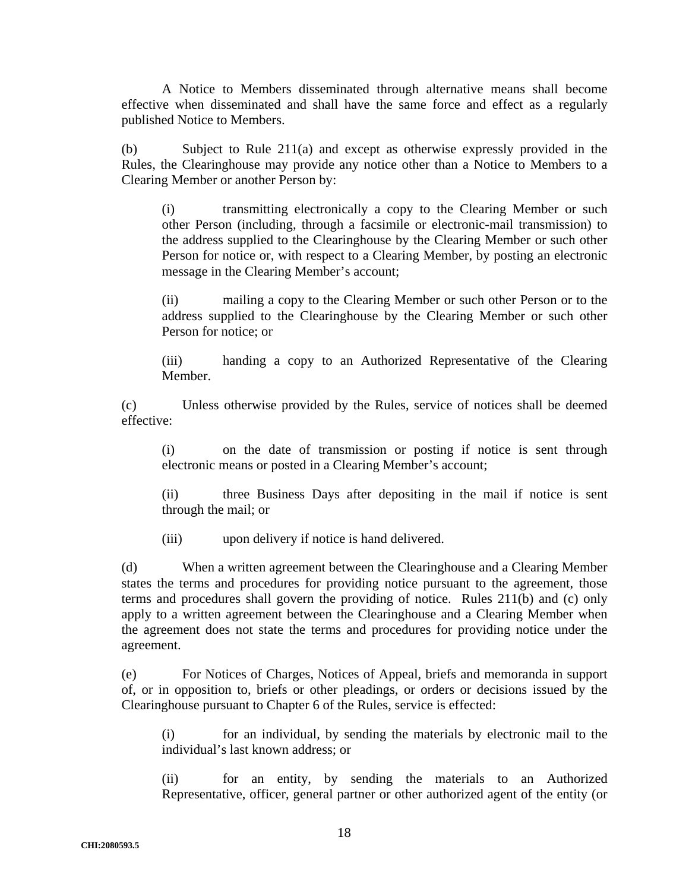A Notice to Members disseminated through alternative means shall become effective when disseminated and shall have the same force and effect as a regularly published Notice to Members.

(b) Subject to Rule 211(a) and except as otherwise expressly provided in the Rules, the Clearinghouse may provide any notice other than a Notice to Members to a Clearing Member or another Person by:

> (i) transmitting electronically a copy to the Clearing Member or such other Person (including, through a facsimile or electronic-mail transmission) to the address supplied to the Clearinghouse by the Clearing Member or such other Person for notice or, with respect to a Clearing Member, by posting an electronic message in the Clearing Member's account;
>
> (ii) mailing a copy to the Clearing Member or such other Person or to the address supplied to the Clearinghouse by the Clearing Member or such other Person for notice; or
>
> (iii) handing a copy to an Authorized Representative of the Clearing Member.

(c) Unless otherwise provided by the Rules, service of notices shall be deemed effective:

> (i) on the date of transmission or posting if notice is sent through electronic means or posted in a Clearing Member's account;
>
> (ii) three Business Days after depositing in the mail if notice is sent through the mail; or
>
> (iii) upon delivery if notice is hand delivered.

(d) When a written agreement between the Clearinghouse and a Clearing Member states the terms and procedures for providing notice pursuant to the agreement, those terms and procedures shall govern the providing of notice. Rules 211(b) and (c) only apply to a written agreement between the Clearinghouse and a Clearing Member when the agreement does not state the terms and procedures for providing notice under the agreement.

(e) For Notices of Charges, Notices of Appeal, briefs and memoranda in support of, or in opposition to, briefs or other pleadings, or orders or decisions issued by the Clearinghouse pursuant to Chapter 6 of the Rules, service is effected:

> (i) for an individual, by sending the materials by electronic mail to the individual's last known address; or
>
> (ii) for an entity, by sending the materials to an Authorized Representative, officer, general partner or other authorized agent of the entity (or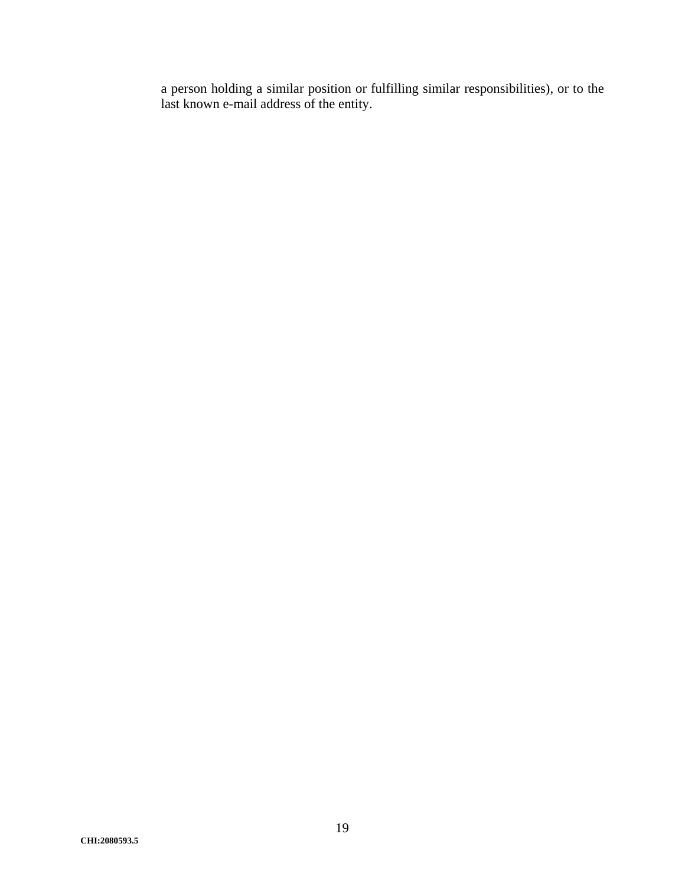a person holding a similar position or fulfilling similar responsibilities), or to the last known e-mail address of the entity.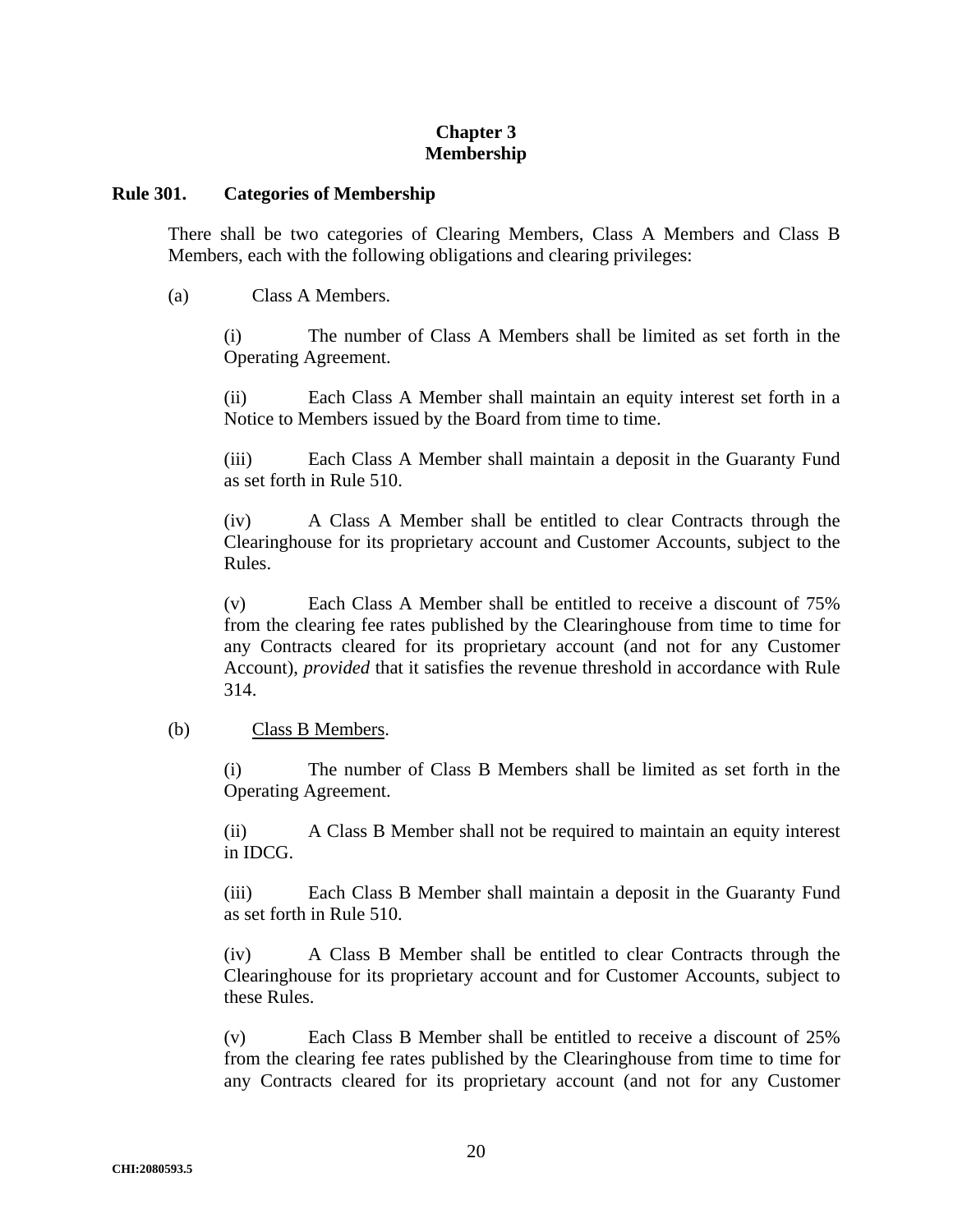# Chapter 3
# Membership

## Rule 301. Categories of Membership

There shall be two categories of Clearing Members, Class A Members and Class B Members, each with the following obligations and clearing privileges:

(a) Class A Members.

(i) The number of Class A Members shall be limited as set forth in the Operating Agreement.

(ii) Each Class A Member shall maintain an equity interest set forth in a Notice to Members issued by the Board from time to time.

(iii) Each Class A Member shall maintain a deposit in the Guaranty Fund as set forth in Rule 510.

(iv) A Class A Member shall be entitled to clear Contracts through the Clearinghouse for its proprietary account and Customer Accounts, subject to the Rules.

(v) Each Class A Member shall be entitled to receive a discount of 75% from the clearing fee rates published by the Clearinghouse from time to time for any Contracts cleared for its proprietary account (and not for any Customer Account), *provided* that it satisfies the revenue threshold in accordance with Rule 314.

(b) <u>Class B Members</u>.

(i) The number of Class B Members shall be limited as set forth in the Operating Agreement.

(ii) A Class B Member shall not be required to maintain an equity interest in IDCG.

(iii) Each Class B Member shall maintain a deposit in the Guaranty Fund as set forth in Rule 510.

(iv) A Class B Member shall be entitled to clear Contracts through the Clearinghouse for its proprietary account and for Customer Accounts, subject to these Rules.

(v) Each Class B Member shall be entitled to receive a discount of 25% from the clearing fee rates published by the Clearinghouse from time to time for any Contracts cleared for its proprietary account (and not for any Customer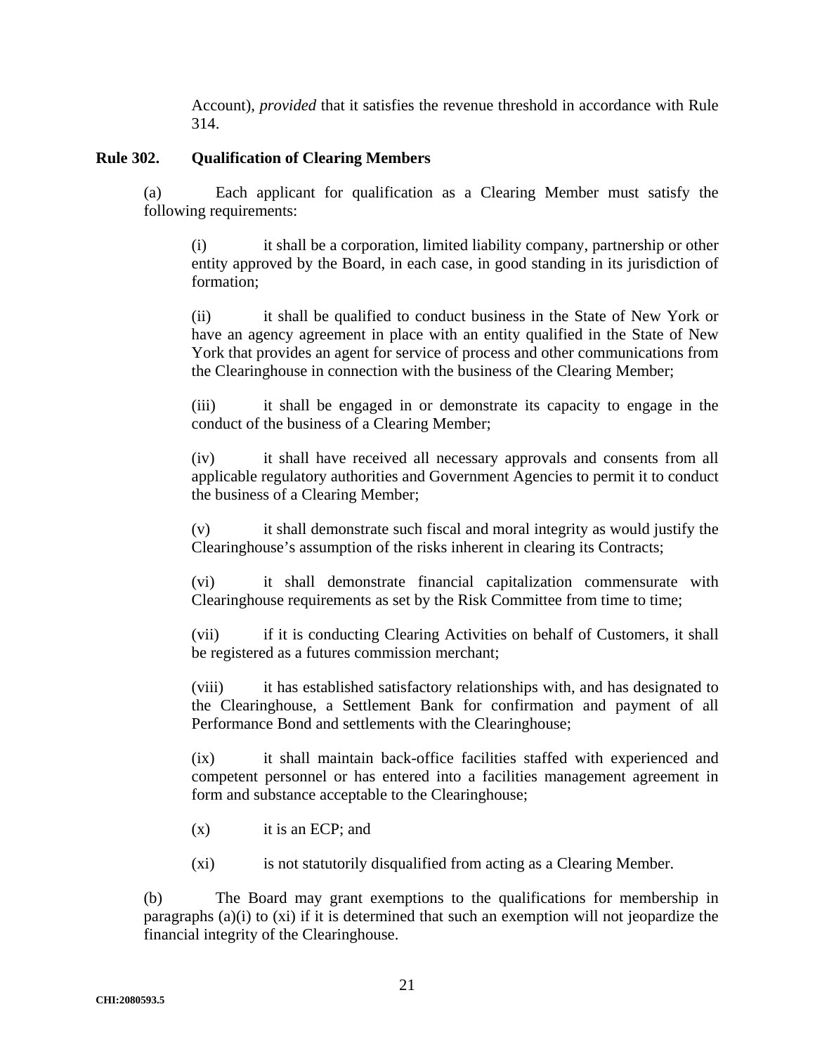Account), *provided* that it satisfies the revenue threshold in accordance with Rule 314.

**Rule 302. Qualification of Clearing Members**

(a) Each applicant for qualification as a Clearing Member must satisfy the following requirements:

(i) it shall be a corporation, limited liability company, partnership or other entity approved by the Board, in each case, in good standing in its jurisdiction of formation;

(ii) it shall be qualified to conduct business in the State of New York or have an agency agreement in place with an entity qualified in the State of New York that provides an agent for service of process and other communications from the Clearinghouse in connection with the business of the Clearing Member;

(iii) it shall be engaged in or demonstrate its capacity to engage in the conduct of the business of a Clearing Member;

(iv) it shall have received all necessary approvals and consents from all applicable regulatory authorities and Government Agencies to permit it to conduct the business of a Clearing Member;

(v) it shall demonstrate such fiscal and moral integrity as would justify the Clearinghouse's assumption of the risks inherent in clearing its Contracts;

(vi) it shall demonstrate financial capitalization commensurate with Clearinghouse requirements as set by the Risk Committee from time to time;

(vii) if it is conducting Clearing Activities on behalf of Customers, it shall be registered as a futures commission merchant;

(viii) it has established satisfactory relationships with, and has designated to the Clearinghouse, a Settlement Bank for confirmation and payment of all Performance Bond and settlements with the Clearinghouse;

(ix) it shall maintain back-office facilities staffed with experienced and competent personnel or has entered into a facilities management agreement in form and substance acceptable to the Clearinghouse;

(x) it is an ECP; and

(xi) is not statutorily disqualified from acting as a Clearing Member.

(b) The Board may grant exemptions to the qualifications for membership in paragraphs (a)(i) to (xi) if it is determined that such an exemption will not jeopardize the financial integrity of the Clearinghouse.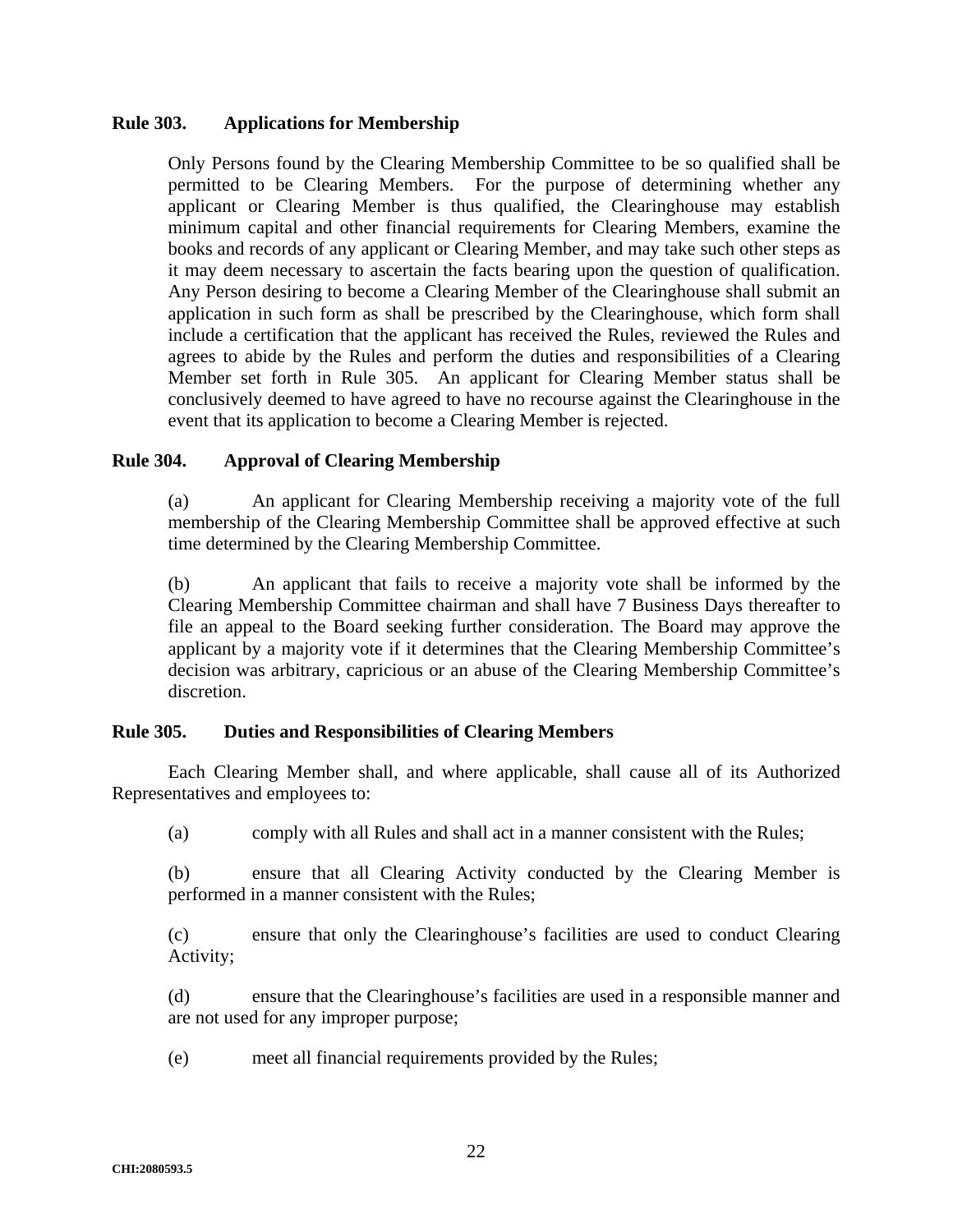**Rule 303. Applications for Membership**

Only Persons found by the Clearing Membership Committee to be so qualified shall be permitted to be Clearing Members. For the purpose of determining whether any applicant or Clearing Member is thus qualified, the Clearinghouse may establish minimum capital and other financial requirements for Clearing Members, examine the books and records of any applicant or Clearing Member, and may take such other steps as it may deem necessary to ascertain the facts bearing upon the question of qualification. Any Person desiring to become a Clearing Member of the Clearinghouse shall submit an application in such form as shall be prescribed by the Clearinghouse, which form shall include a certification that the applicant has received the Rules, reviewed the Rules and agrees to abide by the Rules and perform the duties and responsibilities of a Clearing Member set forth in Rule 305. An applicant for Clearing Member status shall be conclusively deemed to have agreed to have no recourse against the Clearinghouse in the event that its application to become a Clearing Member is rejected.

**Rule 304. Approval of Clearing Membership**

(a) An applicant for Clearing Membership receiving a majority vote of the full membership of the Clearing Membership Committee shall be approved effective at such time determined by the Clearing Membership Committee.

(b) An applicant that fails to receive a majority vote shall be informed by the Clearing Membership Committee chairman and shall have 7 Business Days thereafter to file an appeal to the Board seeking further consideration. The Board may approve the applicant by a majority vote if it determines that the Clearing Membership Committee's decision was arbitrary, capricious or an abuse of the Clearing Membership Committee's discretion.

**Rule 305. Duties and Responsibilities of Clearing Members**

Each Clearing Member shall, and where applicable, shall cause all of its Authorized Representatives and employees to:

(a) comply with all Rules and shall act in a manner consistent with the Rules;

(b) ensure that all Clearing Activity conducted by the Clearing Member is performed in a manner consistent with the Rules;

(c) ensure that only the Clearinghouse's facilities are used to conduct Clearing Activity;

(d) ensure that the Clearinghouse's facilities are used in a responsible manner and are not used for any improper purpose;

(e) meet all financial requirements provided by the Rules;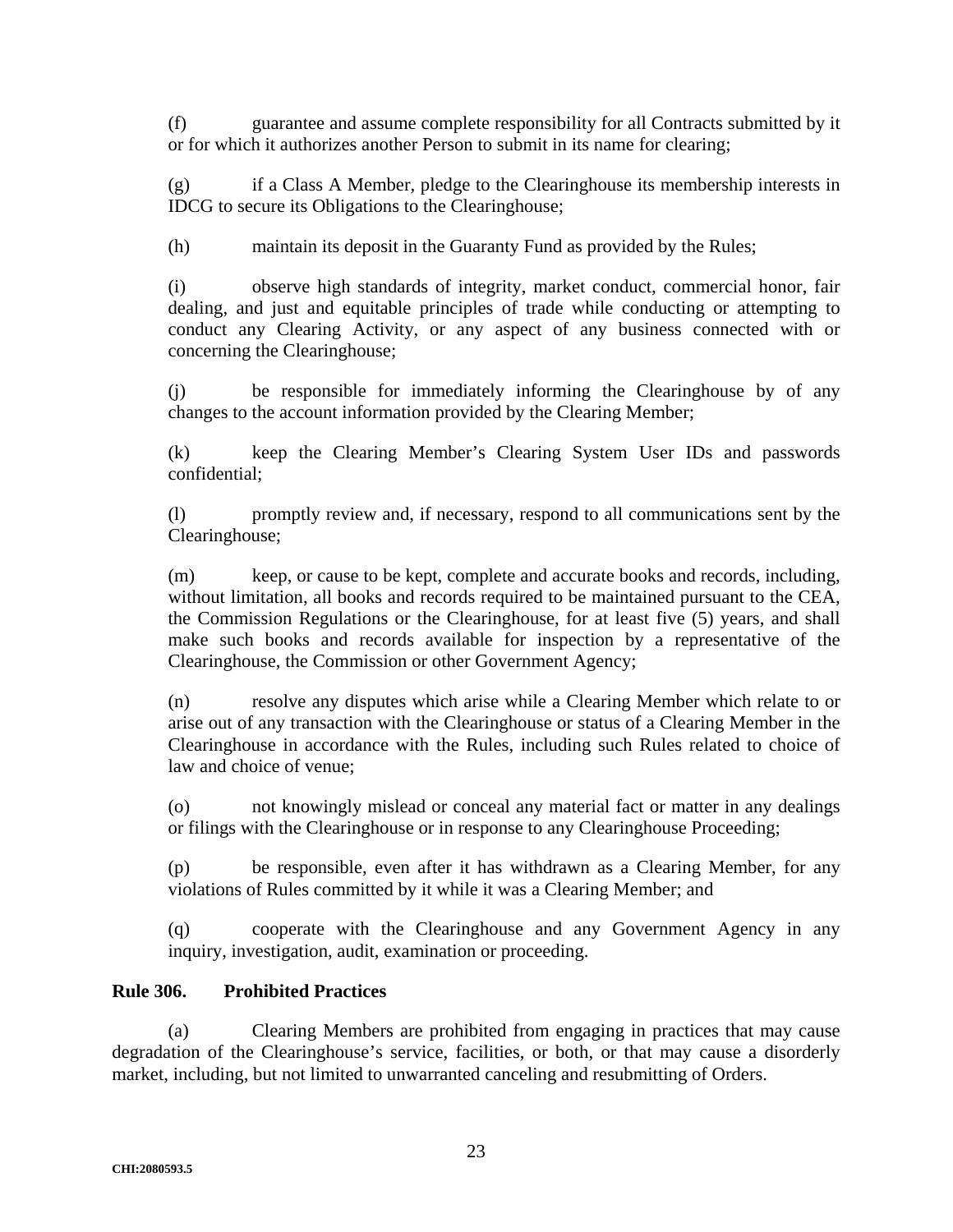(f) guarantee and assume complete responsibility for all Contracts submitted by it or for which it authorizes another Person to submit in its name for clearing;

(g) if a Class A Member, pledge to the Clearinghouse its membership interests in IDCG to secure its Obligations to the Clearinghouse;

(h) maintain its deposit in the Guaranty Fund as provided by the Rules;

(i) observe high standards of integrity, market conduct, commercial honor, fair dealing, and just and equitable principles of trade while conducting or attempting to conduct any Clearing Activity, or any aspect of any business connected with or concerning the Clearinghouse;

(j) be responsible for immediately informing the Clearinghouse by of any changes to the account information provided by the Clearing Member;

(k) keep the Clearing Member's Clearing System User IDs and passwords confidential;

(l) promptly review and, if necessary, respond to all communications sent by the Clearinghouse;

(m) keep, or cause to be kept, complete and accurate books and records, including, without limitation, all books and records required to be maintained pursuant to the CEA, the Commission Regulations or the Clearinghouse, for at least five (5) years, and shall make such books and records available for inspection by a representative of the Clearinghouse, the Commission or other Government Agency;

(n) resolve any disputes which arise while a Clearing Member which relate to or arise out of any transaction with the Clearinghouse or status of a Clearing Member in the Clearinghouse in accordance with the Rules, including such Rules related to choice of law and choice of venue;

(o) not knowingly mislead or conceal any material fact or matter in any dealings or filings with the Clearinghouse or in response to any Clearinghouse Proceeding;

(p) be responsible, even after it has withdrawn as a Clearing Member, for any violations of Rules committed by it while it was a Clearing Member; and

(q) cooperate with the Clearinghouse and any Government Agency in any inquiry, investigation, audit, examination or proceeding.

**Rule 306. Prohibited Practices**

(a) Clearing Members are prohibited from engaging in practices that may cause degradation of the Clearinghouse's service, facilities, or both, or that may cause a disorderly market, including, but not limited to unwarranted canceling and resubmitting of Orders.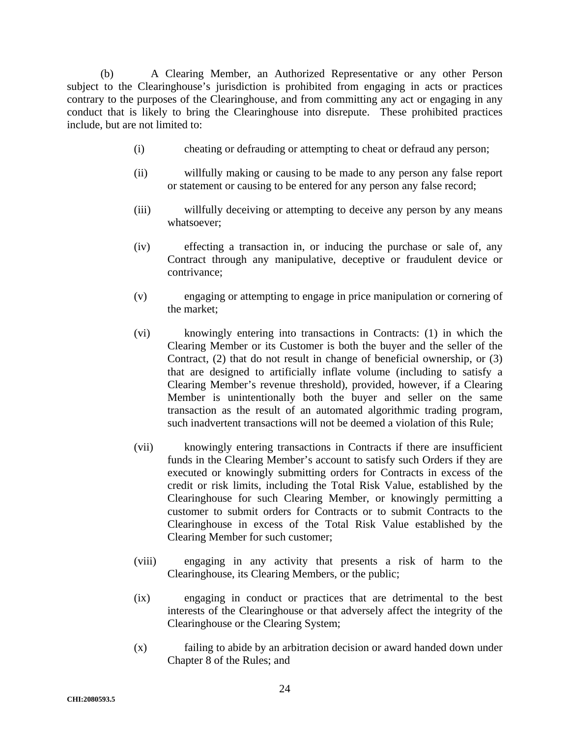(b) A Clearing Member, an Authorized Representative or any other Person subject to the Clearinghouse's jurisdiction is prohibited from engaging in acts or practices contrary to the purposes of the Clearinghouse, and from committing any act or engaging in any conduct that is likely to bring the Clearinghouse into disrepute. These prohibited practices include, but are not limited to:

(i) cheating or defrauding or attempting to cheat or defraud any person;

(ii) willfully making or causing to be made to any person any false report or statement or causing to be entered for any person any false record;

(iii) willfully deceiving or attempting to deceive any person by any means whatsoever;

(iv) effecting a transaction in, or inducing the purchase or sale of, any Contract through any manipulative, deceptive or fraudulent device or contrivance;

(v) engaging or attempting to engage in price manipulation or cornering of the market;

(vi) knowingly entering into transactions in Contracts: (1) in which the Clearing Member or its Customer is both the buyer and the seller of the Contract, (2) that do not result in change of beneficial ownership, or (3) that are designed to artificially inflate volume (including to satisfy a Clearing Member's revenue threshold), provided, however, if a Clearing Member is unintentionally both the buyer and seller on the same transaction as the result of an automated algorithmic trading program, such inadvertent transactions will not be deemed a violation of this Rule;

(vii) knowingly entering transactions in Contracts if there are insufficient funds in the Clearing Member's account to satisfy such Orders if they are executed or knowingly submitting orders for Contracts in excess of the credit or risk limits, including the Total Risk Value, established by the Clearinghouse for such Clearing Member, or knowingly permitting a customer to submit orders for Contracts or to submit Contracts to the Clearinghouse in excess of the Total Risk Value established by the Clearing Member for such customer;

(viii) engaging in any activity that presents a risk of harm to the Clearinghouse, its Clearing Members, or the public;

(ix) engaging in conduct or practices that are detrimental to the best interests of the Clearinghouse or that adversely affect the integrity of the Clearinghouse or the Clearing System;

(x) failing to abide by an arbitration decision or award handed down under Chapter 8 of the Rules; and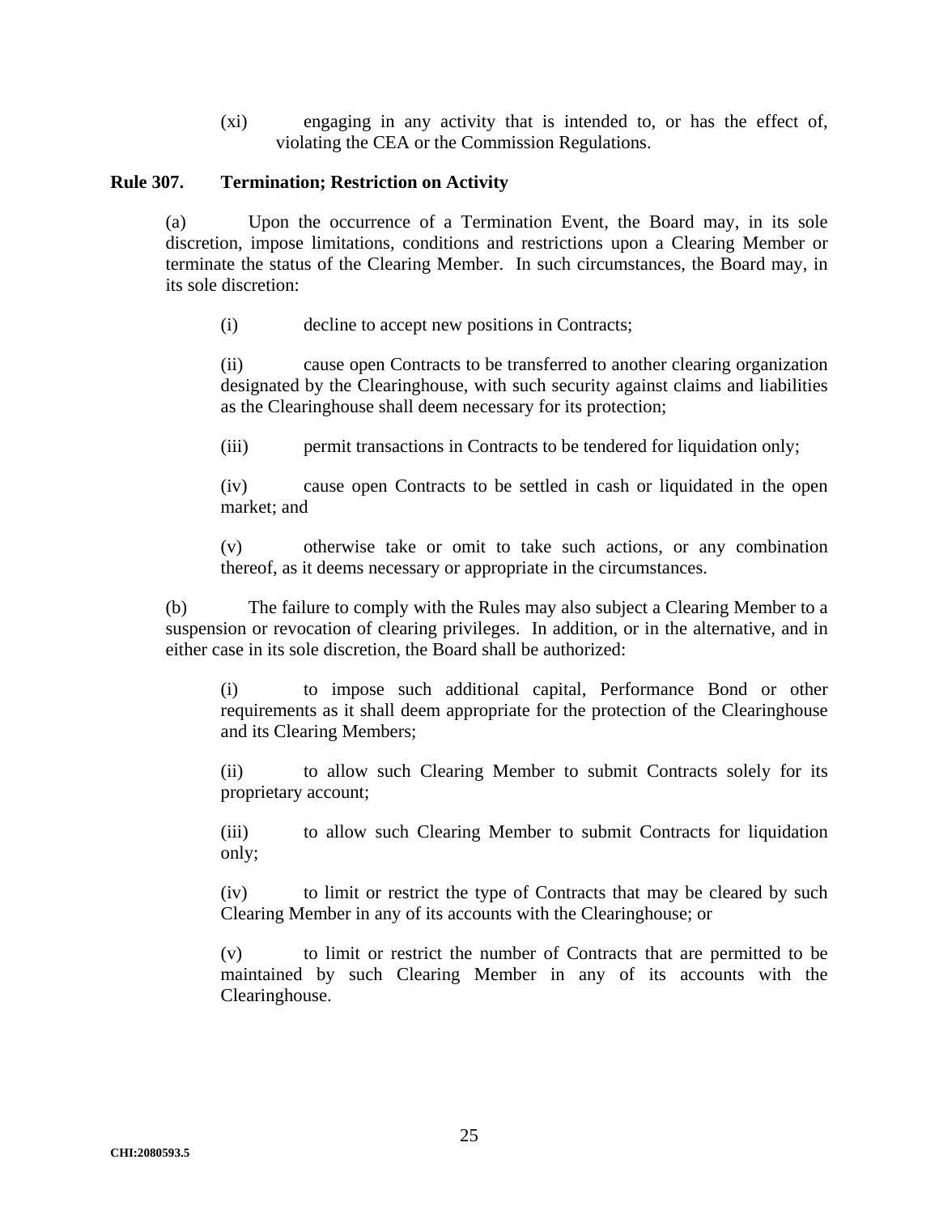(xi) engaging in any activity that is intended to, or has the effect of, violating the CEA or the Commission Regulations.

**Rule 307. Termination; Restriction on Activity**

(a) Upon the occurrence of a Termination Event, the Board may, in its sole discretion, impose limitations, conditions and restrictions upon a Clearing Member or terminate the status of the Clearing Member. In such circumstances, the Board may, in its sole discretion:

(i) decline to accept new positions in Contracts;

(ii) cause open Contracts to be transferred to another clearing organization designated by the Clearinghouse, with such security against claims and liabilities as the Clearinghouse shall deem necessary for its protection;

(iii) permit transactions in Contracts to be tendered for liquidation only;

(iv) cause open Contracts to be settled in cash or liquidated in the open market; and

(v) otherwise take or omit to take such actions, or any combination thereof, as it deems necessary or appropriate in the circumstances.

(b) The failure to comply with the Rules may also subject a Clearing Member to a suspension or revocation of clearing privileges. In addition, or in the alternative, and in either case in its sole discretion, the Board shall be authorized:

(i) to impose such additional capital, Performance Bond or other requirements as it shall deem appropriate for the protection of the Clearinghouse and its Clearing Members;

(ii) to allow such Clearing Member to submit Contracts solely for its proprietary account;

(iii) to allow such Clearing Member to submit Contracts for liquidation only;

(iv) to limit or restrict the type of Contracts that may be cleared by such Clearing Member in any of its accounts with the Clearinghouse; or

(v) to limit or restrict the number of Contracts that are permitted to be maintained by such Clearing Member in any of its accounts with the Clearinghouse.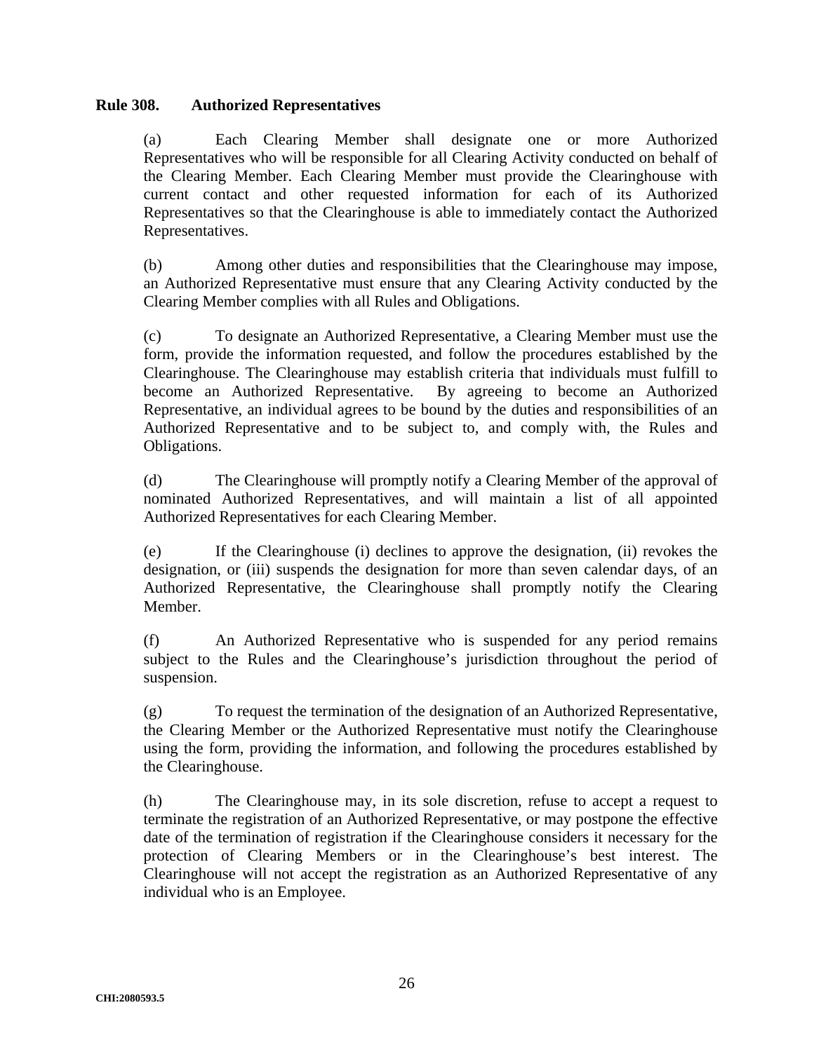**Rule 308. Authorized Representatives**

(a) Each Clearing Member shall designate one or more Authorized Representatives who will be responsible for all Clearing Activity conducted on behalf of the Clearing Member. Each Clearing Member must provide the Clearinghouse with current contact and other requested information for each of its Authorized Representatives so that the Clearinghouse is able to immediately contact the Authorized Representatives.

(b) Among other duties and responsibilities that the Clearinghouse may impose, an Authorized Representative must ensure that any Clearing Activity conducted by the Clearing Member complies with all Rules and Obligations.

(c) To designate an Authorized Representative, a Clearing Member must use the form, provide the information requested, and follow the procedures established by the Clearinghouse. The Clearinghouse may establish criteria that individuals must fulfill to become an Authorized Representative. By agreeing to become an Authorized Representative, an individual agrees to be bound by the duties and responsibilities of an Authorized Representative and to be subject to, and comply with, the Rules and Obligations.

(d) The Clearinghouse will promptly notify a Clearing Member of the approval of nominated Authorized Representatives, and will maintain a list of all appointed Authorized Representatives for each Clearing Member.

(e) If the Clearinghouse (i) declines to approve the designation, (ii) revokes the designation, or (iii) suspends the designation for more than seven calendar days, of an Authorized Representative, the Clearinghouse shall promptly notify the Clearing Member.

(f) An Authorized Representative who is suspended for any period remains subject to the Rules and the Clearinghouse's jurisdiction throughout the period of suspension.

(g) To request the termination of the designation of an Authorized Representative, the Clearing Member or the Authorized Representative must notify the Clearinghouse using the form, providing the information, and following the procedures established by the Clearinghouse.

(h) The Clearinghouse may, in its sole discretion, refuse to accept a request to terminate the registration of an Authorized Representative, or may postpone the effective date of the termination of registration if the Clearinghouse considers it necessary for the protection of Clearing Members or in the Clearinghouse's best interest. The Clearinghouse will not accept the registration as an Authorized Representative of any individual who is an Employee.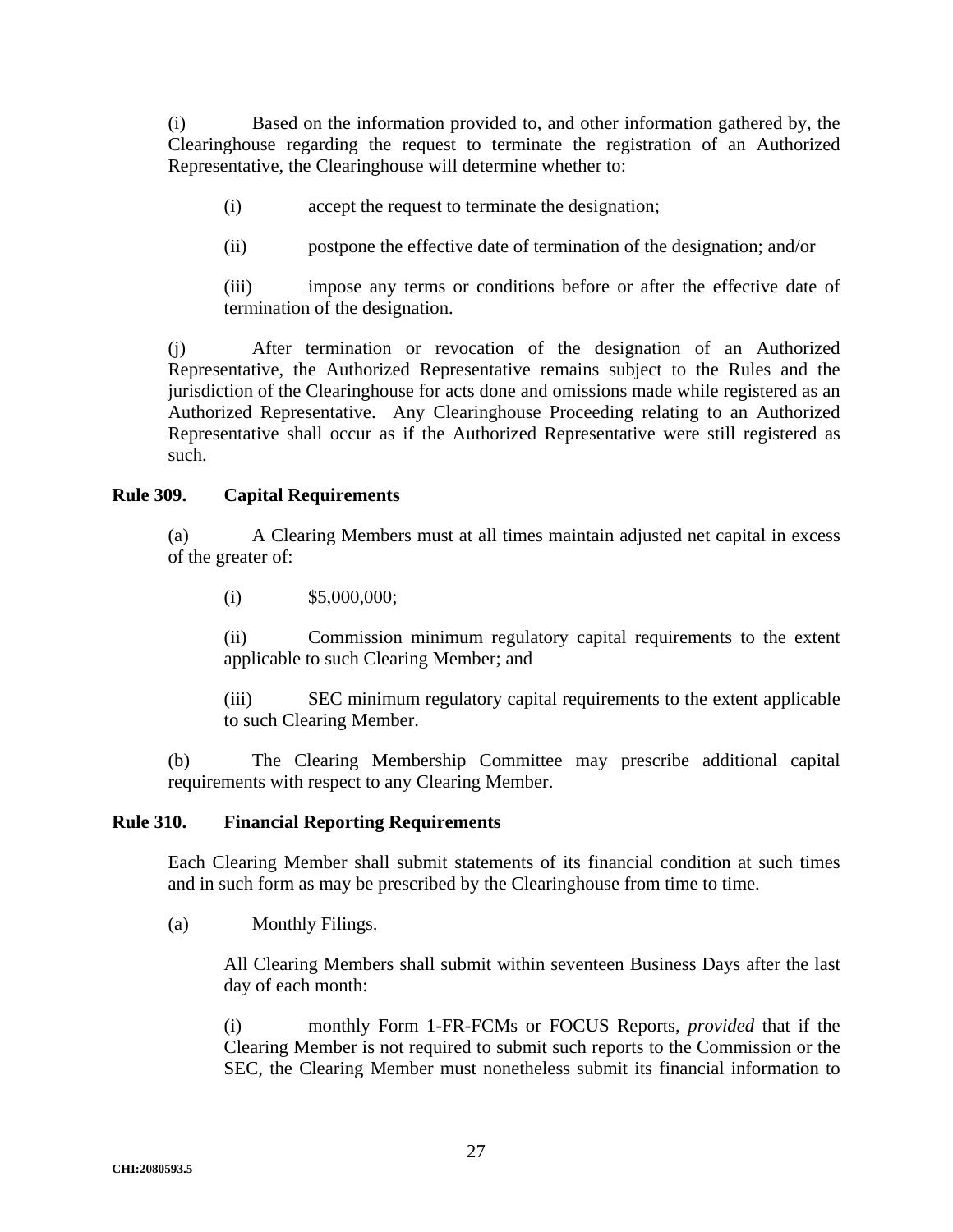(i) Based on the information provided to, and other information gathered by, the Clearinghouse regarding the request to terminate the registration of an Authorized Representative, the Clearinghouse will determine whether to:

(i) accept the request to terminate the designation;

(ii) postpone the effective date of termination of the designation; and/or

(iii) impose any terms or conditions before or after the effective date of termination of the designation.

(j) After termination or revocation of the designation of an Authorized Representative, the Authorized Representative remains subject to the Rules and the jurisdiction of the Clearinghouse for acts done and omissions made while registered as an Authorized Representative. Any Clearinghouse Proceeding relating to an Authorized Representative shall occur as if the Authorized Representative were still registered as such.

**Rule 309. Capital Requirements**

(a) A Clearing Members must at all times maintain adjusted net capital in excess of the greater of:

(i) $5,000,000;

(ii) Commission minimum regulatory capital requirements to the extent applicable to such Clearing Member; and

(iii) SEC minimum regulatory capital requirements to the extent applicable to such Clearing Member.

(b) The Clearing Membership Committee may prescribe additional capital requirements with respect to any Clearing Member.

**Rule 310. Financial Reporting Requirements**

Each Clearing Member shall submit statements of its financial condition at such times and in such form as may be prescribed by the Clearinghouse from time to time.

(a) Monthly Filings.

All Clearing Members shall submit within seventeen Business Days after the last day of each month:

(i) monthly Form 1-FR-FCMs or FOCUS Reports, *provided* that if the Clearing Member is not required to submit such reports to the Commission or the SEC, the Clearing Member must nonetheless submit its financial information to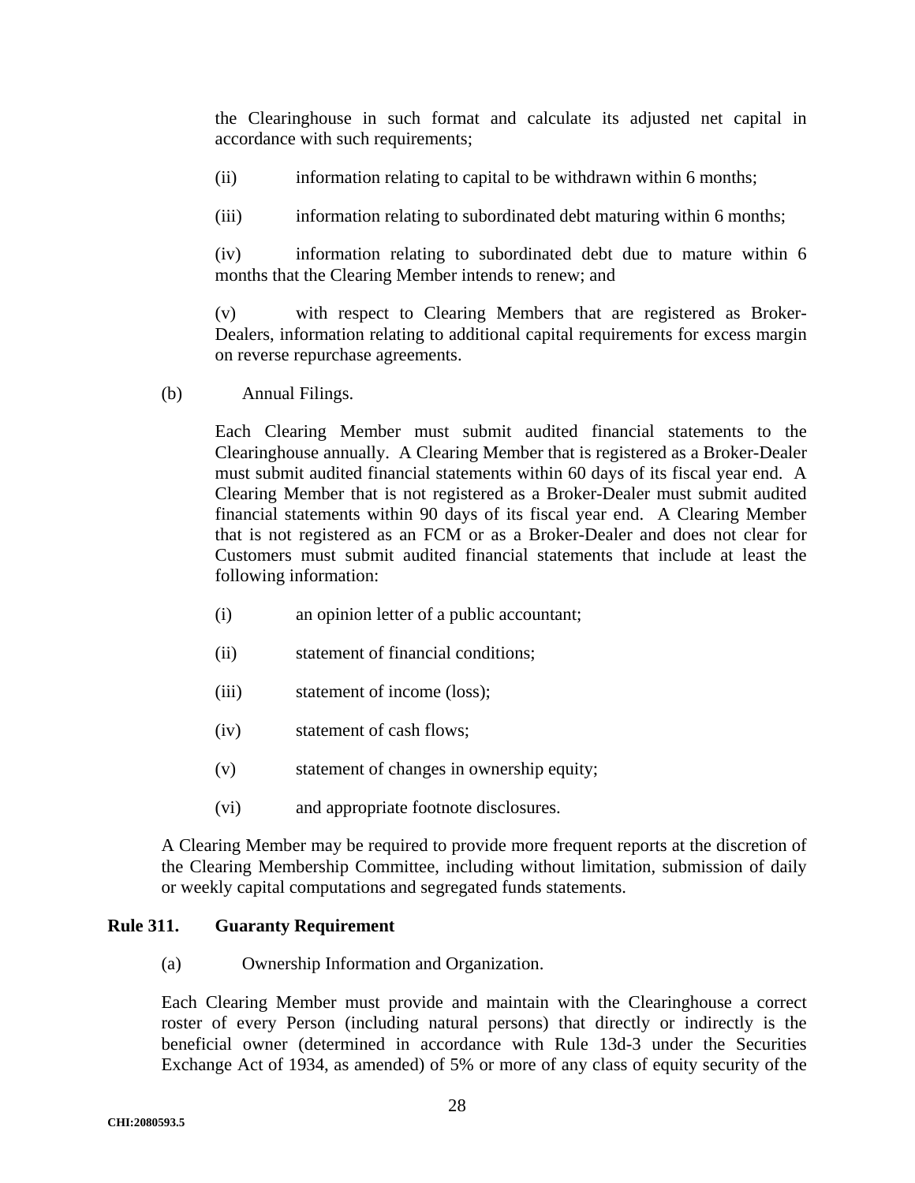the Clearinghouse in such format and calculate its adjusted net capital in accordance with such requirements;

(ii) information relating to capital to be withdrawn within 6 months;

(iii) information relating to subordinated debt maturing within 6 months;

(iv) information relating to subordinated debt due to mature within 6 months that the Clearing Member intends to renew; and

(v) with respect to Clearing Members that are registered as Broker-Dealers, information relating to additional capital requirements for excess margin on reverse repurchase agreements.

(b) Annual Filings.

Each Clearing Member must submit audited financial statements to the Clearinghouse annually. A Clearing Member that is registered as a Broker-Dealer must submit audited financial statements within 60 days of its fiscal year end. A Clearing Member that is not registered as a Broker-Dealer must submit audited financial statements within 90 days of its fiscal year end. A Clearing Member that is not registered as an FCM or as a Broker-Dealer and does not clear for Customers must submit audited financial statements that include at least the following information:

(i) an opinion letter of a public accountant;

(ii) statement of financial conditions;

(iii) statement of income (loss);

(iv) statement of cash flows;

(v) statement of changes in ownership equity;

(vi) and appropriate footnote disclosures.

A Clearing Member may be required to provide more frequent reports at the discretion of the Clearing Membership Committee, including without limitation, submission of daily or weekly capital computations and segregated funds statements.

**Rule 311. Guaranty Requirement**

(a) Ownership Information and Organization.

Each Clearing Member must provide and maintain with the Clearinghouse a correct roster of every Person (including natural persons) that directly or indirectly is the beneficial owner (determined in accordance with Rule 13d-3 under the Securities Exchange Act of 1934, as amended) of 5% or more of any class of equity security of the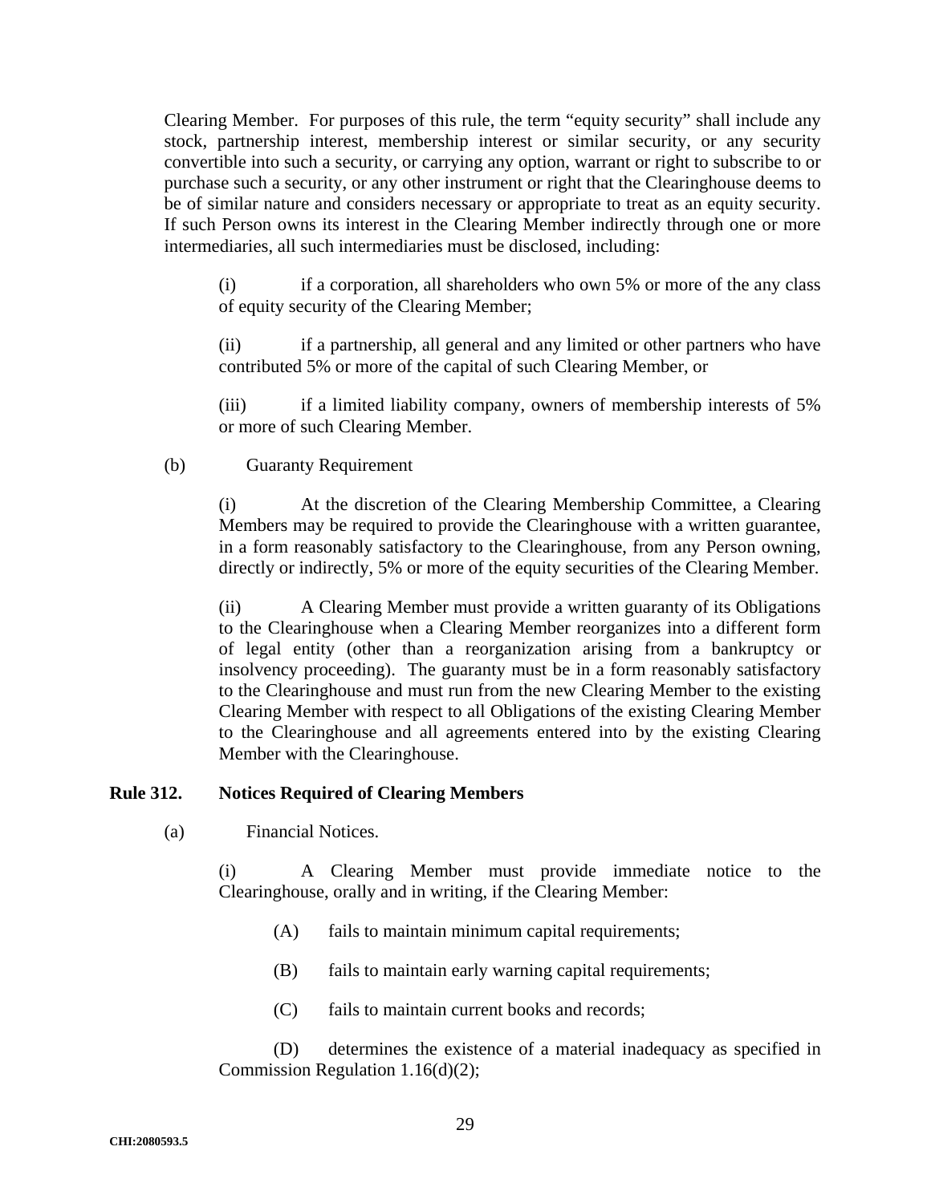Clearing Member. For purposes of this rule, the term "equity security" shall include any stock, partnership interest, membership interest or similar security, or any security convertible into such a security, or carrying any option, warrant or right to subscribe to or purchase such a security, or any other instrument or right that the Clearinghouse deems to be of similar nature and considers necessary or appropriate to treat as an equity security. If such Person owns its interest in the Clearing Member indirectly through one or more intermediaries, all such intermediaries must be disclosed, including:

(i) if a corporation, all shareholders who own 5% or more of the any class of equity security of the Clearing Member;

(ii) if a partnership, all general and any limited or other partners who have contributed 5% or more of the capital of such Clearing Member, or

(iii) if a limited liability company, owners of membership interests of 5% or more of such Clearing Member.

(b) Guaranty Requirement

(i) At the discretion of the Clearing Membership Committee, a Clearing Members may be required to provide the Clearinghouse with a written guarantee, in a form reasonably satisfactory to the Clearinghouse, from any Person owning, directly or indirectly, 5% or more of the equity securities of the Clearing Member.

(ii) A Clearing Member must provide a written guaranty of its Obligations to the Clearinghouse when a Clearing Member reorganizes into a different form of legal entity (other than a reorganization arising from a bankruptcy or insolvency proceeding). The guaranty must be in a form reasonably satisfactory to the Clearinghouse and must run from the new Clearing Member to the existing Clearing Member with respect to all Obligations of the existing Clearing Member to the Clearinghouse and all agreements entered into by the existing Clearing Member with the Clearinghouse.

**Rule 312. Notices Required of Clearing Members**

(a) Financial Notices.

(i) A Clearing Member must provide immediate notice to the Clearinghouse, orally and in writing, if the Clearing Member:

(A) fails to maintain minimum capital requirements;

(B) fails to maintain early warning capital requirements;

(C) fails to maintain current books and records;

(D) determines the existence of a material inadequacy as specified in Commission Regulation 1.16(d)(2);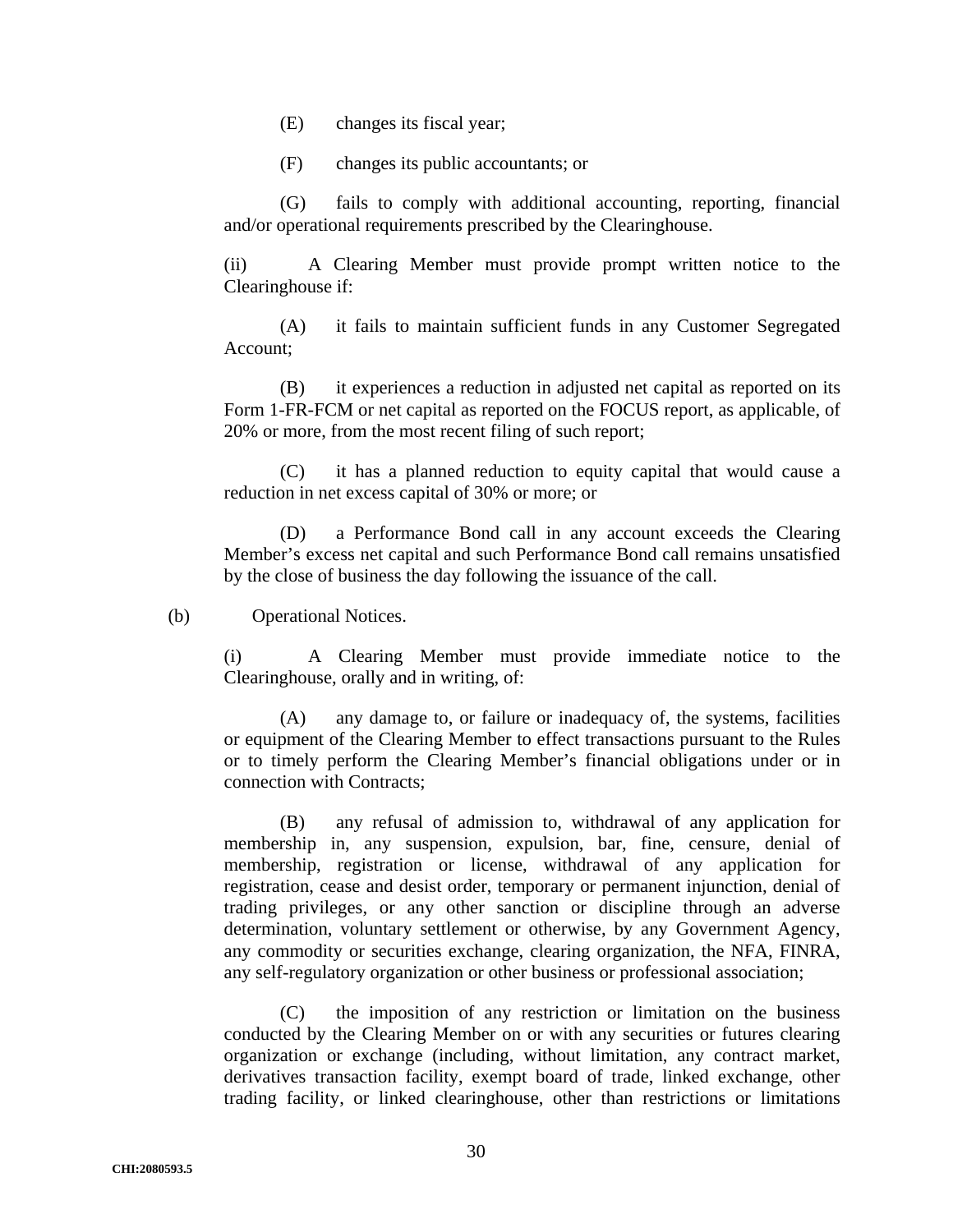(E) changes its fiscal year;

(F) changes its public accountants; or

(G) fails to comply with additional accounting, reporting, financial and/or operational requirements prescribed by the Clearinghouse.

(ii) A Clearing Member must provide prompt written notice to the Clearinghouse if:

(A) it fails to maintain sufficient funds in any Customer Segregated Account;

(B) it experiences a reduction in adjusted net capital as reported on its Form 1-FR-FCM or net capital as reported on the FOCUS report, as applicable, of 20% or more, from the most recent filing of such report;

(C) it has a planned reduction to equity capital that would cause a reduction in net excess capital of 30% or more; or

(D) a Performance Bond call in any account exceeds the Clearing Member's excess net capital and such Performance Bond call remains unsatisfied by the close of business the day following the issuance of the call.

(b) Operational Notices.

(i) A Clearing Member must provide immediate notice to the Clearinghouse, orally and in writing, of:

(A) any damage to, or failure or inadequacy of, the systems, facilities or equipment of the Clearing Member to effect transactions pursuant to the Rules or to timely perform the Clearing Member's financial obligations under or in connection with Contracts;

(B) any refusal of admission to, withdrawal of any application for membership in, any suspension, expulsion, bar, fine, censure, denial of membership, registration or license, withdrawal of any application for registration, cease and desist order, temporary or permanent injunction, denial of trading privileges, or any other sanction or discipline through an adverse determination, voluntary settlement or otherwise, by any Government Agency, any commodity or securities exchange, clearing organization, the NFA, FINRA, any self-regulatory organization or other business or professional association;

(C) the imposition of any restriction or limitation on the business conducted by the Clearing Member on or with any securities or futures clearing organization or exchange (including, without limitation, any contract market, derivatives transaction facility, exempt board of trade, linked exchange, other trading facility, or linked clearinghouse, other than restrictions or limitations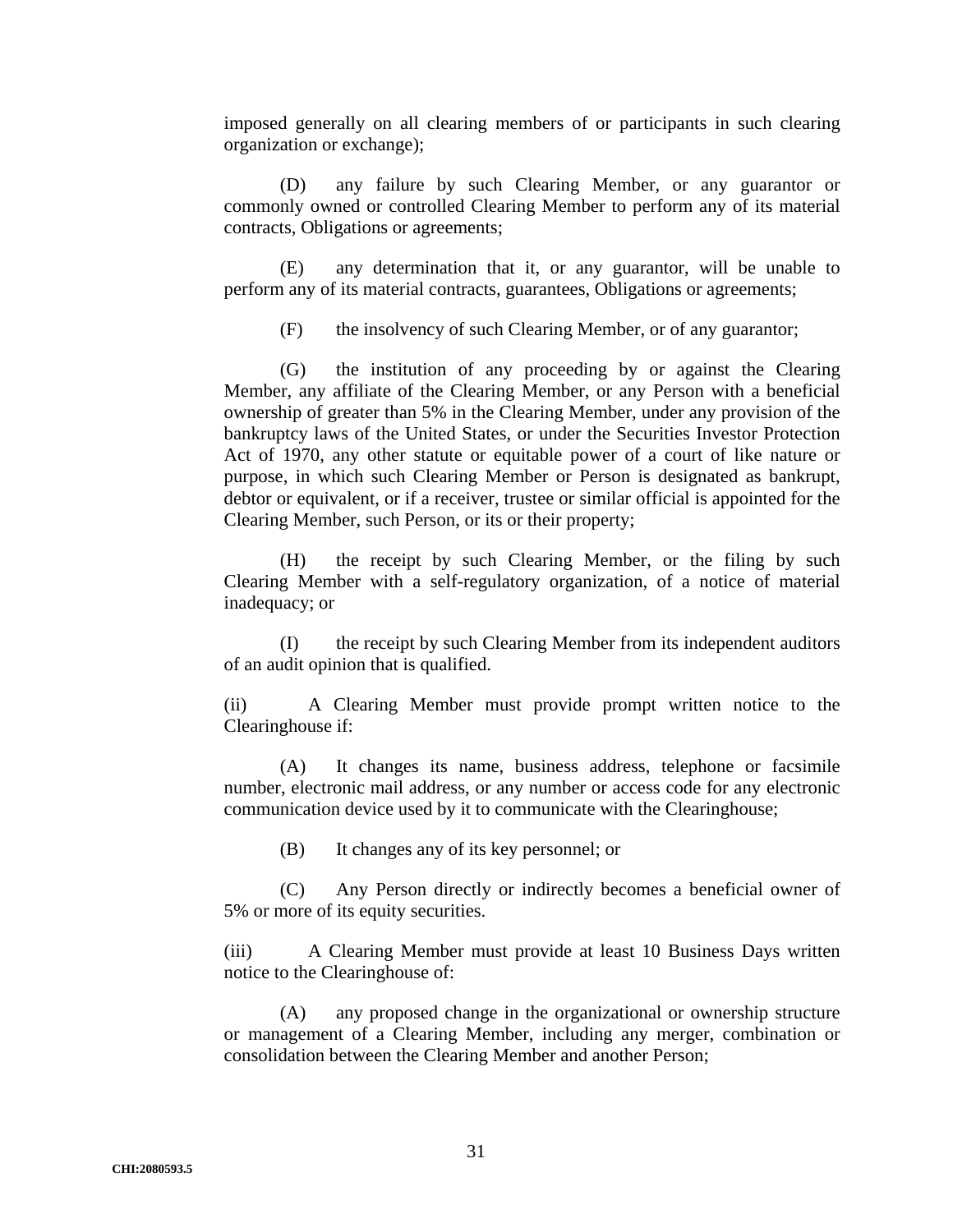imposed generally on all clearing members of or participants in such clearing organization or exchange);

(D) any failure by such Clearing Member, or any guarantor or commonly owned or controlled Clearing Member to perform any of its material contracts, Obligations or agreements;

(E) any determination that it, or any guarantor, will be unable to perform any of its material contracts, guarantees, Obligations or agreements;

(F) the insolvency of such Clearing Member, or of any guarantor;

(G) the institution of any proceeding by or against the Clearing Member, any affiliate of the Clearing Member, or any Person with a beneficial ownership of greater than 5% in the Clearing Member, under any provision of the bankruptcy laws of the United States, or under the Securities Investor Protection Act of 1970, any other statute or equitable power of a court of like nature or purpose, in which such Clearing Member or Person is designated as bankrupt, debtor or equivalent, or if a receiver, trustee or similar official is appointed for the Clearing Member, such Person, or its or their property;

(H) the receipt by such Clearing Member, or the filing by such Clearing Member with a self-regulatory organization, of a notice of material inadequacy; or

(I) the receipt by such Clearing Member from its independent auditors of an audit opinion that is qualified.

(ii) A Clearing Member must provide prompt written notice to the Clearinghouse if:

(A) It changes its name, business address, telephone or facsimile number, electronic mail address, or any number or access code for any electronic communication device used by it to communicate with the Clearinghouse;

(B) It changes any of its key personnel; or

(C) Any Person directly or indirectly becomes a beneficial owner of 5% or more of its equity securities.

(iii) A Clearing Member must provide at least 10 Business Days written notice to the Clearinghouse of:

(A) any proposed change in the organizational or ownership structure or management of a Clearing Member, including any merger, combination or consolidation between the Clearing Member and another Person;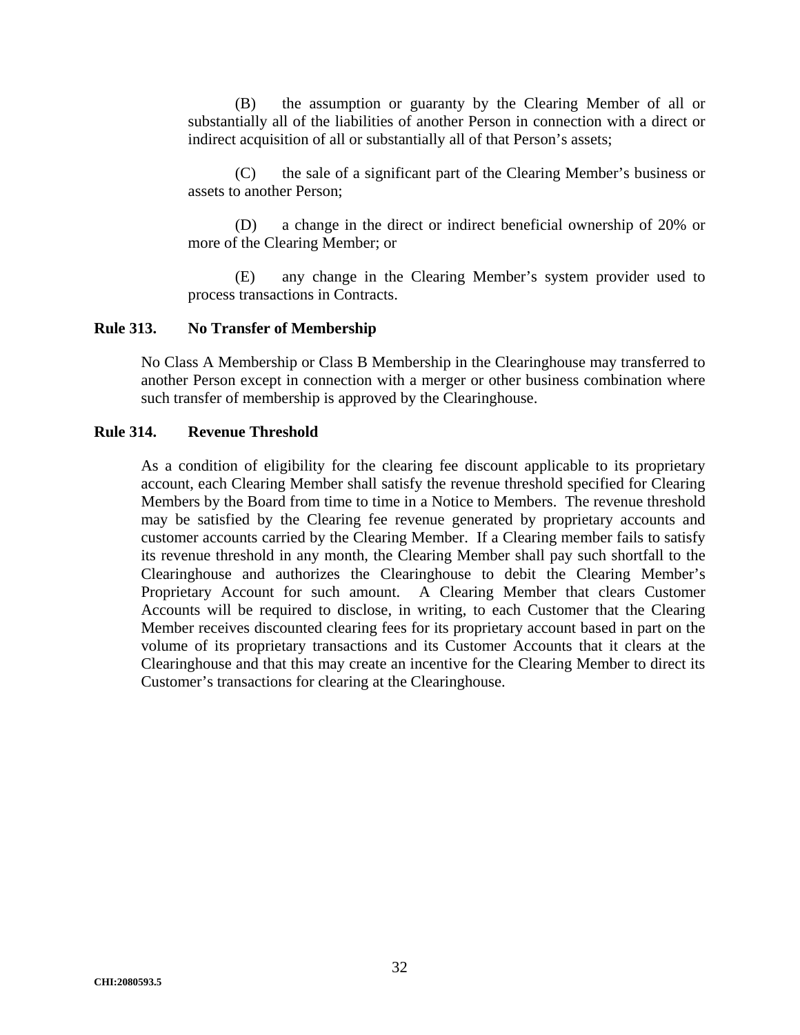(B) the assumption or guaranty by the Clearing Member of all or substantially all of the liabilities of another Person in connection with a direct or indirect acquisition of all or substantially all of that Person's assets;

(C) the sale of a significant part of the Clearing Member's business or assets to another Person;

(D) a change in the direct or indirect beneficial ownership of 20% or more of the Clearing Member; or

(E) any change in the Clearing Member's system provider used to process transactions in Contracts.

**Rule 313. No Transfer of Membership**

No Class A Membership or Class B Membership in the Clearinghouse may transferred to another Person except in connection with a merger or other business combination where such transfer of membership is approved by the Clearinghouse.

**Rule 314. Revenue Threshold**

As a condition of eligibility for the clearing fee discount applicable to its proprietary account, each Clearing Member shall satisfy the revenue threshold specified for Clearing Members by the Board from time to time in a Notice to Members. The revenue threshold may be satisfied by the Clearing fee revenue generated by proprietary accounts and customer accounts carried by the Clearing Member. If a Clearing member fails to satisfy its revenue threshold in any month, the Clearing Member shall pay such shortfall to the Clearinghouse and authorizes the Clearinghouse to debit the Clearing Member's Proprietary Account for such amount. A Clearing Member that clears Customer Accounts will be required to disclose, in writing, to each Customer that the Clearing Member receives discounted clearing fees for its proprietary account based in part on the volume of its proprietary transactions and its Customer Accounts that it clears at the Clearinghouse and that this may create an incentive for the Clearing Member to direct its Customer's transactions for clearing at the Clearinghouse.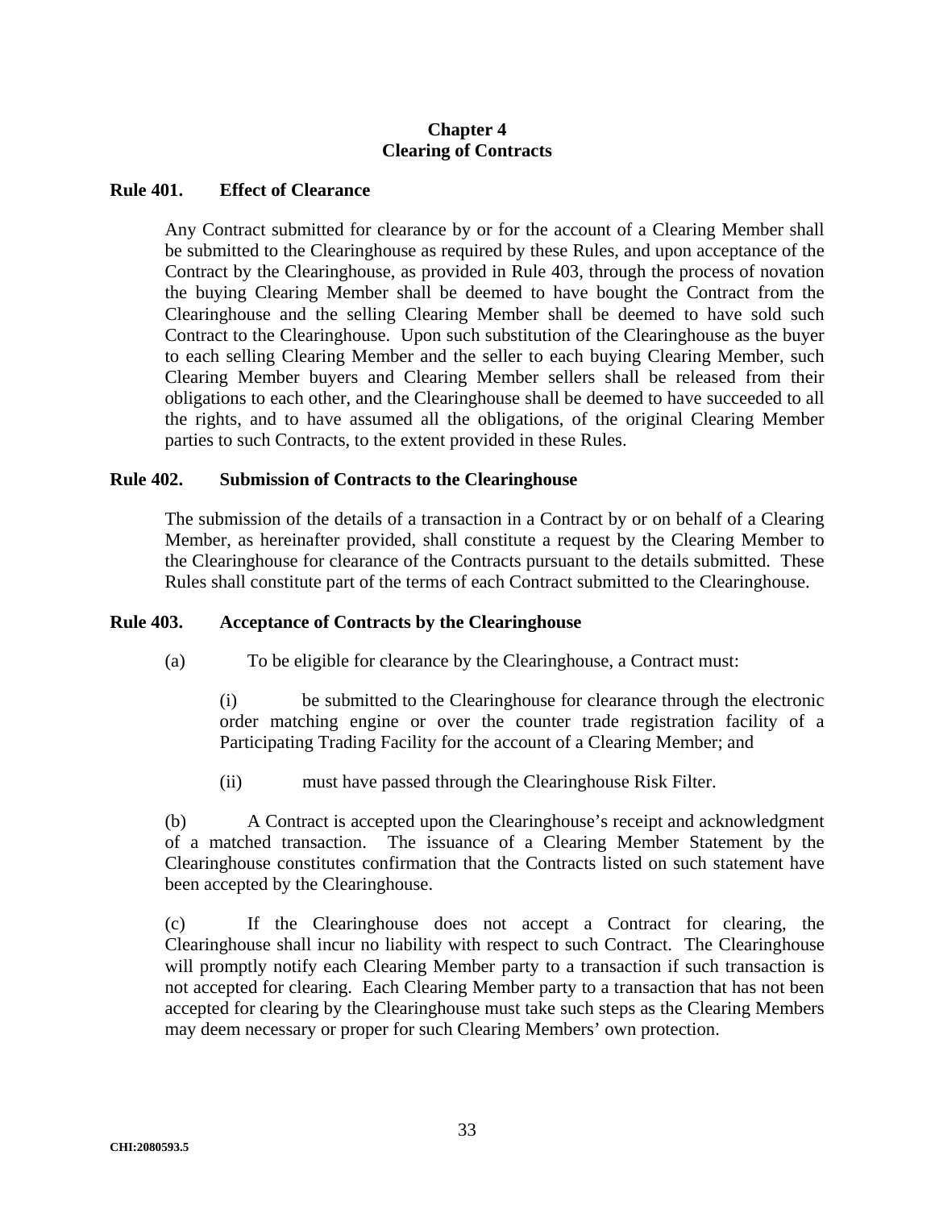## Chapter 4
## Clearing of Contracts

### Rule 401. Effect of Clearance

Any Contract submitted for clearance by or for the account of a Clearing Member shall be submitted to the Clearinghouse as required by these Rules, and upon acceptance of the Contract by the Clearinghouse, as provided in Rule 403, through the process of novation the buying Clearing Member shall be deemed to have bought the Contract from the Clearinghouse and the selling Clearing Member shall be deemed to have sold such Contract to the Clearinghouse. Upon such substitution of the Clearinghouse as the buyer to each selling Clearing Member and the seller to each buying Clearing Member, such Clearing Member buyers and Clearing Member sellers shall be released from their obligations to each other, and the Clearinghouse shall be deemed to have succeeded to all the rights, and to have assumed all the obligations, of the original Clearing Member parties to such Contracts, to the extent provided in these Rules.

### Rule 402. Submission of Contracts to the Clearinghouse

The submission of the details of a transaction in a Contract by or on behalf of a Clearing Member, as hereinafter provided, shall constitute a request by the Clearing Member to the Clearinghouse for clearance of the Contracts pursuant to the details submitted. These Rules shall constitute part of the terms of each Contract submitted to the Clearinghouse.

### Rule 403. Acceptance of Contracts by the Clearinghouse

(a) To be eligible for clearance by the Clearinghouse, a Contract must:

(i) be submitted to the Clearinghouse for clearance through the electronic order matching engine or over the counter trade registration facility of a Participating Trading Facility for the account of a Clearing Member; and

(ii) must have passed through the Clearinghouse Risk Filter.

(b) A Contract is accepted upon the Clearinghouse's receipt and acknowledgment of a matched transaction. The issuance of a Clearing Member Statement by the Clearinghouse constitutes confirmation that the Contracts listed on such statement have been accepted by the Clearinghouse.

(c) If the Clearinghouse does not accept a Contract for clearing, the Clearinghouse shall incur no liability with respect to such Contract. The Clearinghouse will promptly notify each Clearing Member party to a transaction if such transaction is not accepted for clearing. Each Clearing Member party to a transaction that has not been accepted for clearing by the Clearinghouse must take such steps as the Clearing Members may deem necessary or proper for such Clearing Members' own protection.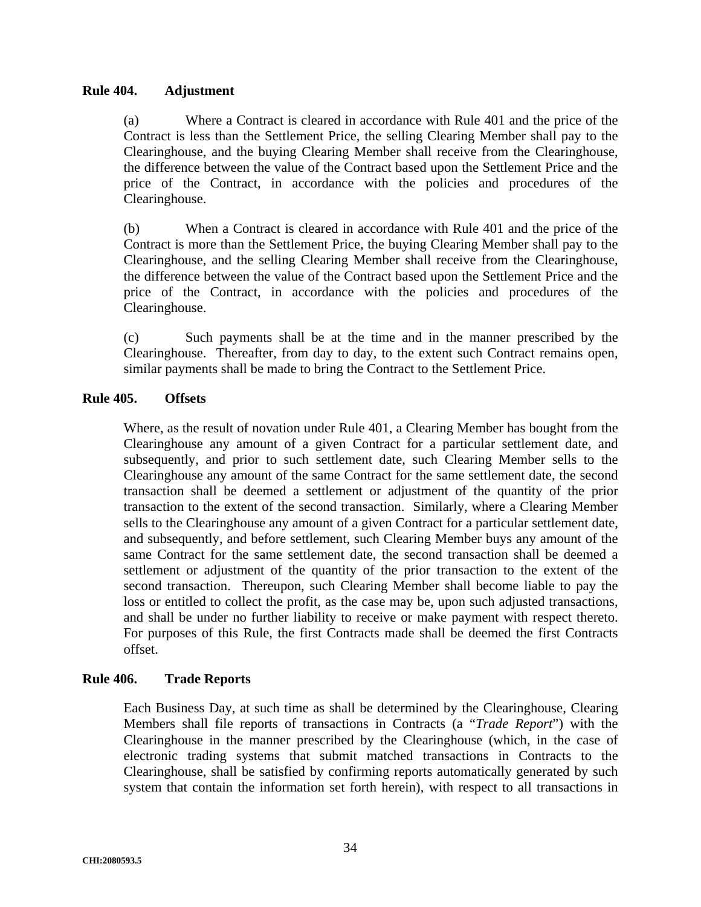### Rule 404. Adjustment

(a) Where a Contract is cleared in accordance with Rule 401 and the price of the Contract is less than the Settlement Price, the selling Clearing Member shall pay to the Clearinghouse, and the buying Clearing Member shall receive from the Clearinghouse, the difference between the value of the Contract based upon the Settlement Price and the price of the Contract, in accordance with the policies and procedures of the Clearinghouse.

(b) When a Contract is cleared in accordance with Rule 401 and the price of the Contract is more than the Settlement Price, the buying Clearing Member shall pay to the Clearinghouse, and the selling Clearing Member shall receive from the Clearinghouse, the difference between the value of the Contract based upon the Settlement Price and the price of the Contract, in accordance with the policies and procedures of the Clearinghouse.

(c) Such payments shall be at the time and in the manner prescribed by the Clearinghouse. Thereafter, from day to day, to the extent such Contract remains open, similar payments shall be made to bring the Contract to the Settlement Price.

### Rule 405. Offsets

Where, as the result of novation under Rule 401, a Clearing Member has bought from the Clearinghouse any amount of a given Contract for a particular settlement date, and subsequently, and prior to such settlement date, such Clearing Member sells to the Clearinghouse any amount of the same Contract for the same settlement date, the second transaction shall be deemed a settlement or adjustment of the quantity of the prior transaction to the extent of the second transaction. Similarly, where a Clearing Member sells to the Clearinghouse any amount of a given Contract for a particular settlement date, and subsequently, and before settlement, such Clearing Member buys any amount of the same Contract for the same settlement date, the second transaction shall be deemed a settlement or adjustment of the quantity of the prior transaction to the extent of the second transaction. Thereupon, such Clearing Member shall become liable to pay the loss or entitled to collect the profit, as the case may be, upon such adjusted transactions, and shall be under no further liability to receive or make payment with respect thereto. For purposes of this Rule, the first Contracts made shall be deemed the first Contracts offset.

### Rule 406. Trade Reports

Each Business Day, at such time as shall be determined by the Clearinghouse, Clearing Members shall file reports of transactions in Contracts (a "*Trade Report*") with the Clearinghouse in the manner prescribed by the Clearinghouse (which, in the case of electronic trading systems that submit matched transactions in Contracts to the Clearinghouse, shall be satisfied by confirming reports automatically generated by such system that contain the information set forth herein), with respect to all transactions in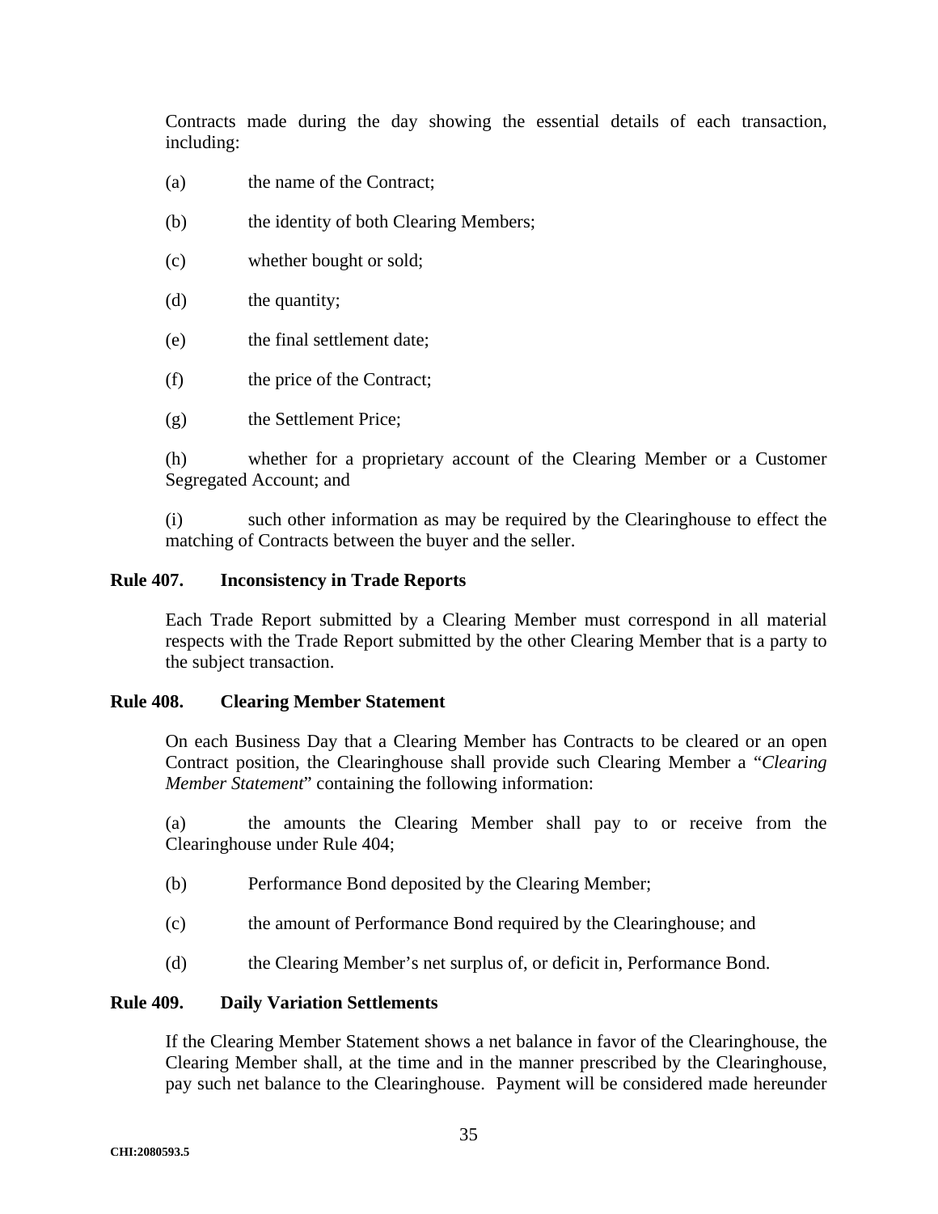Contracts made during the day showing the essential details of each transaction, including:

(a) the name of the Contract;

(b) the identity of both Clearing Members;

(c) whether bought or sold;

(d) the quantity;

(e) the final settlement date;

(f) the price of the Contract;

(g) the Settlement Price;

(h) whether for a proprietary account of the Clearing Member or a Customer Segregated Account; and

(i) such other information as may be required by the Clearinghouse to effect the matching of Contracts between the buyer and the seller.

**Rule 407. Inconsistency in Trade Reports**

Each Trade Report submitted by a Clearing Member must correspond in all material respects with the Trade Report submitted by the other Clearing Member that is a party to the subject transaction.

**Rule 408. Clearing Member Statement**

On each Business Day that a Clearing Member has Contracts to be cleared or an open Contract position, the Clearinghouse shall provide such Clearing Member a "*Clearing Member Statement*" containing the following information:

(a) the amounts the Clearing Member shall pay to or receive from the Clearinghouse under Rule 404;

(b) Performance Bond deposited by the Clearing Member;

(c) the amount of Performance Bond required by the Clearinghouse; and

(d) the Clearing Member's net surplus of, or deficit in, Performance Bond.

**Rule 409. Daily Variation Settlements**

If the Clearing Member Statement shows a net balance in favor of the Clearinghouse, the Clearing Member shall, at the time and in the manner prescribed by the Clearinghouse, pay such net balance to the Clearinghouse. Payment will be considered made hereunder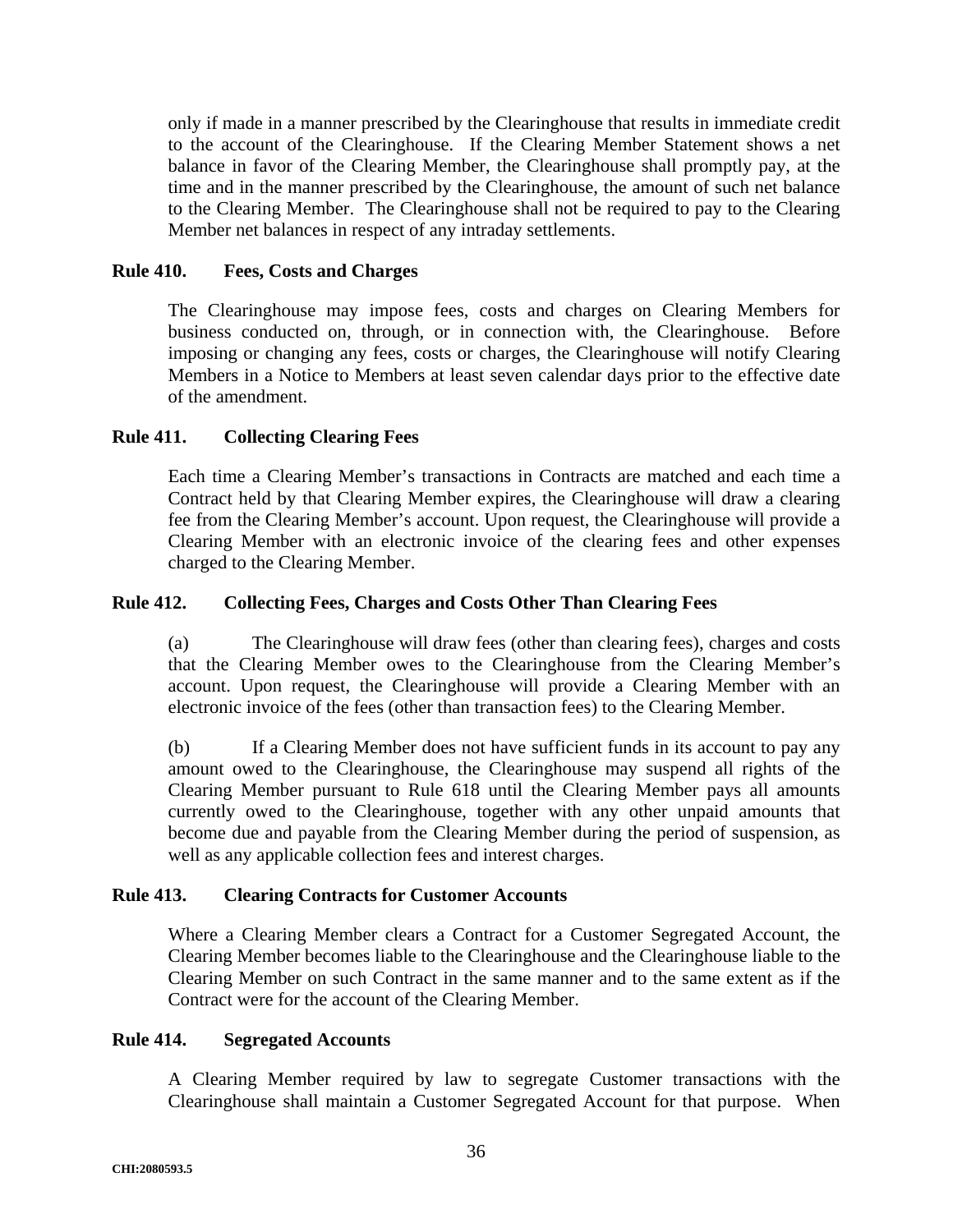only if made in a manner prescribed by the Clearinghouse that results in immediate credit to the account of the Clearinghouse. If the Clearing Member Statement shows a net balance in favor of the Clearing Member, the Clearinghouse shall promptly pay, at the time and in the manner prescribed by the Clearinghouse, the amount of such net balance to the Clearing Member. The Clearinghouse shall not be required to pay to the Clearing Member net balances in respect of any intraday settlements.

### Rule 410. Fees, Costs and Charges

The Clearinghouse may impose fees, costs and charges on Clearing Members for business conducted on, through, or in connection with, the Clearinghouse. Before imposing or changing any fees, costs or charges, the Clearinghouse will notify Clearing Members in a Notice to Members at least seven calendar days prior to the effective date of the amendment.

### Rule 411. Collecting Clearing Fees

Each time a Clearing Member's transactions in Contracts are matched and each time a Contract held by that Clearing Member expires, the Clearinghouse will draw a clearing fee from the Clearing Member's account. Upon request, the Clearinghouse will provide a Clearing Member with an electronic invoice of the clearing fees and other expenses charged to the Clearing Member.

### Rule 412. Collecting Fees, Charges and Costs Other Than Clearing Fees

(a) The Clearinghouse will draw fees (other than clearing fees), charges and costs that the Clearing Member owes to the Clearinghouse from the Clearing Member's account. Upon request, the Clearinghouse will provide a Clearing Member with an electronic invoice of the fees (other than transaction fees) to the Clearing Member.

(b) If a Clearing Member does not have sufficient funds in its account to pay any amount owed to the Clearinghouse, the Clearinghouse may suspend all rights of the Clearing Member pursuant to Rule 618 until the Clearing Member pays all amounts currently owed to the Clearinghouse, together with any other unpaid amounts that become due and payable from the Clearing Member during the period of suspension, as well as any applicable collection fees and interest charges.

### Rule 413. Clearing Contracts for Customer Accounts

Where a Clearing Member clears a Contract for a Customer Segregated Account, the Clearing Member becomes liable to the Clearinghouse and the Clearinghouse liable to the Clearing Member on such Contract in the same manner and to the same extent as if the Contract were for the account of the Clearing Member.

### Rule 414. Segregated Accounts

A Clearing Member required by law to segregate Customer transactions with the Clearinghouse shall maintain a Customer Segregated Account for that purpose. When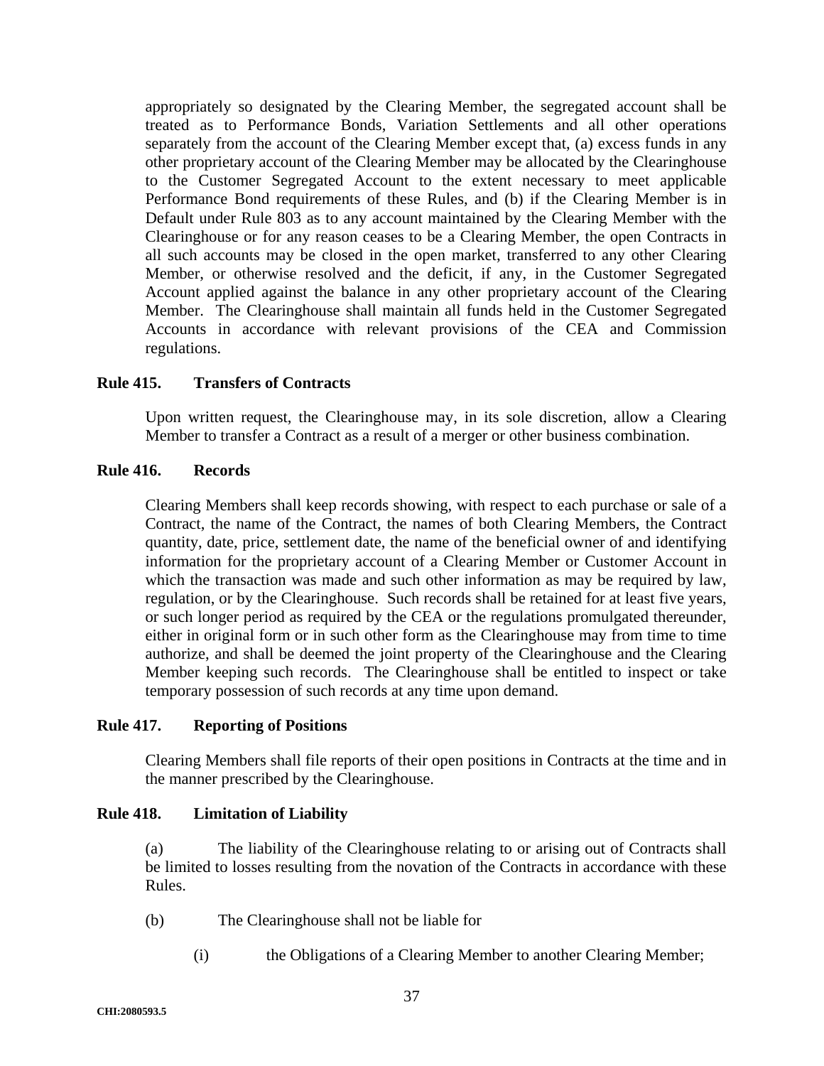appropriately so designated by the Clearing Member, the segregated account shall be treated as to Performance Bonds, Variation Settlements and all other operations separately from the account of the Clearing Member except that, (a) excess funds in any other proprietary account of the Clearing Member may be allocated by the Clearinghouse to the Customer Segregated Account to the extent necessary to meet applicable Performance Bond requirements of these Rules, and (b) if the Clearing Member is in Default under Rule 803 as to any account maintained by the Clearing Member with the Clearinghouse or for any reason ceases to be a Clearing Member, the open Contracts in all such accounts may be closed in the open market, transferred to any other Clearing Member, or otherwise resolved and the deficit, if any, in the Customer Segregated Account applied against the balance in any other proprietary account of the Clearing Member. The Clearinghouse shall maintain all funds held in the Customer Segregated Accounts in accordance with relevant provisions of the CEA and Commission regulations.

**Rule 415. Transfers of Contracts**

Upon written request, the Clearinghouse may, in its sole discretion, allow a Clearing Member to transfer a Contract as a result of a merger or other business combination.

**Rule 416. Records**

Clearing Members shall keep records showing, with respect to each purchase or sale of a Contract, the name of the Contract, the names of both Clearing Members, the Contract quantity, date, price, settlement date, the name of the beneficial owner of and identifying information for the proprietary account of a Clearing Member or Customer Account in which the transaction was made and such other information as may be required by law, regulation, or by the Clearinghouse. Such records shall be retained for at least five years, or such longer period as required by the CEA or the regulations promulgated thereunder, either in original form or in such other form as the Clearinghouse may from time to time authorize, and shall be deemed the joint property of the Clearinghouse and the Clearing Member keeping such records. The Clearinghouse shall be entitled to inspect or take temporary possession of such records at any time upon demand.

**Rule 417. Reporting of Positions**

Clearing Members shall file reports of their open positions in Contracts at the time and in the manner prescribed by the Clearinghouse.

**Rule 418. Limitation of Liability**

(a) The liability of the Clearinghouse relating to or arising out of Contracts shall be limited to losses resulting from the novation of the Contracts in accordance with these Rules.

(b) The Clearinghouse shall not be liable for

(i) the Obligations of a Clearing Member to another Clearing Member;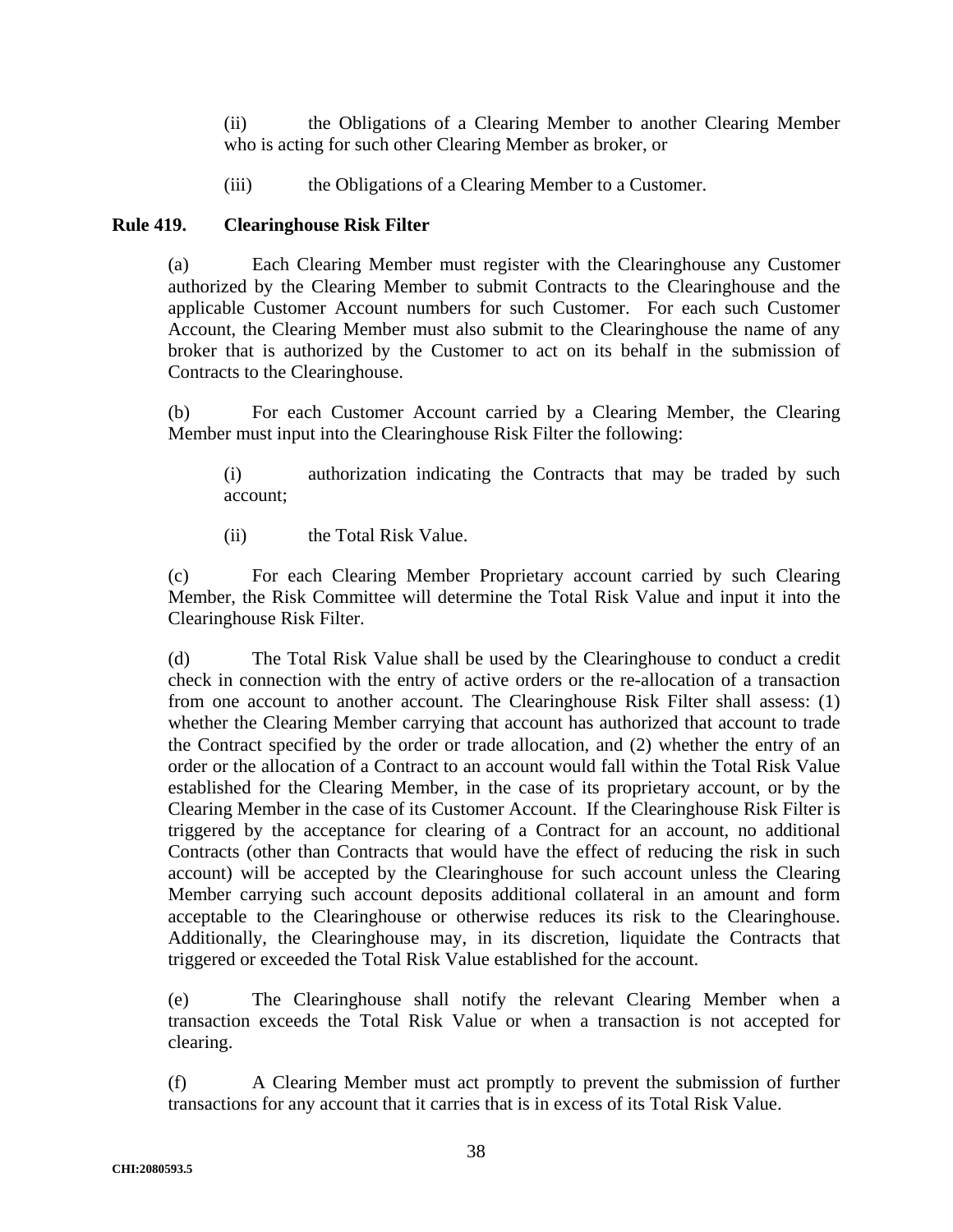(ii) the Obligations of a Clearing Member to another Clearing Member who is acting for such other Clearing Member as broker, or

(iii) the Obligations of a Clearing Member to a Customer.

**Rule 419. Clearinghouse Risk Filter**

(a) Each Clearing Member must register with the Clearinghouse any Customer authorized by the Clearing Member to submit Contracts to the Clearinghouse and the applicable Customer Account numbers for such Customer. For each such Customer Account, the Clearing Member must also submit to the Clearinghouse the name of any broker that is authorized by the Customer to act on its behalf in the submission of Contracts to the Clearinghouse.

(b) For each Customer Account carried by a Clearing Member, the Clearing Member must input into the Clearinghouse Risk Filter the following:

(i) authorization indicating the Contracts that may be traded by such account;

(ii) the Total Risk Value.

(c) For each Clearing Member Proprietary account carried by such Clearing Member, the Risk Committee will determine the Total Risk Value and input it into the Clearinghouse Risk Filter.

(d) The Total Risk Value shall be used by the Clearinghouse to conduct a credit check in connection with the entry of active orders or the re-allocation of a transaction from one account to another account. The Clearinghouse Risk Filter shall assess: (1) whether the Clearing Member carrying that account has authorized that account to trade the Contract specified by the order or trade allocation, and (2) whether the entry of an order or the allocation of a Contract to an account would fall within the Total Risk Value established for the Clearing Member, in the case of its proprietary account, or by the Clearing Member in the case of its Customer Account. If the Clearinghouse Risk Filter is triggered by the acceptance for clearing of a Contract for an account, no additional Contracts (other than Contracts that would have the effect of reducing the risk in such account) will be accepted by the Clearinghouse for such account unless the Clearing Member carrying such account deposits additional collateral in an amount and form acceptable to the Clearinghouse or otherwise reduces its risk to the Clearinghouse. Additionally, the Clearinghouse may, in its discretion, liquidate the Contracts that triggered or exceeded the Total Risk Value established for the account.

(e) The Clearinghouse shall notify the relevant Clearing Member when a transaction exceeds the Total Risk Value or when a transaction is not accepted for clearing.

(f) A Clearing Member must act promptly to prevent the submission of further transactions for any account that it carries that is in excess of its Total Risk Value.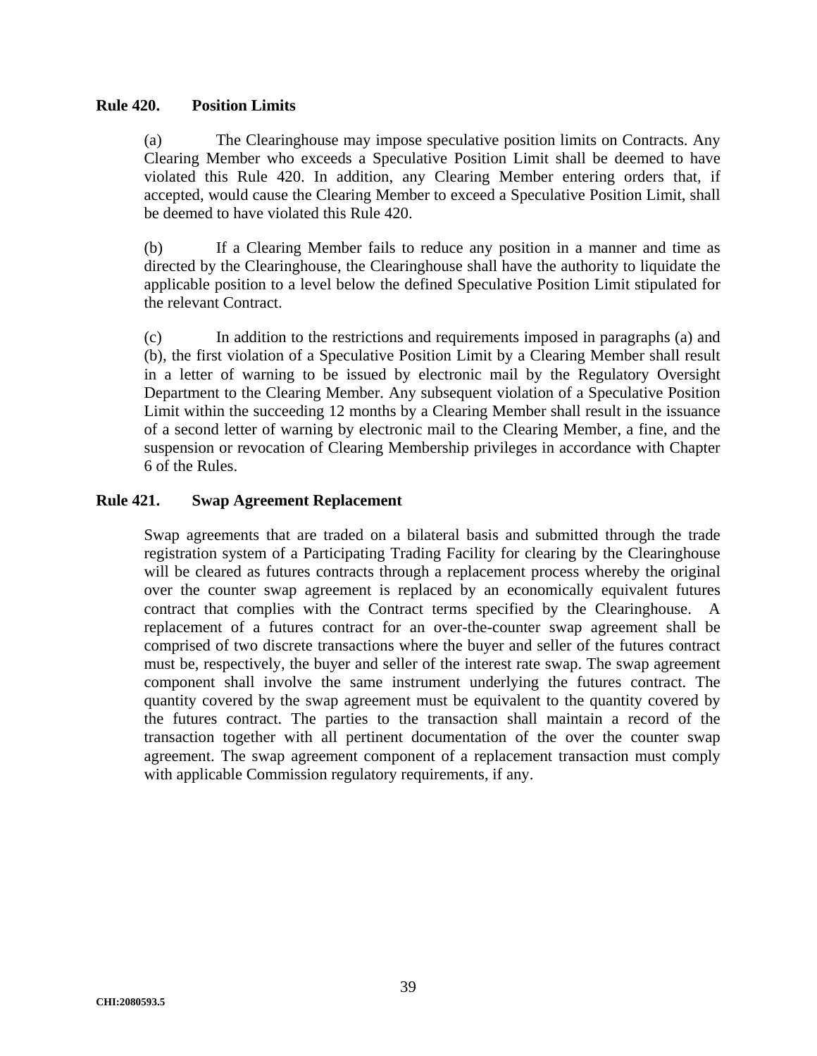**Rule 420. Position Limits**

(a) The Clearinghouse may impose speculative position limits on Contracts. Any Clearing Member who exceeds a Speculative Position Limit shall be deemed to have violated this Rule 420. In addition, any Clearing Member entering orders that, if accepted, would cause the Clearing Member to exceed a Speculative Position Limit, shall be deemed to have violated this Rule 420.

(b) If a Clearing Member fails to reduce any position in a manner and time as directed by the Clearinghouse, the Clearinghouse shall have the authority to liquidate the applicable position to a level below the defined Speculative Position Limit stipulated for the relevant Contract.

(c) In addition to the restrictions and requirements imposed in paragraphs (a) and (b), the first violation of a Speculative Position Limit by a Clearing Member shall result in a letter of warning to be issued by electronic mail by the Regulatory Oversight Department to the Clearing Member. Any subsequent violation of a Speculative Position Limit within the succeeding 12 months by a Clearing Member shall result in the issuance of a second letter of warning by electronic mail to the Clearing Member, a fine, and the suspension or revocation of Clearing Membership privileges in accordance with Chapter 6 of the Rules.

**Rule 421. Swap Agreement Replacement**

Swap agreements that are traded on a bilateral basis and submitted through the trade registration system of a Participating Trading Facility for clearing by the Clearinghouse will be cleared as futures contracts through a replacement process whereby the original over the counter swap agreement is replaced by an economically equivalent futures contract that complies with the Contract terms specified by the Clearinghouse. A replacement of a futures contract for an over-the-counter swap agreement shall be comprised of two discrete transactions where the buyer and seller of the futures contract must be, respectively, the buyer and seller of the interest rate swap. The swap agreement component shall involve the same instrument underlying the futures contract. The quantity covered by the swap agreement must be equivalent to the quantity covered by the futures contract. The parties to the transaction shall maintain a record of the transaction together with all pertinent documentation of the over the counter swap agreement. The swap agreement component of a replacement transaction must comply with applicable Commission regulatory requirements, if any.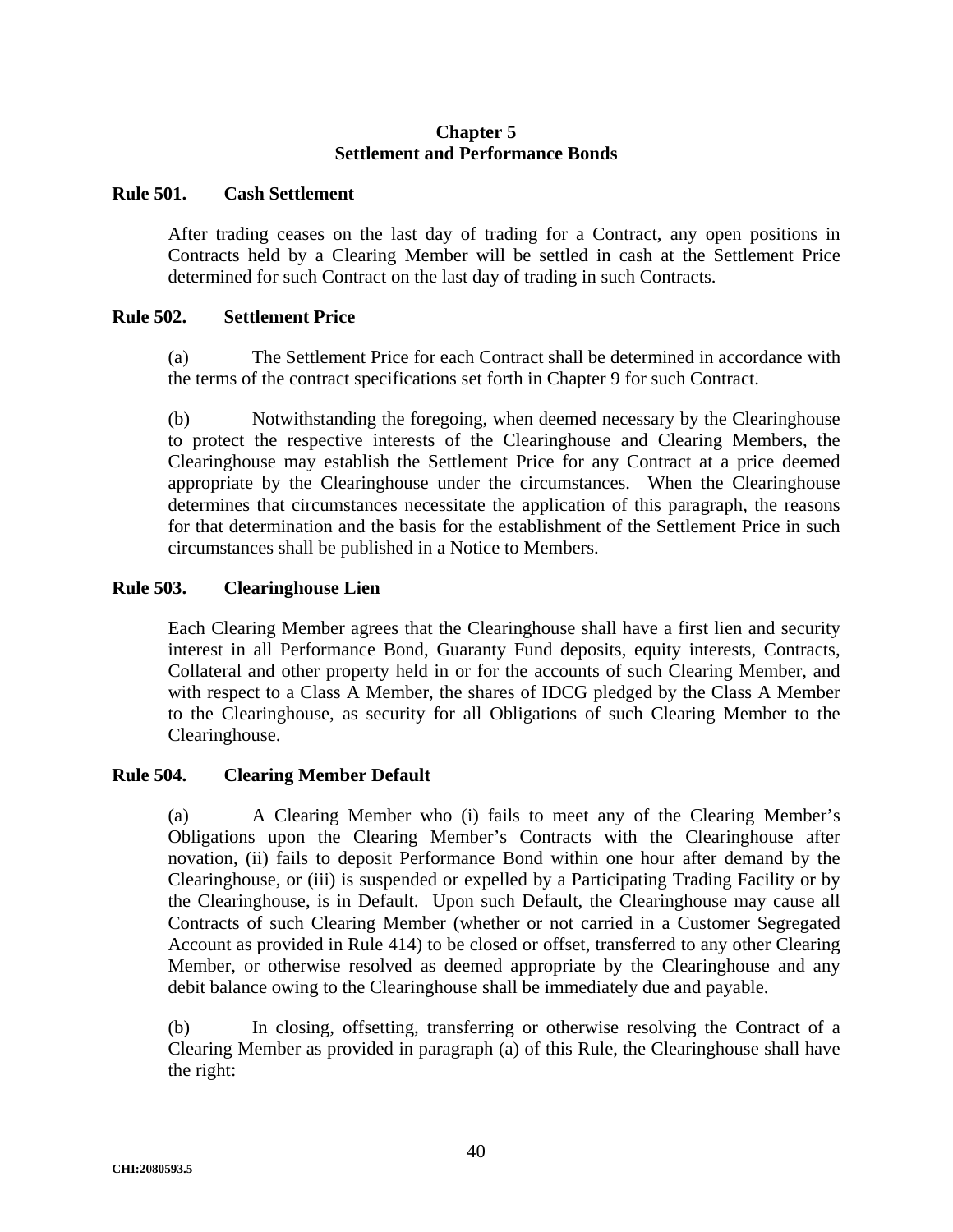## Chapter 5
## Settlement and Performance Bonds

### Rule 501. Cash Settlement

After trading ceases on the last day of trading for a Contract, any open positions in Contracts held by a Clearing Member will be settled in cash at the Settlement Price determined for such Contract on the last day of trading in such Contracts.

### Rule 502. Settlement Price

(a) The Settlement Price for each Contract shall be determined in accordance with the terms of the contract specifications set forth in Chapter 9 for such Contract.

(b) Notwithstanding the foregoing, when deemed necessary by the Clearinghouse to protect the respective interests of the Clearinghouse and Clearing Members, the Clearinghouse may establish the Settlement Price for any Contract at a price deemed appropriate by the Clearinghouse under the circumstances. When the Clearinghouse determines that circumstances necessitate the application of this paragraph, the reasons for that determination and the basis for the establishment of the Settlement Price in such circumstances shall be published in a Notice to Members.

### Rule 503. Clearinghouse Lien

Each Clearing Member agrees that the Clearinghouse shall have a first lien and security interest in all Performance Bond, Guaranty Fund deposits, equity interests, Contracts, Collateral and other property held in or for the accounts of such Clearing Member, and with respect to a Class A Member, the shares of IDCG pledged by the Class A Member to the Clearinghouse, as security for all Obligations of such Clearing Member to the Clearinghouse.

### Rule 504. Clearing Member Default

(a) A Clearing Member who (i) fails to meet any of the Clearing Member's Obligations upon the Clearing Member's Contracts with the Clearinghouse after novation, (ii) fails to deposit Performance Bond within one hour after demand by the Clearinghouse, or (iii) is suspended or expelled by a Participating Trading Facility or by the Clearinghouse, is in Default. Upon such Default, the Clearinghouse may cause all Contracts of such Clearing Member (whether or not carried in a Customer Segregated Account as provided in Rule 414) to be closed or offset, transferred to any other Clearing Member, or otherwise resolved as deemed appropriate by the Clearinghouse and any debit balance owing to the Clearinghouse shall be immediately due and payable.

(b) In closing, offsetting, transferring or otherwise resolving the Contract of a Clearing Member as provided in paragraph (a) of this Rule, the Clearinghouse shall have the right: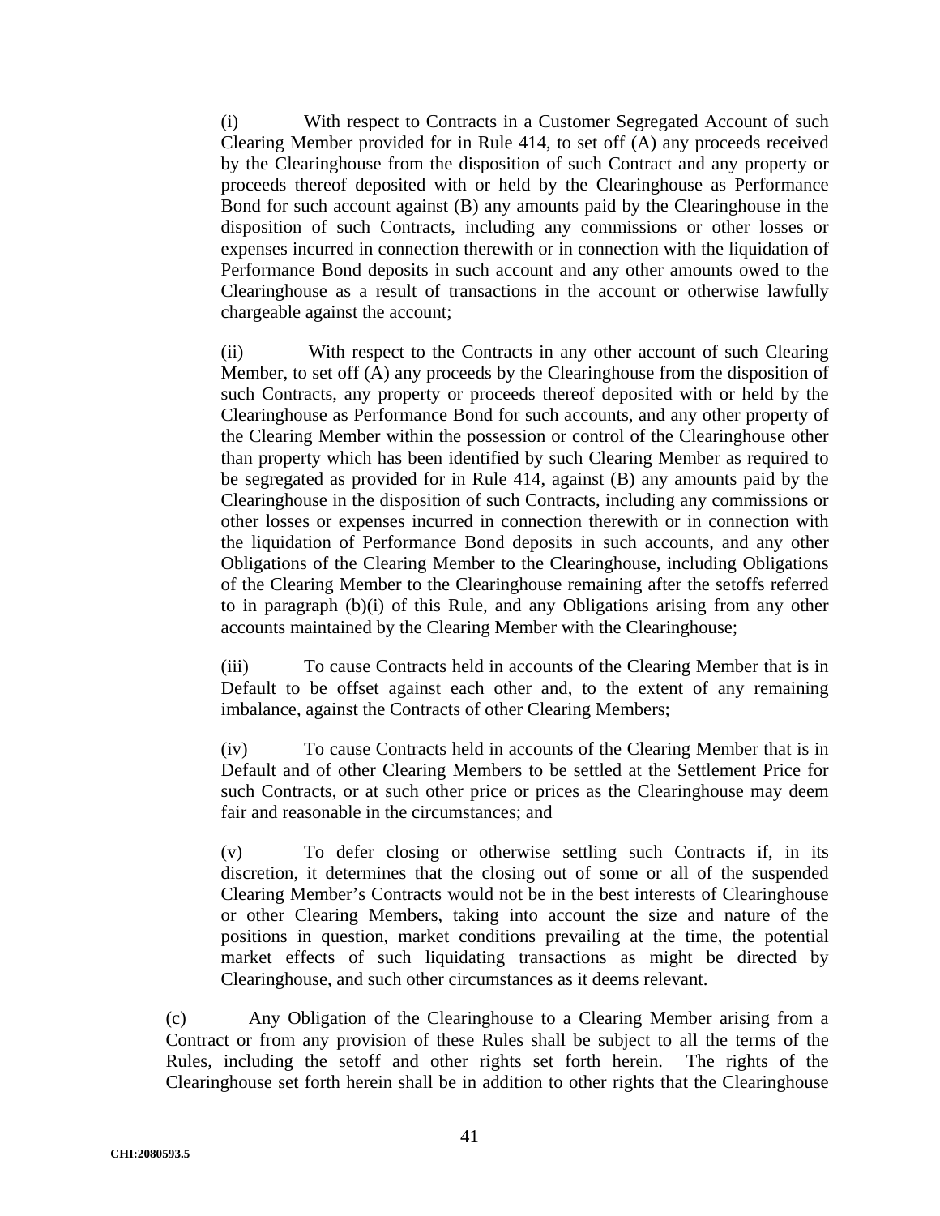(i) With respect to Contracts in a Customer Segregated Account of such Clearing Member provided for in Rule 414, to set off (A) any proceeds received by the Clearinghouse from the disposition of such Contract and any property or proceeds thereof deposited with or held by the Clearinghouse as Performance Bond for such account against (B) any amounts paid by the Clearinghouse in the disposition of such Contracts, including any commissions or other losses or expenses incurred in connection therewith or in connection with the liquidation of Performance Bond deposits in such account and any other amounts owed to the Clearinghouse as a result of transactions in the account or otherwise lawfully chargeable against the account;

(ii) With respect to the Contracts in any other account of such Clearing Member, to set off (A) any proceeds by the Clearinghouse from the disposition of such Contracts, any property or proceeds thereof deposited with or held by the Clearinghouse as Performance Bond for such accounts, and any other property of the Clearing Member within the possession or control of the Clearinghouse other than property which has been identified by such Clearing Member as required to be segregated as provided for in Rule 414, against (B) any amounts paid by the Clearinghouse in the disposition of such Contracts, including any commissions or other losses or expenses incurred in connection therewith or in connection with the liquidation of Performance Bond deposits in such accounts, and any other Obligations of the Clearing Member to the Clearinghouse, including Obligations of the Clearing Member to the Clearinghouse remaining after the setoffs referred to in paragraph (b)(i) of this Rule, and any Obligations arising from any other accounts maintained by the Clearing Member with the Clearinghouse;

(iii) To cause Contracts held in accounts of the Clearing Member that is in Default to be offset against each other and, to the extent of any remaining imbalance, against the Contracts of other Clearing Members;

(iv) To cause Contracts held in accounts of the Clearing Member that is in Default and of other Clearing Members to be settled at the Settlement Price for such Contracts, or at such other price or prices as the Clearinghouse may deem fair and reasonable in the circumstances; and

(v) To defer closing or otherwise settling such Contracts if, in its discretion, it determines that the closing out of some or all of the suspended Clearing Member's Contracts would not be in the best interests of Clearinghouse or other Clearing Members, taking into account the size and nature of the positions in question, market conditions prevailing at the time, the potential market effects of such liquidating transactions as might be directed by Clearinghouse, and such other circumstances as it deems relevant.

(c) Any Obligation of the Clearinghouse to a Clearing Member arising from a Contract or from any provision of these Rules shall be subject to all the terms of the Rules, including the setoff and other rights set forth herein. The rights of the Clearinghouse set forth herein shall be in addition to other rights that the Clearinghouse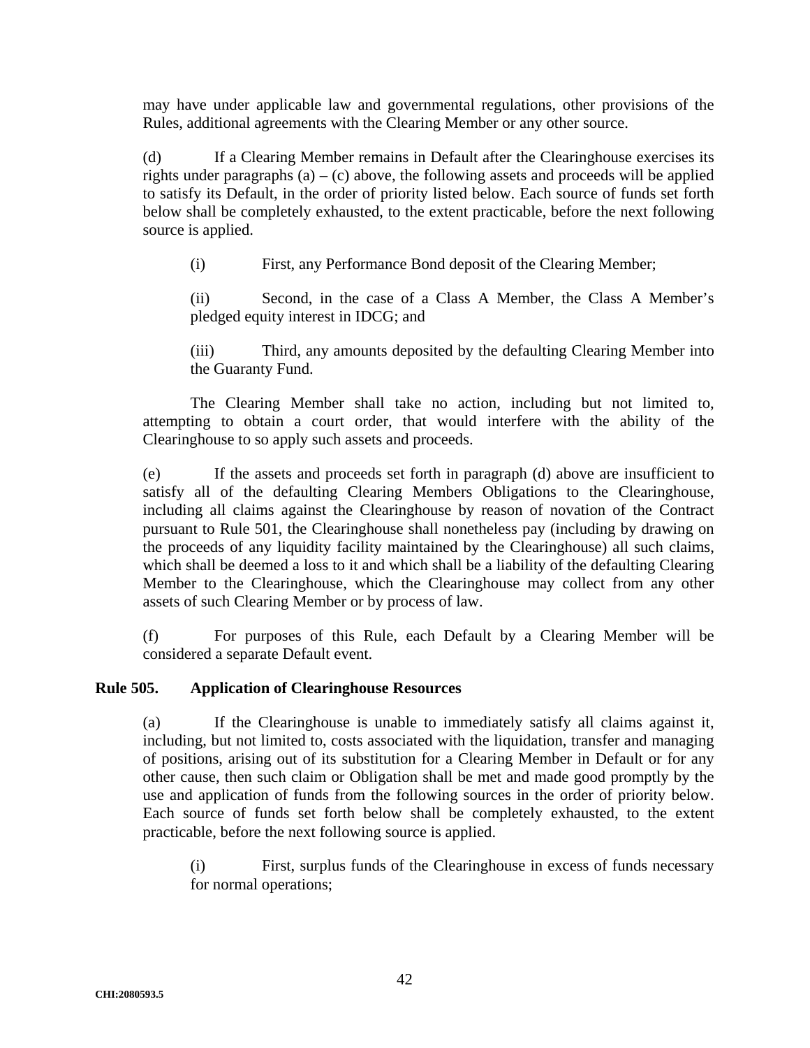may have under applicable law and governmental regulations, other provisions of the Rules, additional agreements with the Clearing Member or any other source.

(d) If a Clearing Member remains in Default after the Clearinghouse exercises its rights under paragraphs (a) – (c) above, the following assets and proceeds will be applied to satisfy its Default, in the order of priority listed below. Each source of funds set forth below shall be completely exhausted, to the extent practicable, before the next following source is applied.

> (i) First, any Performance Bond deposit of the Clearing Member;
>
> (ii) Second, in the case of a Class A Member, the Class A Member's pledged equity interest in IDCG; and
>
> (iii) Third, any amounts deposited by the defaulting Clearing Member into the Guaranty Fund.

The Clearing Member shall take no action, including but not limited to, attempting to obtain a court order, that would interfere with the ability of the Clearinghouse to so apply such assets and proceeds.

(e) If the assets and proceeds set forth in paragraph (d) above are insufficient to satisfy all of the defaulting Clearing Members Obligations to the Clearinghouse, including all claims against the Clearinghouse by reason of novation of the Contract pursuant to Rule 501, the Clearinghouse shall nonetheless pay (including by drawing on the proceeds of any liquidity facility maintained by the Clearinghouse) all such claims, which shall be deemed a loss to it and which shall be a liability of the defaulting Clearing Member to the Clearinghouse, which the Clearinghouse may collect from any other assets of such Clearing Member or by process of law.

(f) For purposes of this Rule, each Default by a Clearing Member will be considered a separate Default event.

**Rule 505. Application of Clearinghouse Resources**

(a) If the Clearinghouse is unable to immediately satisfy all claims against it, including, but not limited to, costs associated with the liquidation, transfer and managing of positions, arising out of its substitution for a Clearing Member in Default or for any other cause, then such claim or Obligation shall be met and made good promptly by the use and application of funds from the following sources in the order of priority below. Each source of funds set forth below shall be completely exhausted, to the extent practicable, before the next following source is applied.

> (i) First, surplus funds of the Clearinghouse in excess of funds necessary for normal operations;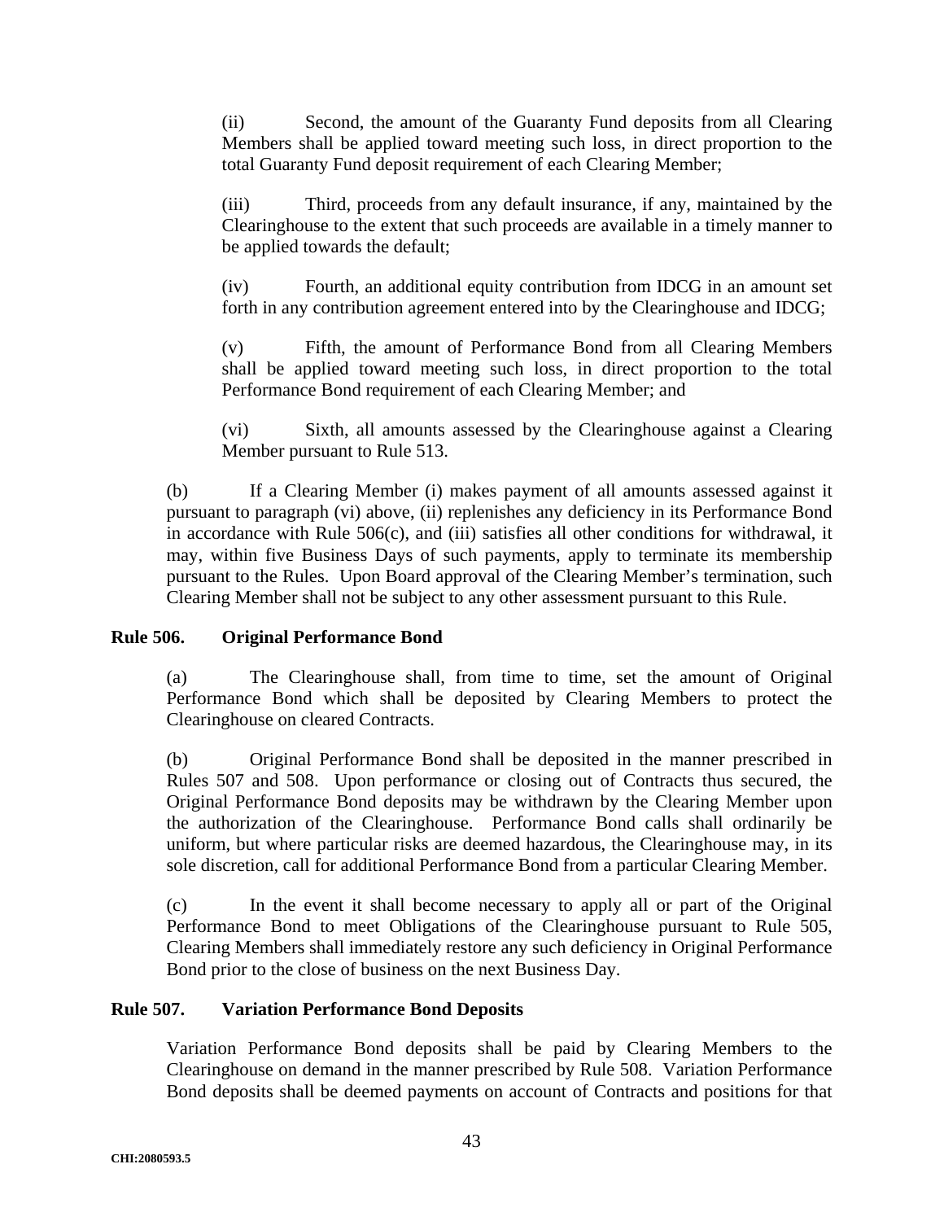(ii) Second, the amount of the Guaranty Fund deposits from all Clearing Members shall be applied toward meeting such loss, in direct proportion to the total Guaranty Fund deposit requirement of each Clearing Member;

(iii) Third, proceeds from any default insurance, if any, maintained by the Clearinghouse to the extent that such proceeds are available in a timely manner to be applied towards the default;

(iv) Fourth, an additional equity contribution from IDCG in an amount set forth in any contribution agreement entered into by the Clearinghouse and IDCG;

(v) Fifth, the amount of Performance Bond from all Clearing Members shall be applied toward meeting such loss, in direct proportion to the total Performance Bond requirement of each Clearing Member; and

(vi) Sixth, all amounts assessed by the Clearinghouse against a Clearing Member pursuant to Rule 513.

(b) If a Clearing Member (i) makes payment of all amounts assessed against it pursuant to paragraph (vi) above, (ii) replenishes any deficiency in its Performance Bond in accordance with Rule 506(c), and (iii) satisfies all other conditions for withdrawal, it may, within five Business Days of such payments, apply to terminate its membership pursuant to the Rules. Upon Board approval of the Clearing Member's termination, such Clearing Member shall not be subject to any other assessment pursuant to this Rule.

### Rule 506. Original Performance Bond

(a) The Clearinghouse shall, from time to time, set the amount of Original Performance Bond which shall be deposited by Clearing Members to protect the Clearinghouse on cleared Contracts.

(b) Original Performance Bond shall be deposited in the manner prescribed in Rules 507 and 508. Upon performance or closing out of Contracts thus secured, the Original Performance Bond deposits may be withdrawn by the Clearing Member upon the authorization of the Clearinghouse. Performance Bond calls shall ordinarily be uniform, but where particular risks are deemed hazardous, the Clearinghouse may, in its sole discretion, call for additional Performance Bond from a particular Clearing Member.

(c) In the event it shall become necessary to apply all or part of the Original Performance Bond to meet Obligations of the Clearinghouse pursuant to Rule 505, Clearing Members shall immediately restore any such deficiency in Original Performance Bond prior to the close of business on the next Business Day.

### Rule 507. Variation Performance Bond Deposits

Variation Performance Bond deposits shall be paid by Clearing Members to the Clearinghouse on demand in the manner prescribed by Rule 508. Variation Performance Bond deposits shall be deemed payments on account of Contracts and positions for that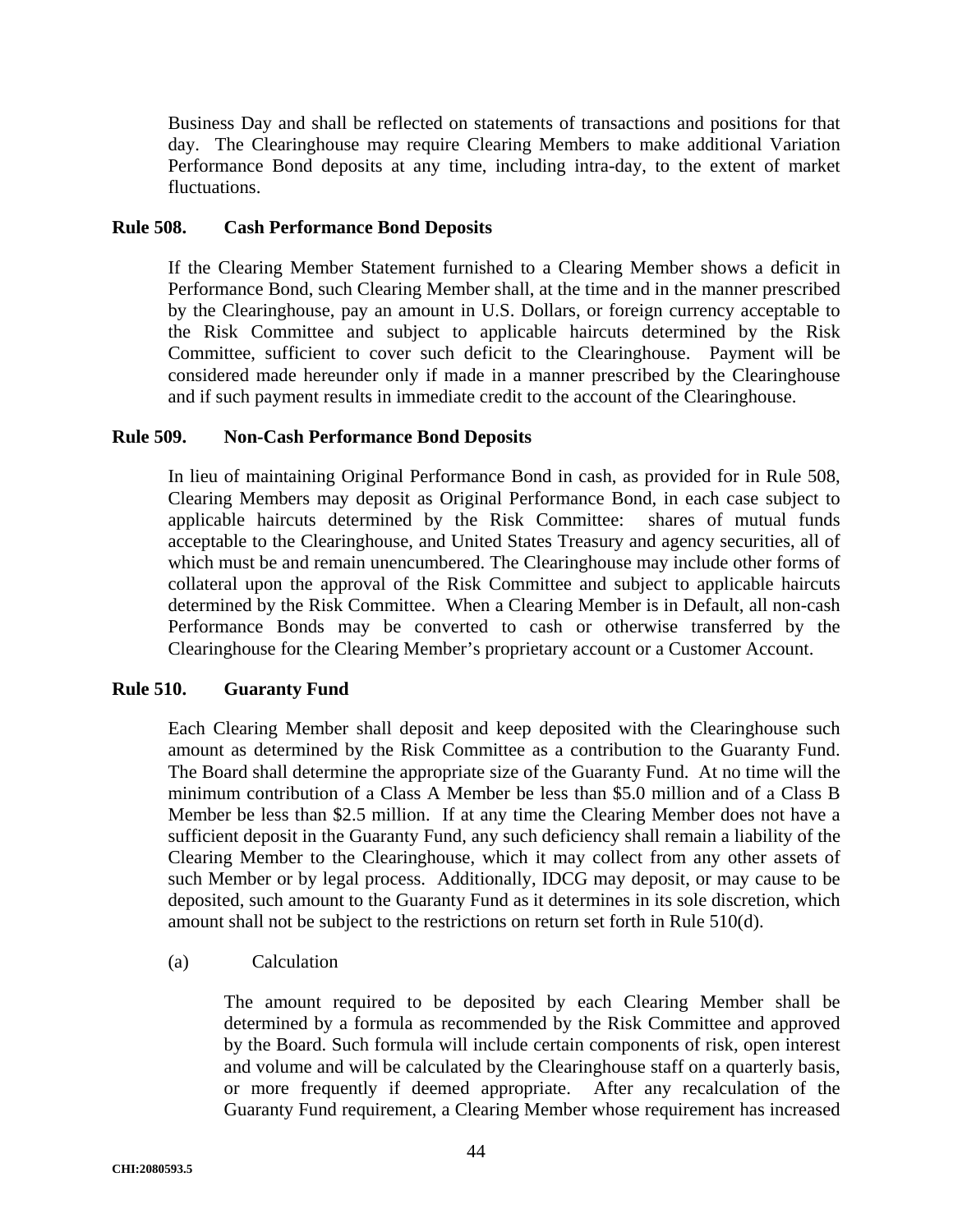Business Day and shall be reflected on statements of transactions and positions for that day. The Clearinghouse may require Clearing Members to make additional Variation Performance Bond deposits at any time, including intra-day, to the extent of market fluctuations.

**Rule 508. Cash Performance Bond Deposits**

If the Clearing Member Statement furnished to a Clearing Member shows a deficit in Performance Bond, such Clearing Member shall, at the time and in the manner prescribed by the Clearinghouse, pay an amount in U.S. Dollars, or foreign currency acceptable to the Risk Committee and subject to applicable haircuts determined by the Risk Committee, sufficient to cover such deficit to the Clearinghouse. Payment will be considered made hereunder only if made in a manner prescribed by the Clearinghouse and if such payment results in immediate credit to the account of the Clearinghouse.

**Rule 509. Non-Cash Performance Bond Deposits**

In lieu of maintaining Original Performance Bond in cash, as provided for in Rule 508, Clearing Members may deposit as Original Performance Bond, in each case subject to applicable haircuts determined by the Risk Committee: shares of mutual funds acceptable to the Clearinghouse, and United States Treasury and agency securities, all of which must be and remain unencumbered. The Clearinghouse may include other forms of collateral upon the approval of the Risk Committee and subject to applicable haircuts determined by the Risk Committee. When a Clearing Member is in Default, all non-cash Performance Bonds may be converted to cash or otherwise transferred by the Clearinghouse for the Clearing Member's proprietary account or a Customer Account.

**Rule 510. Guaranty Fund**

Each Clearing Member shall deposit and keep deposited with the Clearinghouse such amount as determined by the Risk Committee as a contribution to the Guaranty Fund. The Board shall determine the appropriate size of the Guaranty Fund. At no time will the minimum contribution of a Class A Member be less than \$5.0 million and of a Class B Member be less than \$2.5 million. If at any time the Clearing Member does not have a sufficient deposit in the Guaranty Fund, any such deficiency shall remain a liability of the Clearing Member to the Clearinghouse, which it may collect from any other assets of such Member or by legal process. Additionally, IDCG may deposit, or may cause to be deposited, such amount to the Guaranty Fund as it determines in its sole discretion, which amount shall not be subject to the restrictions on return set forth in Rule 510(d).

(a) Calculation

The amount required to be deposited by each Clearing Member shall be determined by a formula as recommended by the Risk Committee and approved by the Board. Such formula will include certain components of risk, open interest and volume and will be calculated by the Clearinghouse staff on a quarterly basis, or more frequently if deemed appropriate. After any recalculation of the Guaranty Fund requirement, a Clearing Member whose requirement has increased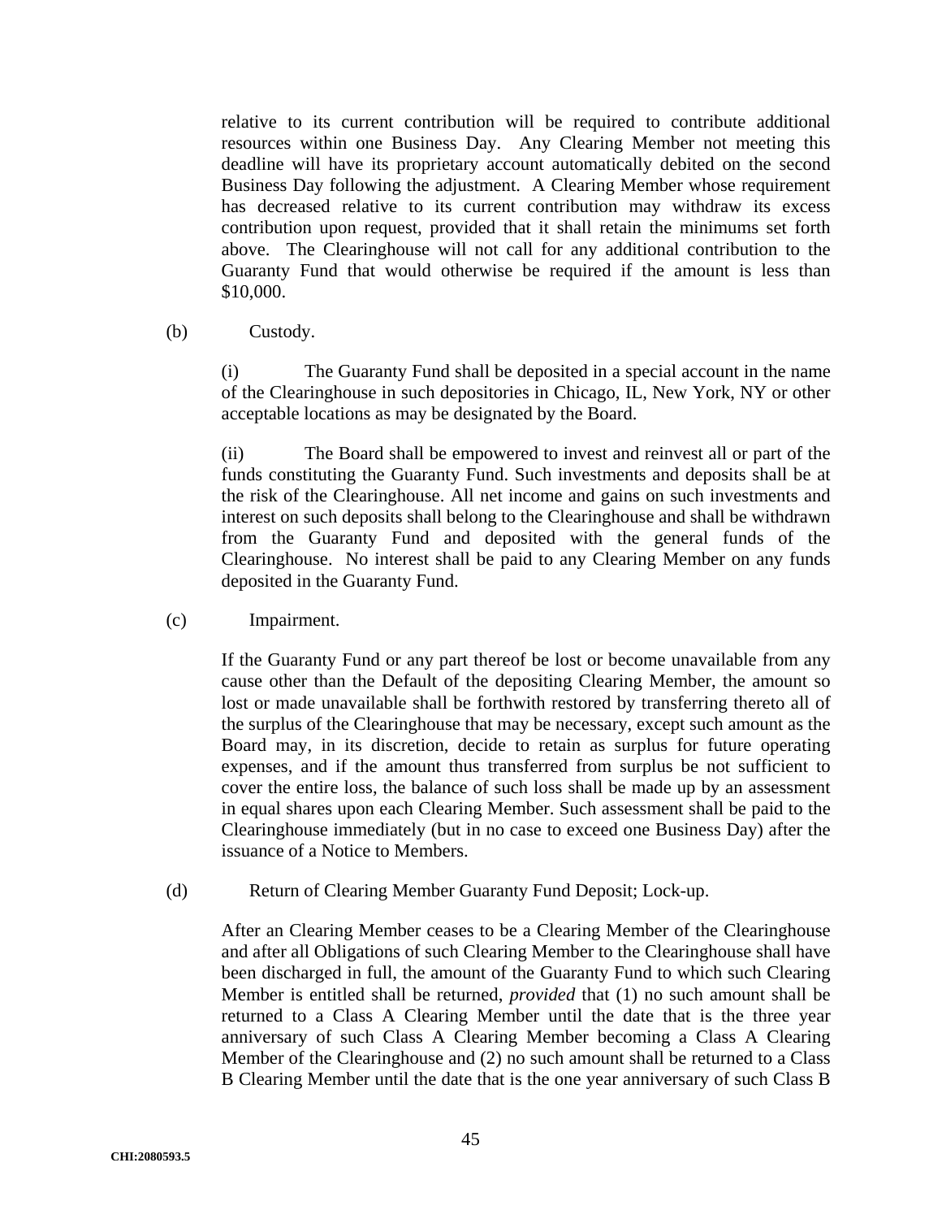relative to its current contribution will be required to contribute additional resources within one Business Day. Any Clearing Member not meeting this deadline will have its proprietary account automatically debited on the second Business Day following the adjustment. A Clearing Member whose requirement has decreased relative to its current contribution may withdraw its excess contribution upon request, provided that it shall retain the minimums set forth above. The Clearinghouse will not call for any additional contribution to the Guaranty Fund that would otherwise be required if the amount is less than $10,000.

(b) Custody.

(i) The Guaranty Fund shall be deposited in a special account in the name of the Clearinghouse in such depositories in Chicago, IL, New York, NY or other acceptable locations as may be designated by the Board.

(ii) The Board shall be empowered to invest and reinvest all or part of the funds constituting the Guaranty Fund. Such investments and deposits shall be at the risk of the Clearinghouse. All net income and gains on such investments and interest on such deposits shall belong to the Clearinghouse and shall be withdrawn from the Guaranty Fund and deposited with the general funds of the Clearinghouse. No interest shall be paid to any Clearing Member on any funds deposited in the Guaranty Fund.

(c) Impairment.

If the Guaranty Fund or any part thereof be lost or become unavailable from any cause other than the Default of the depositing Clearing Member, the amount so lost or made unavailable shall be forthwith restored by transferring thereto all of the surplus of the Clearinghouse that may be necessary, except such amount as the Board may, in its discretion, decide to retain as surplus for future operating expenses, and if the amount thus transferred from surplus be not sufficient to cover the entire loss, the balance of such loss shall be made up by an assessment in equal shares upon each Clearing Member. Such assessment shall be paid to the Clearinghouse immediately (but in no case to exceed one Business Day) after the issuance of a Notice to Members.

(d) Return of Clearing Member Guaranty Fund Deposit; Lock-up.

After an Clearing Member ceases to be a Clearing Member of the Clearinghouse and after all Obligations of such Clearing Member to the Clearinghouse shall have been discharged in full, the amount of the Guaranty Fund to which such Clearing Member is entitled shall be returned, *provided* that (1) no such amount shall be returned to a Class A Clearing Member until the date that is the three year anniversary of such Class A Clearing Member becoming a Class A Clearing Member of the Clearinghouse and (2) no such amount shall be returned to a Class B Clearing Member until the date that is the one year anniversary of such Class B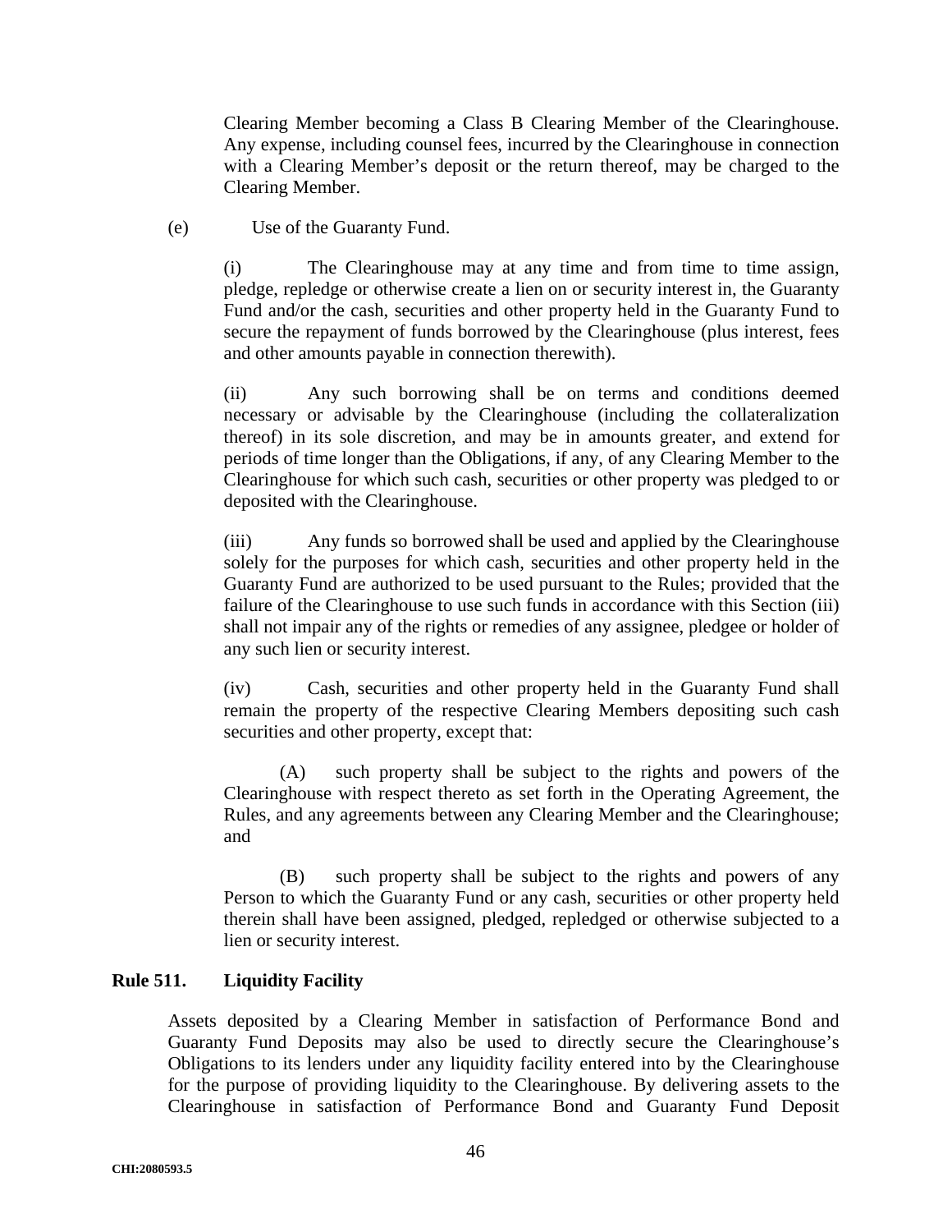Clearing Member becoming a Class B Clearing Member of the Clearinghouse. Any expense, including counsel fees, incurred by the Clearinghouse in connection with a Clearing Member's deposit or the return thereof, may be charged to the Clearing Member.

(e) Use of the Guaranty Fund.

(i) The Clearinghouse may at any time and from time to time assign, pledge, repledge or otherwise create a lien on or security interest in, the Guaranty Fund and/or the cash, securities and other property held in the Guaranty Fund to secure the repayment of funds borrowed by the Clearinghouse (plus interest, fees and other amounts payable in connection therewith).

(ii) Any such borrowing shall be on terms and conditions deemed necessary or advisable by the Clearinghouse (including the collateralization thereof) in its sole discretion, and may be in amounts greater, and extend for periods of time longer than the Obligations, if any, of any Clearing Member to the Clearinghouse for which such cash, securities or other property was pledged to or deposited with the Clearinghouse.

(iii) Any funds so borrowed shall be used and applied by the Clearinghouse solely for the purposes for which cash, securities and other property held in the Guaranty Fund are authorized to be used pursuant to the Rules; provided that the failure of the Clearinghouse to use such funds in accordance with this Section (iii) shall not impair any of the rights or remedies of any assignee, pledgee or holder of any such lien or security interest.

(iv) Cash, securities and other property held in the Guaranty Fund shall remain the property of the respective Clearing Members depositing such cash securities and other property, except that:

(A) such property shall be subject to the rights and powers of the Clearinghouse with respect thereto as set forth in the Operating Agreement, the Rules, and any agreements between any Clearing Member and the Clearinghouse; and

(B) such property shall be subject to the rights and powers of any Person to which the Guaranty Fund or any cash, securities or other property held therein shall have been assigned, pledged, repledged or otherwise subjected to a lien or security interest.

**Rule 511. Liquidity Facility**

Assets deposited by a Clearing Member in satisfaction of Performance Bond and Guaranty Fund Deposits may also be used to directly secure the Clearinghouse's Obligations to its lenders under any liquidity facility entered into by the Clearinghouse for the purpose of providing liquidity to the Clearinghouse. By delivering assets to the Clearinghouse in satisfaction of Performance Bond and Guaranty Fund Deposit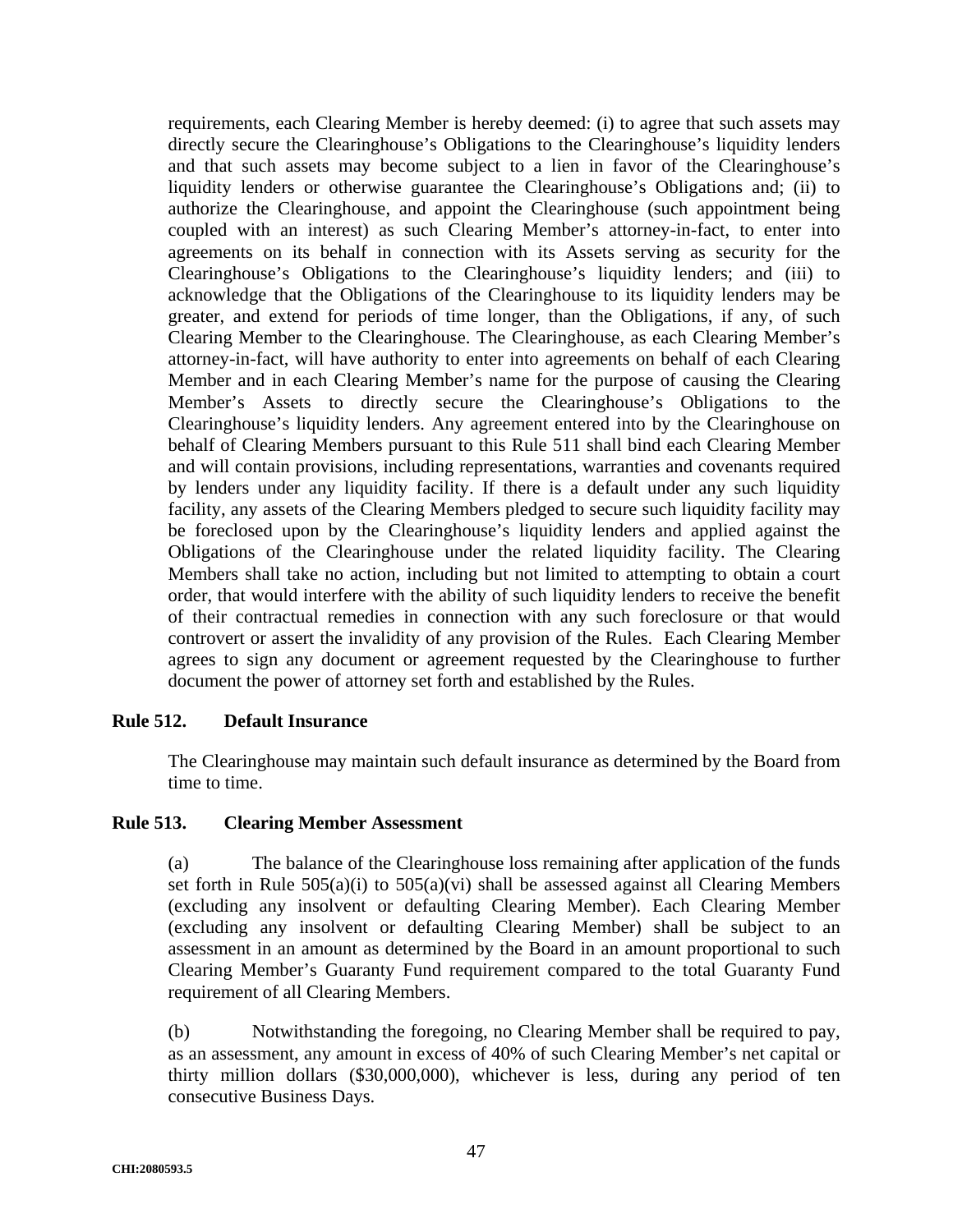requirements, each Clearing Member is hereby deemed: (i) to agree that such assets may directly secure the Clearinghouse's Obligations to the Clearinghouse's liquidity lenders and that such assets may become subject to a lien in favor of the Clearinghouse's liquidity lenders or otherwise guarantee the Clearinghouse's Obligations and; (ii) to authorize the Clearinghouse, and appoint the Clearinghouse (such appointment being coupled with an interest) as such Clearing Member's attorney-in-fact, to enter into agreements on its behalf in connection with its Assets serving as security for the Clearinghouse's Obligations to the Clearinghouse's liquidity lenders; and (iii) to acknowledge that the Obligations of the Clearinghouse to its liquidity lenders may be greater, and extend for periods of time longer, than the Obligations, if any, of such Clearing Member to the Clearinghouse. The Clearinghouse, as each Clearing Member's attorney-in-fact, will have authority to enter into agreements on behalf of each Clearing Member and in each Clearing Member's name for the purpose of causing the Clearing Member's Assets to directly secure the Clearinghouse's Obligations to the Clearinghouse's liquidity lenders. Any agreement entered into by the Clearinghouse on behalf of Clearing Members pursuant to this Rule 511 shall bind each Clearing Member and will contain provisions, including representations, warranties and covenants required by lenders under any liquidity facility. If there is a default under any such liquidity facility, any assets of the Clearing Members pledged to secure such liquidity facility may be foreclosed upon by the Clearinghouse's liquidity lenders and applied against the Obligations of the Clearinghouse under the related liquidity facility. The Clearing Members shall take no action, including but not limited to attempting to obtain a court order, that would interfere with the ability of such liquidity lenders to receive the benefit of their contractual remedies in connection with any such foreclosure or that would controvert or assert the invalidity of any provision of the Rules. Each Clearing Member agrees to sign any document or agreement requested by the Clearinghouse to further document the power of attorney set forth and established by the Rules.

**Rule 512. Default Insurance**

The Clearinghouse may maintain such default insurance as determined by the Board from time to time.

**Rule 513. Clearing Member Assessment**

(a) The balance of the Clearinghouse loss remaining after application of the funds set forth in Rule 505(a)(i) to 505(a)(vi) shall be assessed against all Clearing Members (excluding any insolvent or defaulting Clearing Member). Each Clearing Member (excluding any insolvent or defaulting Clearing Member) shall be subject to an assessment in an amount as determined by the Board in an amount proportional to such Clearing Member's Guaranty Fund requirement compared to the total Guaranty Fund requirement of all Clearing Members.

(b) Notwithstanding the foregoing, no Clearing Member shall be required to pay, as an assessment, any amount in excess of 40% of such Clearing Member's net capital or thirty million dollars ($30,000,000), whichever is less, during any period of ten consecutive Business Days.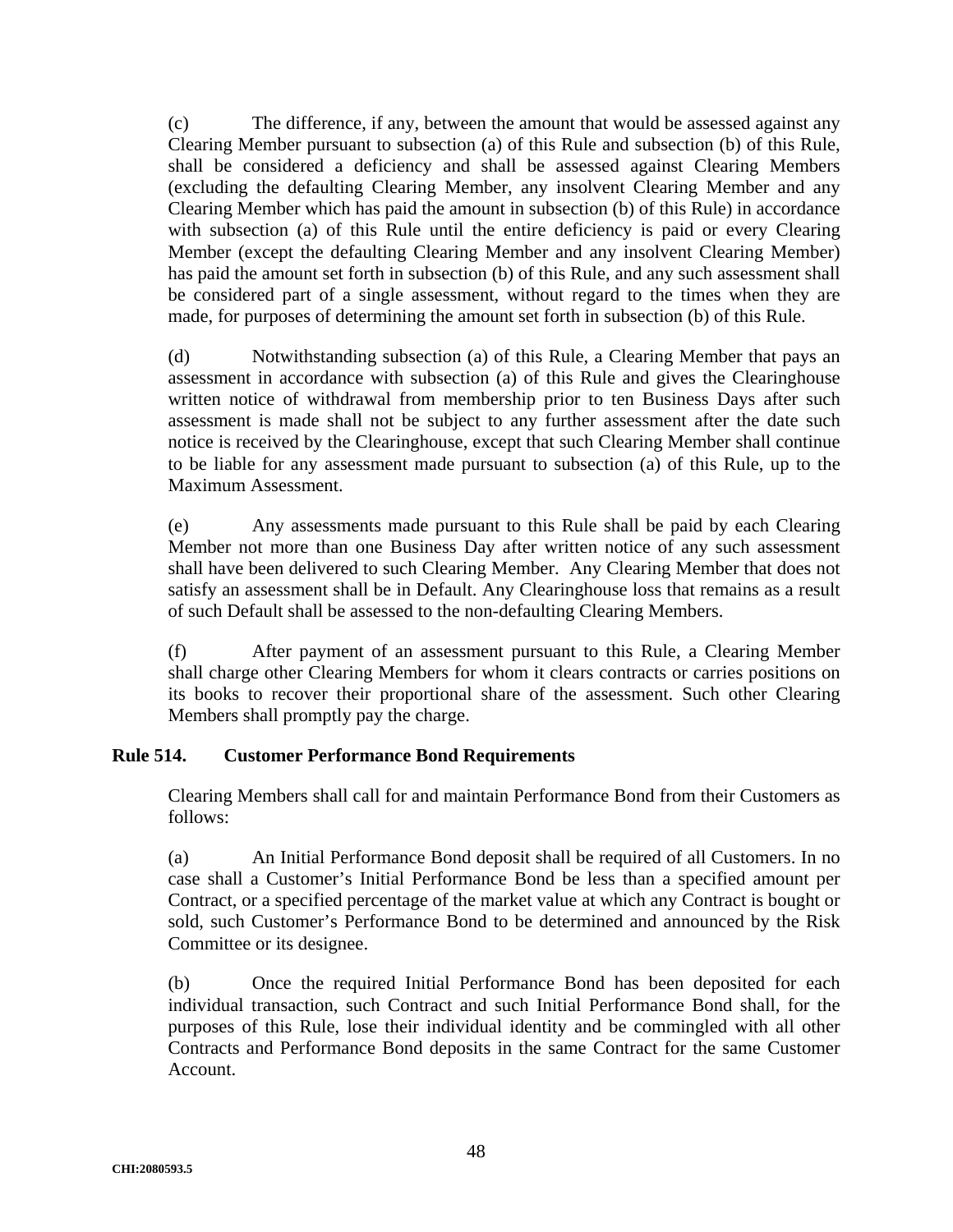(c) The difference, if any, between the amount that would be assessed against any Clearing Member pursuant to subsection (a) of this Rule and subsection (b) of this Rule, shall be considered a deficiency and shall be assessed against Clearing Members (excluding the defaulting Clearing Member, any insolvent Clearing Member and any Clearing Member which has paid the amount in subsection (b) of this Rule) in accordance with subsection (a) of this Rule until the entire deficiency is paid or every Clearing Member (except the defaulting Clearing Member and any insolvent Clearing Member) has paid the amount set forth in subsection (b) of this Rule, and any such assessment shall be considered part of a single assessment, without regard to the times when they are made, for purposes of determining the amount set forth in subsection (b) of this Rule.

(d) Notwithstanding subsection (a) of this Rule, a Clearing Member that pays an assessment in accordance with subsection (a) of this Rule and gives the Clearinghouse written notice of withdrawal from membership prior to ten Business Days after such assessment is made shall not be subject to any further assessment after the date such notice is received by the Clearinghouse, except that such Clearing Member shall continue to be liable for any assessment made pursuant to subsection (a) of this Rule, up to the Maximum Assessment.

(e) Any assessments made pursuant to this Rule shall be paid by each Clearing Member not more than one Business Day after written notice of any such assessment shall have been delivered to such Clearing Member. Any Clearing Member that does not satisfy an assessment shall be in Default. Any Clearinghouse loss that remains as a result of such Default shall be assessed to the non-defaulting Clearing Members.

(f) After payment of an assessment pursuant to this Rule, a Clearing Member shall charge other Clearing Members for whom it clears contracts or carries positions on its books to recover their proportional share of the assessment. Such other Clearing Members shall promptly pay the charge.

**Rule 514. Customer Performance Bond Requirements**

Clearing Members shall call for and maintain Performance Bond from their Customers as follows:

(a) An Initial Performance Bond deposit shall be required of all Customers. In no case shall a Customer's Initial Performance Bond be less than a specified amount per Contract, or a specified percentage of the market value at which any Contract is bought or sold, such Customer's Performance Bond to be determined and announced by the Risk Committee or its designee.

(b) Once the required Initial Performance Bond has been deposited for each individual transaction, such Contract and such Initial Performance Bond shall, for the purposes of this Rule, lose their individual identity and be commingled with all other Contracts and Performance Bond deposits in the same Contract for the same Customer Account.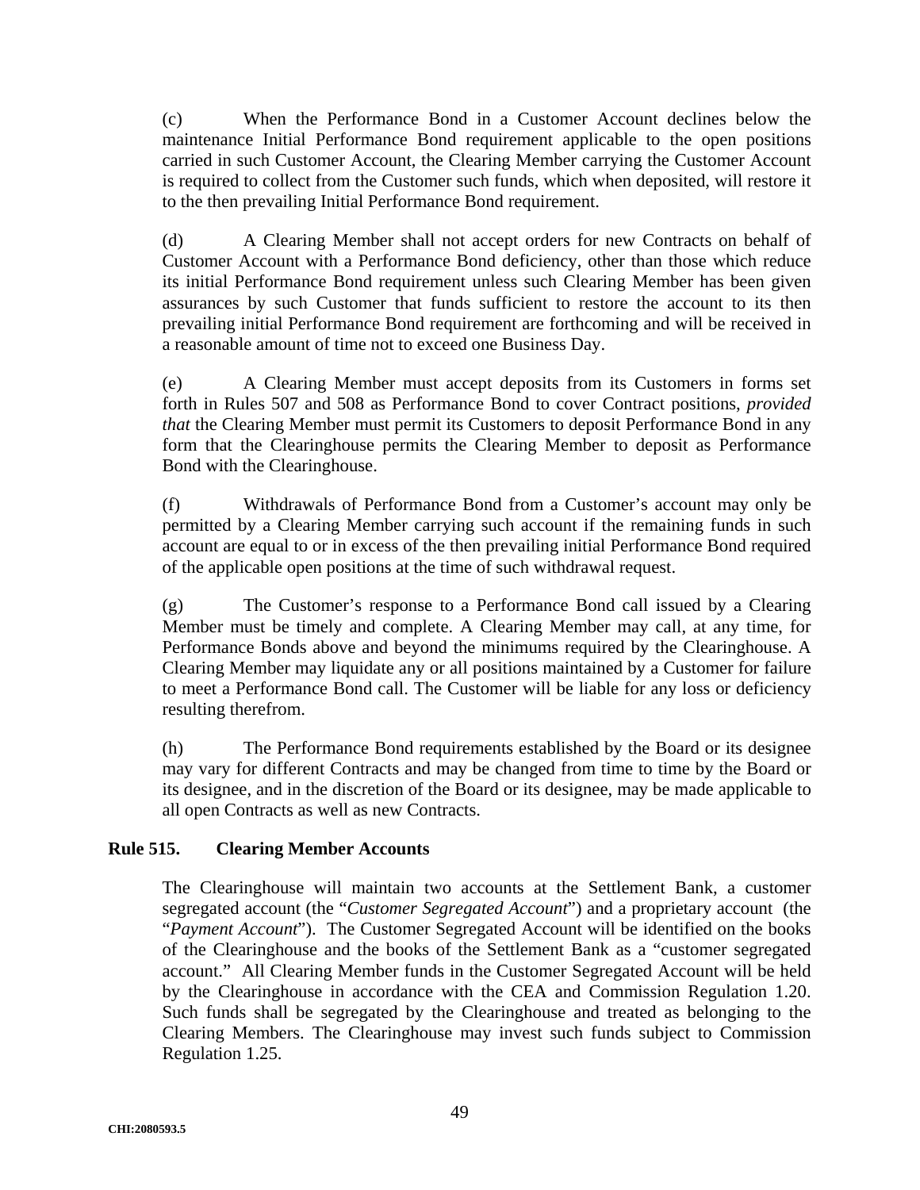(c) When the Performance Bond in a Customer Account declines below the maintenance Initial Performance Bond requirement applicable to the open positions carried in such Customer Account, the Clearing Member carrying the Customer Account is required to collect from the Customer such funds, which when deposited, will restore it to the then prevailing Initial Performance Bond requirement.

(d) A Clearing Member shall not accept orders for new Contracts on behalf of Customer Account with a Performance Bond deficiency, other than those which reduce its initial Performance Bond requirement unless such Clearing Member has been given assurances by such Customer that funds sufficient to restore the account to its then prevailing initial Performance Bond requirement are forthcoming and will be received in a reasonable amount of time not to exceed one Business Day.

(e) A Clearing Member must accept deposits from its Customers in forms set forth in Rules 507 and 508 as Performance Bond to cover Contract positions, *provided that* the Clearing Member must permit its Customers to deposit Performance Bond in any form that the Clearinghouse permits the Clearing Member to deposit as Performance Bond with the Clearinghouse.

(f) Withdrawals of Performance Bond from a Customer's account may only be permitted by a Clearing Member carrying such account if the remaining funds in such account are equal to or in excess of the then prevailing initial Performance Bond required of the applicable open positions at the time of such withdrawal request.

(g) The Customer's response to a Performance Bond call issued by a Clearing Member must be timely and complete. A Clearing Member may call, at any time, for Performance Bonds above and beyond the minimums required by the Clearinghouse. A Clearing Member may liquidate any or all positions maintained by a Customer for failure to meet a Performance Bond call. The Customer will be liable for any loss or deficiency resulting therefrom.

(h) The Performance Bond requirements established by the Board or its designee may vary for different Contracts and may be changed from time to time by the Board or its designee, and in the discretion of the Board or its designee, may be made applicable to all open Contracts as well as new Contracts.

### Rule 515. Clearing Member Accounts

The Clearinghouse will maintain two accounts at the Settlement Bank, a customer segregated account (the "*Customer Segregated Account*") and a proprietary account (the "*Payment Account*"). The Customer Segregated Account will be identified on the books of the Clearinghouse and the books of the Settlement Bank as a "customer segregated account." All Clearing Member funds in the Customer Segregated Account will be held by the Clearinghouse in accordance with the CEA and Commission Regulation 1.20. Such funds shall be segregated by the Clearinghouse and treated as belonging to the Clearing Members. The Clearinghouse may invest such funds subject to Commission Regulation 1.25.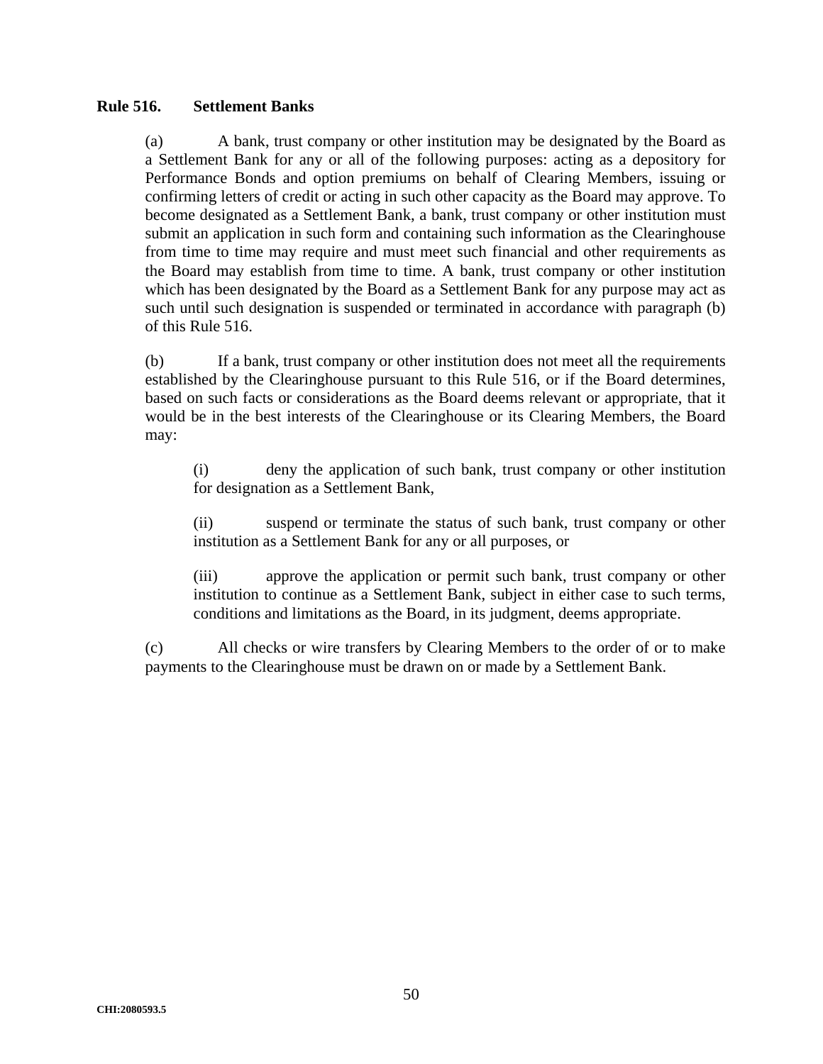**Rule 516. Settlement Banks**

(a) A bank, trust company or other institution may be designated by the Board as a Settlement Bank for any or all of the following purposes: acting as a depository for Performance Bonds and option premiums on behalf of Clearing Members, issuing or confirming letters of credit or acting in such other capacity as the Board may approve. To become designated as a Settlement Bank, a bank, trust company or other institution must submit an application in such form and containing such information as the Clearinghouse from time to time may require and must meet such financial and other requirements as the Board may establish from time to time. A bank, trust company or other institution which has been designated by the Board as a Settlement Bank for any purpose may act as such until such designation is suspended or terminated in accordance with paragraph (b) of this Rule 516.

(b) If a bank, trust company or other institution does not meet all the requirements established by the Clearinghouse pursuant to this Rule 516, or if the Board determines, based on such facts or considerations as the Board deems relevant or appropriate, that it would be in the best interests of the Clearinghouse or its Clearing Members, the Board may:

(i) deny the application of such bank, trust company or other institution for designation as a Settlement Bank,

(ii) suspend or terminate the status of such bank, trust company or other institution as a Settlement Bank for any or all purposes, or

(iii) approve the application or permit such bank, trust company or other institution to continue as a Settlement Bank, subject in either case to such terms, conditions and limitations as the Board, in its judgment, deems appropriate.

(c) All checks or wire transfers by Clearing Members to the order of or to make payments to the Clearinghouse must be drawn on or made by a Settlement Bank.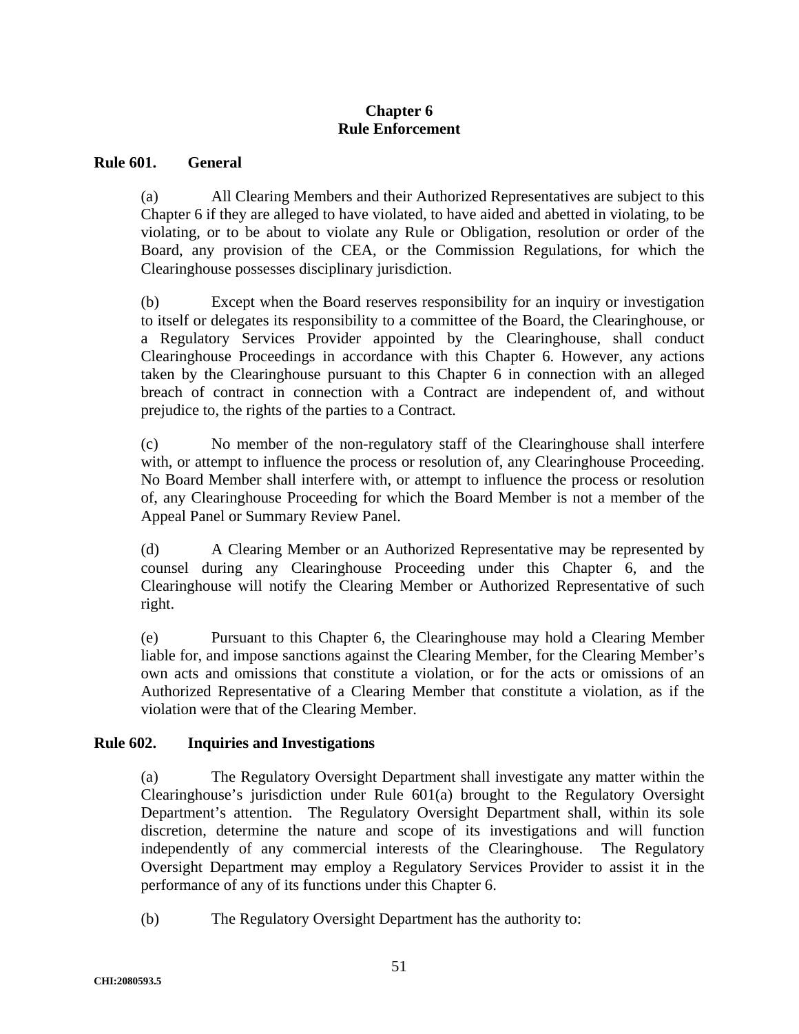# Chapter 6
# Rule Enforcement

## Rule 601. General

(a) All Clearing Members and their Authorized Representatives are subject to this Chapter 6 if they are alleged to have violated, to have aided and abetted in violating, to be violating, or to be about to violate any Rule or Obligation, resolution or order of the Board, any provision of the CEA, or the Commission Regulations, for which the Clearinghouse possesses disciplinary jurisdiction.

(b) Except when the Board reserves responsibility for an inquiry or investigation to itself or delegates its responsibility to a committee of the Board, the Clearinghouse, or a Regulatory Services Provider appointed by the Clearinghouse, shall conduct Clearinghouse Proceedings in accordance with this Chapter 6. However, any actions taken by the Clearinghouse pursuant to this Chapter 6 in connection with an alleged breach of contract in connection with a Contract are independent of, and without prejudice to, the rights of the parties to a Contract.

(c) No member of the non-regulatory staff of the Clearinghouse shall interfere with, or attempt to influence the process or resolution of, any Clearinghouse Proceeding. No Board Member shall interfere with, or attempt to influence the process or resolution of, any Clearinghouse Proceeding for which the Board Member is not a member of the Appeal Panel or Summary Review Panel.

(d) A Clearing Member or an Authorized Representative may be represented by counsel during any Clearinghouse Proceeding under this Chapter 6, and the Clearinghouse will notify the Clearing Member or Authorized Representative of such right.

(e) Pursuant to this Chapter 6, the Clearinghouse may hold a Clearing Member liable for, and impose sanctions against the Clearing Member, for the Clearing Member's own acts and omissions that constitute a violation, or for the acts or omissions of an Authorized Representative of a Clearing Member that constitute a violation, as if the violation were that of the Clearing Member.

## Rule 602. Inquiries and Investigations

(a) The Regulatory Oversight Department shall investigate any matter within the Clearinghouse's jurisdiction under Rule 601(a) brought to the Regulatory Oversight Department's attention. The Regulatory Oversight Department shall, within its sole discretion, determine the nature and scope of its investigations and will function independently of any commercial interests of the Clearinghouse. The Regulatory Oversight Department may employ a Regulatory Services Provider to assist it in the performance of any of its functions under this Chapter 6.

(b) The Regulatory Oversight Department has the authority to: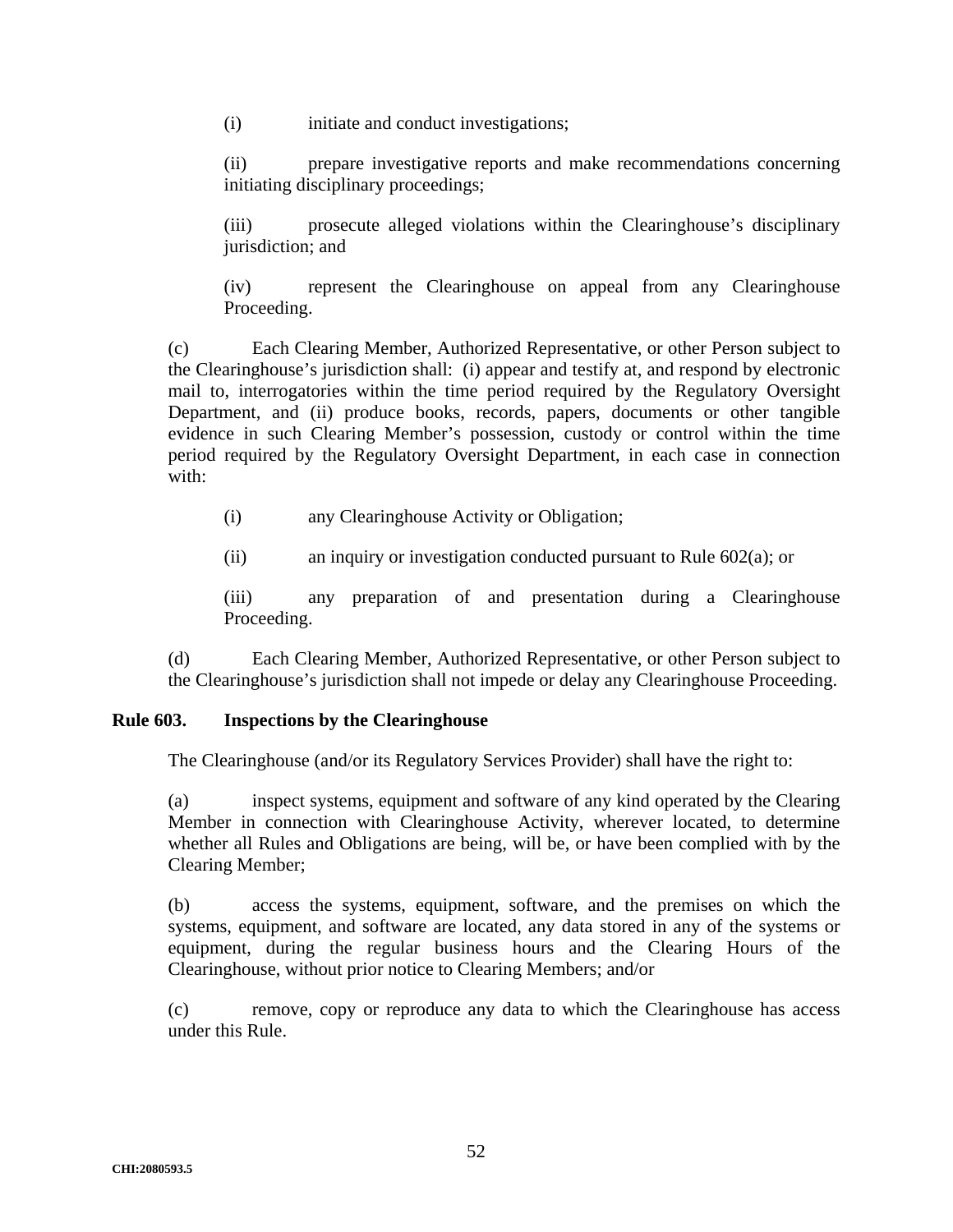(i) initiate and conduct investigations;

(ii) prepare investigative reports and make recommendations concerning initiating disciplinary proceedings;

(iii) prosecute alleged violations within the Clearinghouse's disciplinary jurisdiction; and

(iv) represent the Clearinghouse on appeal from any Clearinghouse Proceeding.

(c) Each Clearing Member, Authorized Representative, or other Person subject to the Clearinghouse's jurisdiction shall: (i) appear and testify at, and respond by electronic mail to, interrogatories within the time period required by the Regulatory Oversight Department, and (ii) produce books, records, papers, documents or other tangible evidence in such Clearing Member's possession, custody or control within the time period required by the Regulatory Oversight Department, in each case in connection with:

(i) any Clearinghouse Activity or Obligation;

(ii) an inquiry or investigation conducted pursuant to Rule 602(a); or

(iii) any preparation of and presentation during a Clearinghouse Proceeding.

(d) Each Clearing Member, Authorized Representative, or other Person subject to the Clearinghouse's jurisdiction shall not impede or delay any Clearinghouse Proceeding.

**Rule 603. Inspections by the Clearinghouse**

The Clearinghouse (and/or its Regulatory Services Provider) shall have the right to:

(a) inspect systems, equipment and software of any kind operated by the Clearing Member in connection with Clearinghouse Activity, wherever located, to determine whether all Rules and Obligations are being, will be, or have been complied with by the Clearing Member;

(b) access the systems, equipment, software, and the premises on which the systems, equipment, and software are located, any data stored in any of the systems or equipment, during the regular business hours and the Clearing Hours of the Clearinghouse, without prior notice to Clearing Members; and/or

(c) remove, copy or reproduce any data to which the Clearinghouse has access under this Rule.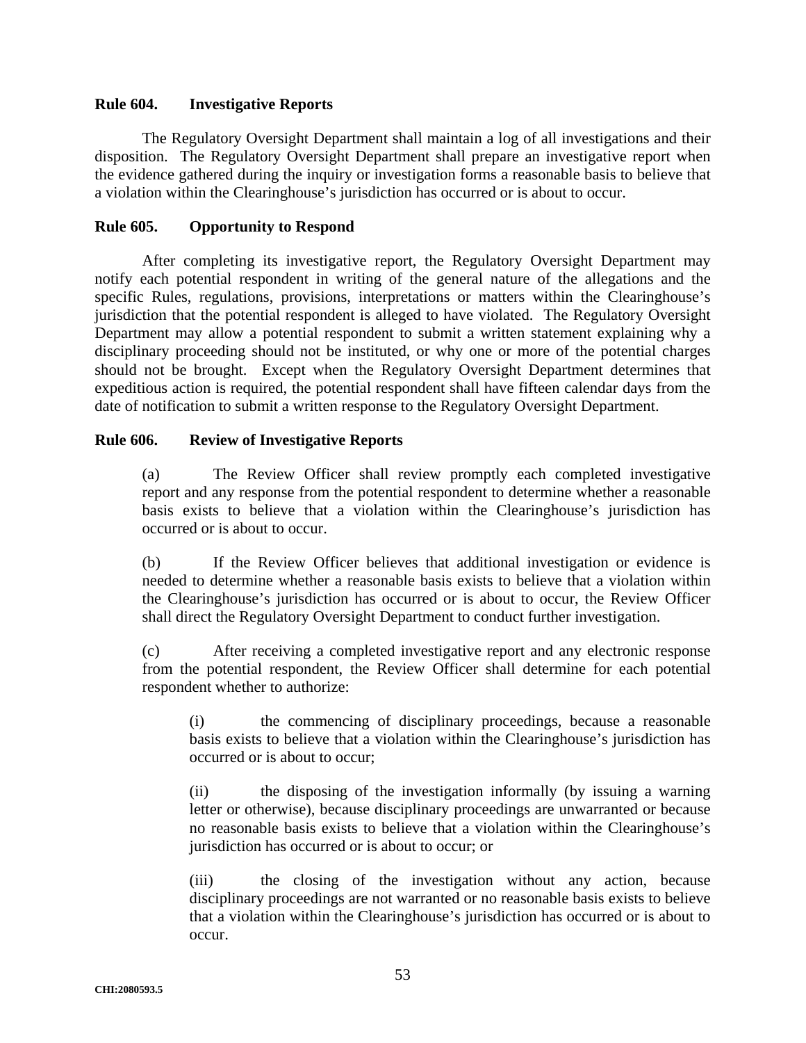**Rule 604. Investigative Reports**

The Regulatory Oversight Department shall maintain a log of all investigations and their disposition. The Regulatory Oversight Department shall prepare an investigative report when the evidence gathered during the inquiry or investigation forms a reasonable basis to believe that a violation within the Clearinghouse's jurisdiction has occurred or is about to occur.

**Rule 605. Opportunity to Respond**

After completing its investigative report, the Regulatory Oversight Department may notify each potential respondent in writing of the general nature of the allegations and the specific Rules, regulations, provisions, interpretations or matters within the Clearinghouse's jurisdiction that the potential respondent is alleged to have violated. The Regulatory Oversight Department may allow a potential respondent to submit a written statement explaining why a disciplinary proceeding should not be instituted, or why one or more of the potential charges should not be brought. Except when the Regulatory Oversight Department determines that expeditious action is required, the potential respondent shall have fifteen calendar days from the date of notification to submit a written response to the Regulatory Oversight Department.

**Rule 606. Review of Investigative Reports**

(a) The Review Officer shall review promptly each completed investigative report and any response from the potential respondent to determine whether a reasonable basis exists to believe that a violation within the Clearinghouse's jurisdiction has occurred or is about to occur.

(b) If the Review Officer believes that additional investigation or evidence is needed to determine whether a reasonable basis exists to believe that a violation within the Clearinghouse's jurisdiction has occurred or is about to occur, the Review Officer shall direct the Regulatory Oversight Department to conduct further investigation.

(c) After receiving a completed investigative report and any electronic response from the potential respondent, the Review Officer shall determine for each potential respondent whether to authorize:

(i) the commencing of disciplinary proceedings, because a reasonable basis exists to believe that a violation within the Clearinghouse's jurisdiction has occurred or is about to occur;

(ii) the disposing of the investigation informally (by issuing a warning letter or otherwise), because disciplinary proceedings are unwarranted or because no reasonable basis exists to believe that a violation within the Clearinghouse's jurisdiction has occurred or is about to occur; or

(iii) the closing of the investigation without any action, because disciplinary proceedings are not warranted or no reasonable basis exists to believe that a violation within the Clearinghouse's jurisdiction has occurred or is about to occur.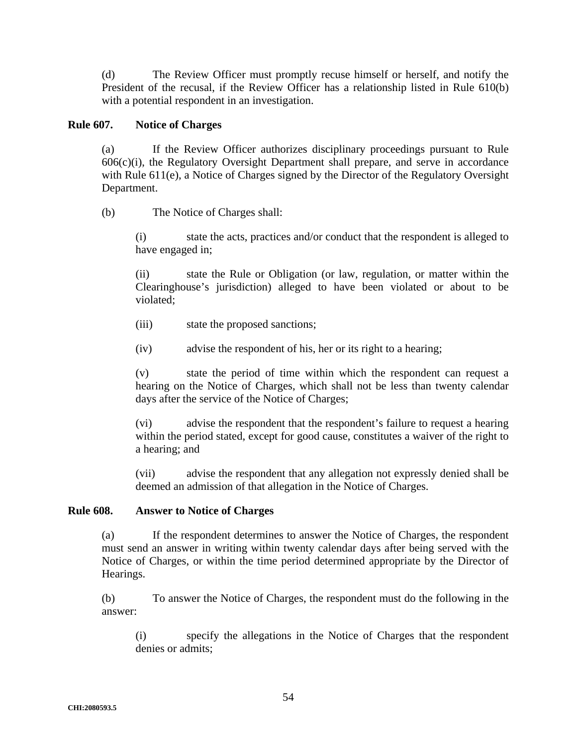(d) The Review Officer must promptly recuse himself or herself, and notify the President of the recusal, if the Review Officer has a relationship listed in Rule 610(b) with a potential respondent in an investigation.

**Rule 607. Notice of Charges**

(a) If the Review Officer authorizes disciplinary proceedings pursuant to Rule 606(c)(i), the Regulatory Oversight Department shall prepare, and serve in accordance with Rule 611(e), a Notice of Charges signed by the Director of the Regulatory Oversight Department.

(b) The Notice of Charges shall:

(i) state the acts, practices and/or conduct that the respondent is alleged to have engaged in;

(ii) state the Rule or Obligation (or law, regulation, or matter within the Clearinghouse's jurisdiction) alleged to have been violated or about to be violated;

(iii) state the proposed sanctions;

(iv) advise the respondent of his, her or its right to a hearing;

(v) state the period of time within which the respondent can request a hearing on the Notice of Charges, which shall not be less than twenty calendar days after the service of the Notice of Charges;

(vi) advise the respondent that the respondent's failure to request a hearing within the period stated, except for good cause, constitutes a waiver of the right to a hearing; and

(vii) advise the respondent that any allegation not expressly denied shall be deemed an admission of that allegation in the Notice of Charges.

**Rule 608. Answer to Notice of Charges**

(a) If the respondent determines to answer the Notice of Charges, the respondent must send an answer in writing within twenty calendar days after being served with the Notice of Charges, or within the time period determined appropriate by the Director of Hearings.

(b) To answer the Notice of Charges, the respondent must do the following in the answer:

(i) specify the allegations in the Notice of Charges that the respondent denies or admits;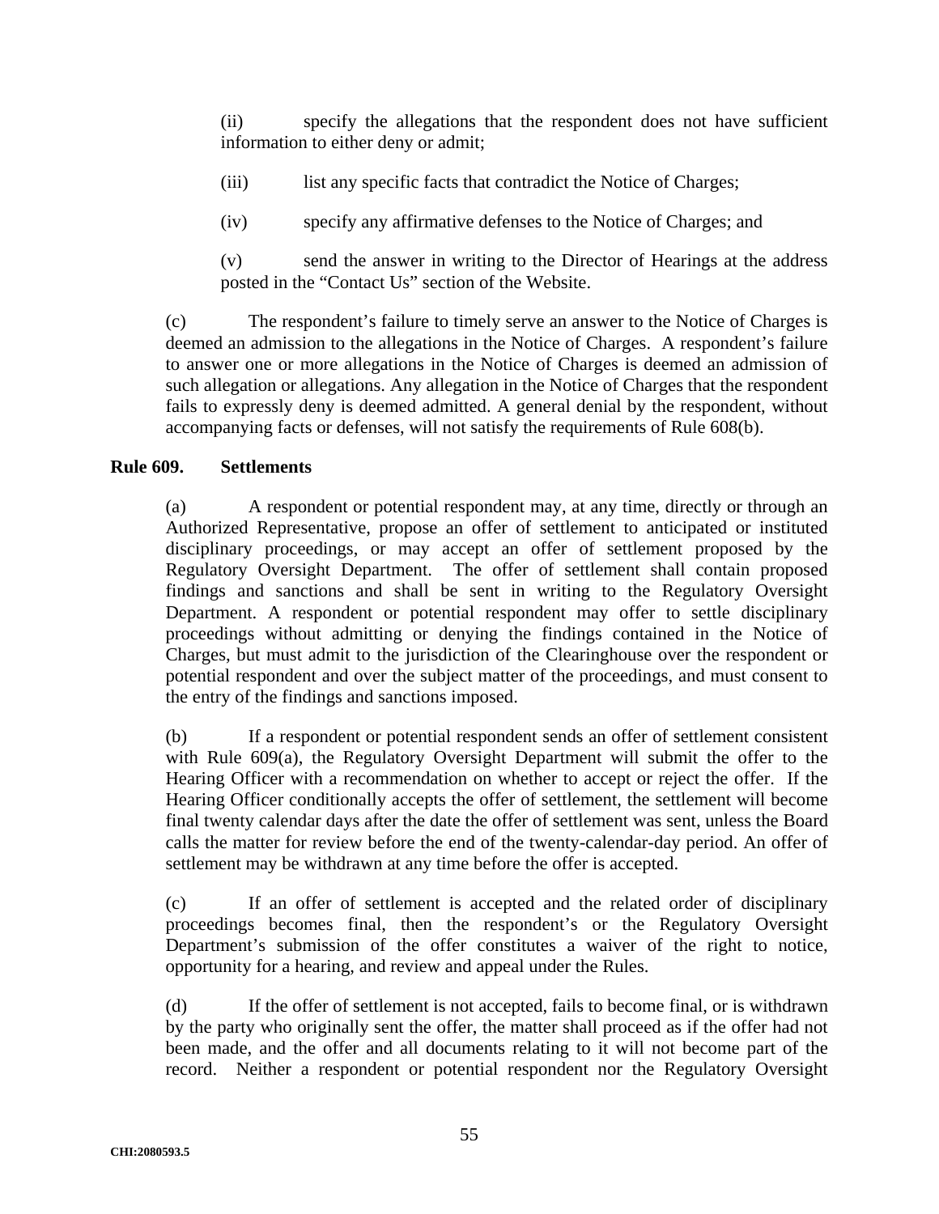(ii) specify the allegations that the respondent does not have sufficient information to either deny or admit;

(iii) list any specific facts that contradict the Notice of Charges;

(iv) specify any affirmative defenses to the Notice of Charges; and

(v) send the answer in writing to the Director of Hearings at the address posted in the "Contact Us" section of the Website.

(c) The respondent's failure to timely serve an answer to the Notice of Charges is deemed an admission to the allegations in the Notice of Charges. A respondent's failure to answer one or more allegations in the Notice of Charges is deemed an admission of such allegation or allegations. Any allegation in the Notice of Charges that the respondent fails to expressly deny is deemed admitted. A general denial by the respondent, without accompanying facts or defenses, will not satisfy the requirements of Rule 608(b).

**Rule 609. Settlements**

(a) A respondent or potential respondent may, at any time, directly or through an Authorized Representative, propose an offer of settlement to anticipated or instituted disciplinary proceedings, or may accept an offer of settlement proposed by the Regulatory Oversight Department. The offer of settlement shall contain proposed findings and sanctions and shall be sent in writing to the Regulatory Oversight Department. A respondent or potential respondent may offer to settle disciplinary proceedings without admitting or denying the findings contained in the Notice of Charges, but must admit to the jurisdiction of the Clearinghouse over the respondent or potential respondent and over the subject matter of the proceedings, and must consent to the entry of the findings and sanctions imposed.

(b) If a respondent or potential respondent sends an offer of settlement consistent with Rule 609(a), the Regulatory Oversight Department will submit the offer to the Hearing Officer with a recommendation on whether to accept or reject the offer. If the Hearing Officer conditionally accepts the offer of settlement, the settlement will become final twenty calendar days after the date the offer of settlement was sent, unless the Board calls the matter for review before the end of the twenty-calendar-day period. An offer of settlement may be withdrawn at any time before the offer is accepted.

(c) If an offer of settlement is accepted and the related order of disciplinary proceedings becomes final, then the respondent's or the Regulatory Oversight Department's submission of the offer constitutes a waiver of the right to notice, opportunity for a hearing, and review and appeal under the Rules.

(d) If the offer of settlement is not accepted, fails to become final, or is withdrawn by the party who originally sent the offer, the matter shall proceed as if the offer had not been made, and the offer and all documents relating to it will not become part of the record. Neither a respondent or potential respondent nor the Regulatory Oversight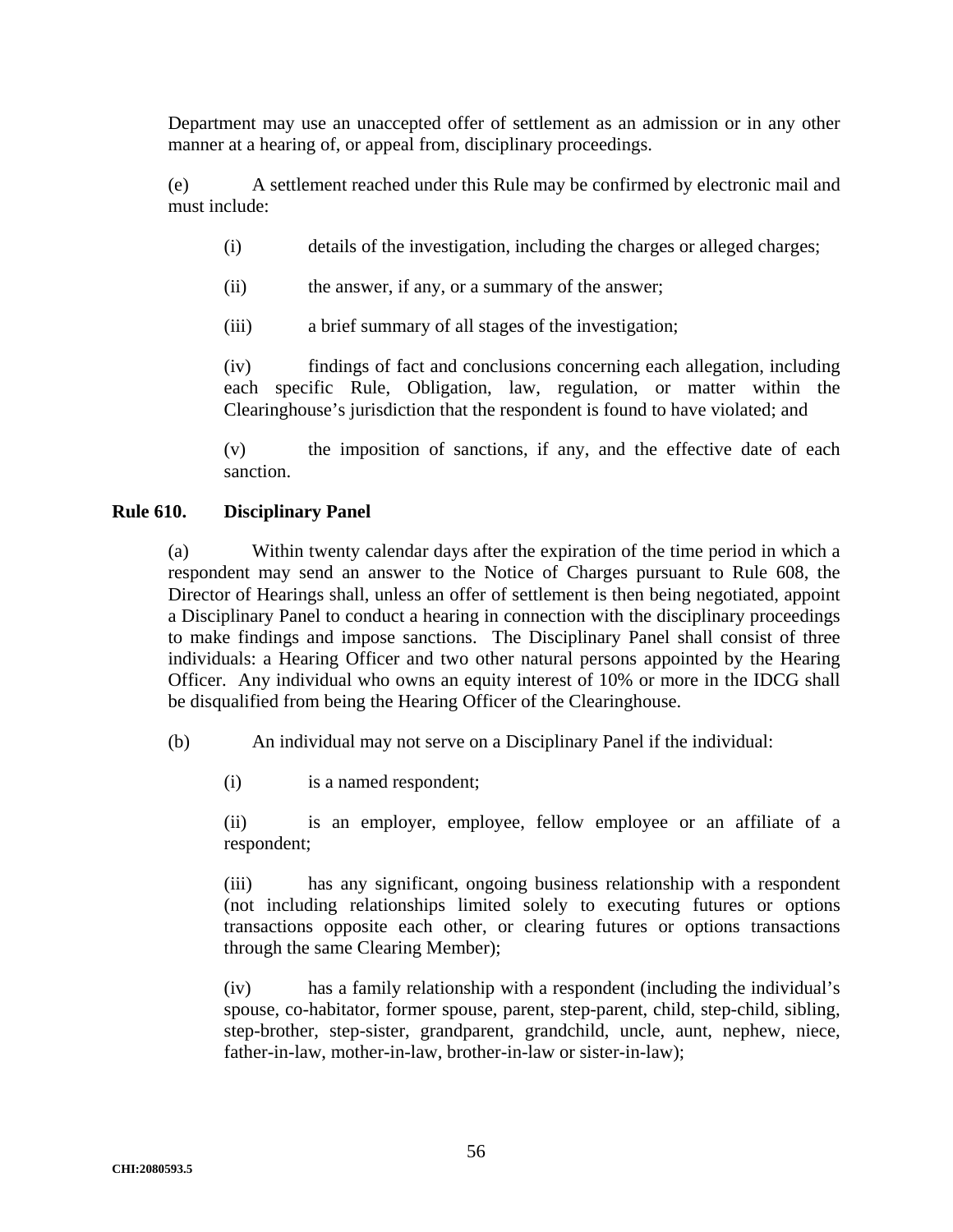Department may use an unaccepted offer of settlement as an admission or in any other manner at a hearing of, or appeal from, disciplinary proceedings.

(e) A settlement reached under this Rule may be confirmed by electronic mail and must include:

(i) details of the investigation, including the charges or alleged charges;

(ii) the answer, if any, or a summary of the answer;

(iii) a brief summary of all stages of the investigation;

(iv) findings of fact and conclusions concerning each allegation, including each specific Rule, Obligation, law, regulation, or matter within the Clearinghouse's jurisdiction that the respondent is found to have violated; and

(v) the imposition of sanctions, if any, and the effective date of each sanction.

### Rule 610. Disciplinary Panel

(a) Within twenty calendar days after the expiration of the time period in which a respondent may send an answer to the Notice of Charges pursuant to Rule 608, the Director of Hearings shall, unless an offer of settlement is then being negotiated, appoint a Disciplinary Panel to conduct a hearing in connection with the disciplinary proceedings to make findings and impose sanctions. The Disciplinary Panel shall consist of three individuals: a Hearing Officer and two other natural persons appointed by the Hearing Officer. Any individual who owns an equity interest of 10% or more in the IDCG shall be disqualified from being the Hearing Officer of the Clearinghouse.

(b) An individual may not serve on a Disciplinary Panel if the individual:

(i) is a named respondent;

(ii) is an employer, employee, fellow employee or an affiliate of a respondent;

(iii) has any significant, ongoing business relationship with a respondent (not including relationships limited solely to executing futures or options transactions opposite each other, or clearing futures or options transactions through the same Clearing Member);

(iv) has a family relationship with a respondent (including the individual's spouse, co-habitator, former spouse, parent, step-parent, child, step-child, sibling, step-brother, step-sister, grandparent, grandchild, uncle, aunt, nephew, niece, father-in-law, mother-in-law, brother-in-law or sister-in-law);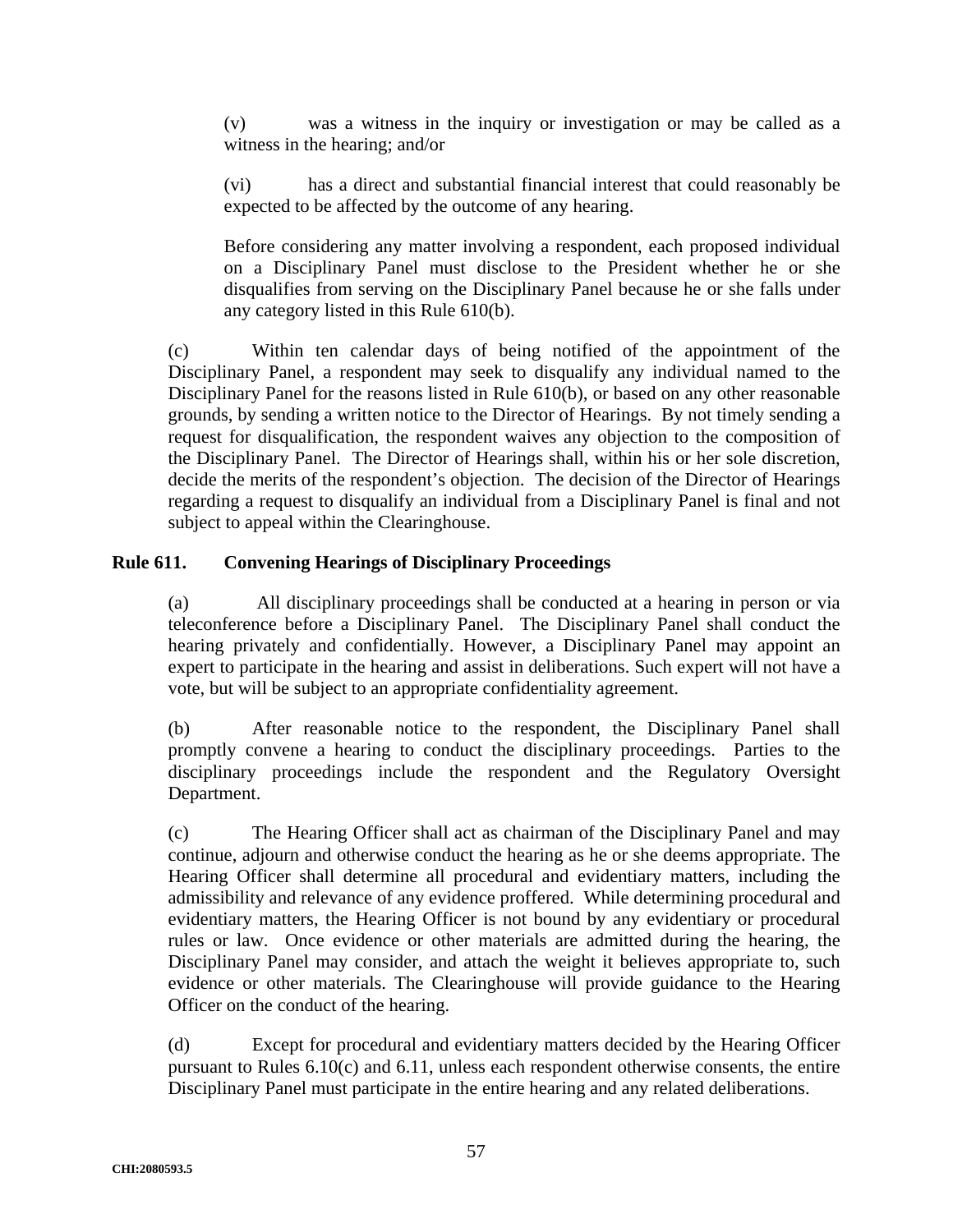(v) was a witness in the inquiry or investigation or may be called as a witness in the hearing; and/or

(vi) has a direct and substantial financial interest that could reasonably be expected to be affected by the outcome of any hearing.

Before considering any matter involving a respondent, each proposed individual on a Disciplinary Panel must disclose to the President whether he or she disqualifies from serving on the Disciplinary Panel because he or she falls under any category listed in this Rule 610(b).

(c) Within ten calendar days of being notified of the appointment of the Disciplinary Panel, a respondent may seek to disqualify any individual named to the Disciplinary Panel for the reasons listed in Rule 610(b), or based on any other reasonable grounds, by sending a written notice to the Director of Hearings. By not timely sending a request for disqualification, the respondent waives any objection to the composition of the Disciplinary Panel. The Director of Hearings shall, within his or her sole discretion, decide the merits of the respondent's objection. The decision of the Director of Hearings regarding a request to disqualify an individual from a Disciplinary Panel is final and not subject to appeal within the Clearinghouse.

## Rule 611. Convening Hearings of Disciplinary Proceedings

(a) All disciplinary proceedings shall be conducted at a hearing in person or via teleconference before a Disciplinary Panel. The Disciplinary Panel shall conduct the hearing privately and confidentially. However, a Disciplinary Panel may appoint an expert to participate in the hearing and assist in deliberations. Such expert will not have a vote, but will be subject to an appropriate confidentiality agreement.

(b) After reasonable notice to the respondent, the Disciplinary Panel shall promptly convene a hearing to conduct the disciplinary proceedings. Parties to the disciplinary proceedings include the respondent and the Regulatory Oversight Department.

(c) The Hearing Officer shall act as chairman of the Disciplinary Panel and may continue, adjourn and otherwise conduct the hearing as he or she deems appropriate. The Hearing Officer shall determine all procedural and evidentiary matters, including the admissibility and relevance of any evidence proffered. While determining procedural and evidentiary matters, the Hearing Officer is not bound by any evidentiary or procedural rules or law. Once evidence or other materials are admitted during the hearing, the Disciplinary Panel may consider, and attach the weight it believes appropriate to, such evidence or other materials. The Clearinghouse will provide guidance to the Hearing Officer on the conduct of the hearing.

(d) Except for procedural and evidentiary matters decided by the Hearing Officer pursuant to Rules 6.10(c) and 6.11, unless each respondent otherwise consents, the entire Disciplinary Panel must participate in the entire hearing and any related deliberations.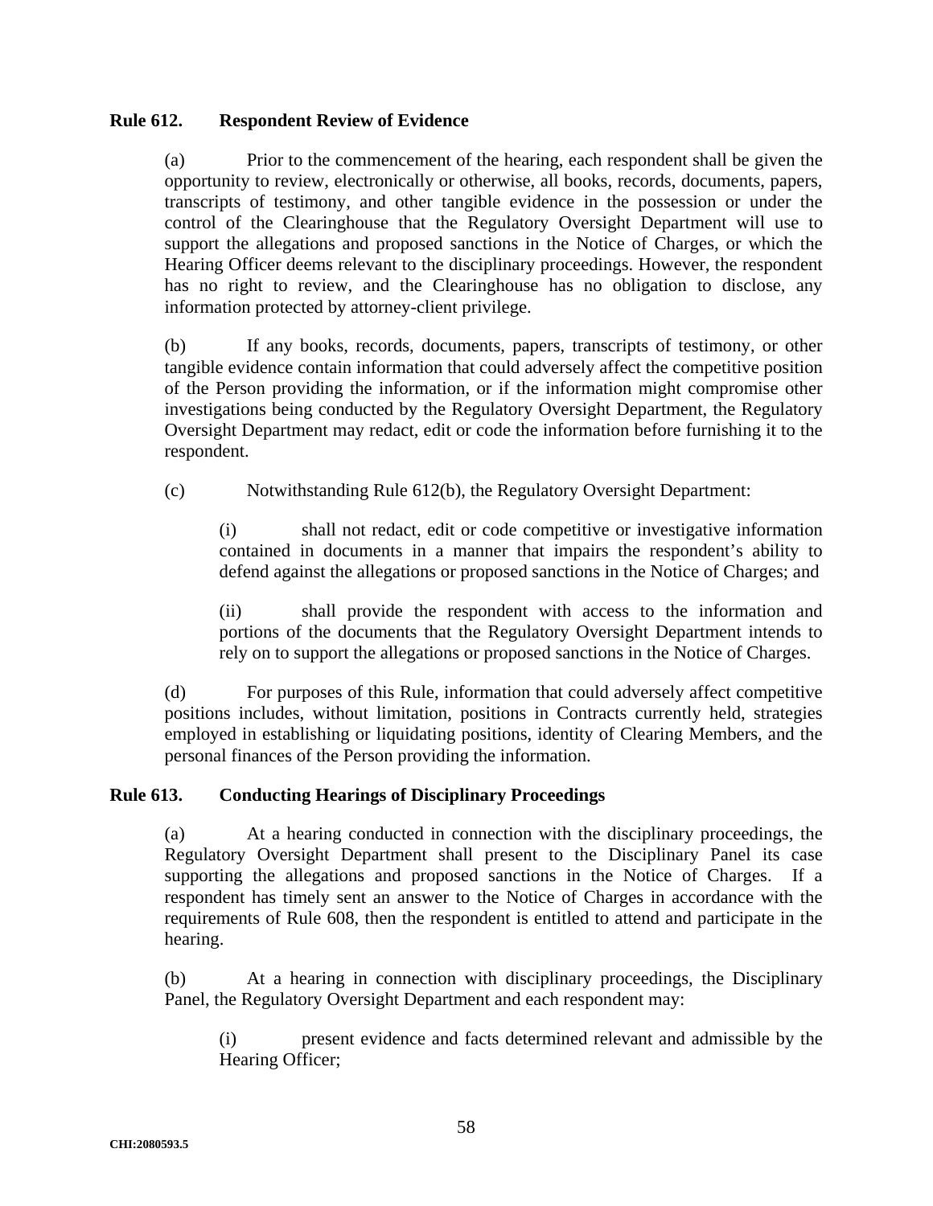### Rule 612. Respondent Review of Evidence

(a) Prior to the commencement of the hearing, each respondent shall be given the opportunity to review, electronically or otherwise, all books, records, documents, papers, transcripts of testimony, and other tangible evidence in the possession or under the control of the Clearinghouse that the Regulatory Oversight Department will use to support the allegations and proposed sanctions in the Notice of Charges, or which the Hearing Officer deems relevant to the disciplinary proceedings. However, the respondent has no right to review, and the Clearinghouse has no obligation to disclose, any information protected by attorney-client privilege.

(b) If any books, records, documents, papers, transcripts of testimony, or other tangible evidence contain information that could adversely affect the competitive position of the Person providing the information, or if the information might compromise other investigations being conducted by the Regulatory Oversight Department, the Regulatory Oversight Department may redact, edit or code the information before furnishing it to the respondent.

(c) Notwithstanding Rule 612(b), the Regulatory Oversight Department:

(i) shall not redact, edit or code competitive or investigative information contained in documents in a manner that impairs the respondent's ability to defend against the allegations or proposed sanctions in the Notice of Charges; and

(ii) shall provide the respondent with access to the information and portions of the documents that the Regulatory Oversight Department intends to rely on to support the allegations or proposed sanctions in the Notice of Charges.

(d) For purposes of this Rule, information that could adversely affect competitive positions includes, without limitation, positions in Contracts currently held, strategies employed in establishing or liquidating positions, identity of Clearing Members, and the personal finances of the Person providing the information.

### Rule 613. Conducting Hearings of Disciplinary Proceedings

(a) At a hearing conducted in connection with the disciplinary proceedings, the Regulatory Oversight Department shall present to the Disciplinary Panel its case supporting the allegations and proposed sanctions in the Notice of Charges. If a respondent has timely sent an answer to the Notice of Charges in accordance with the requirements of Rule 608, then the respondent is entitled to attend and participate in the hearing.

(b) At a hearing in connection with disciplinary proceedings, the Disciplinary Panel, the Regulatory Oversight Department and each respondent may:

(i) present evidence and facts determined relevant and admissible by the Hearing Officer;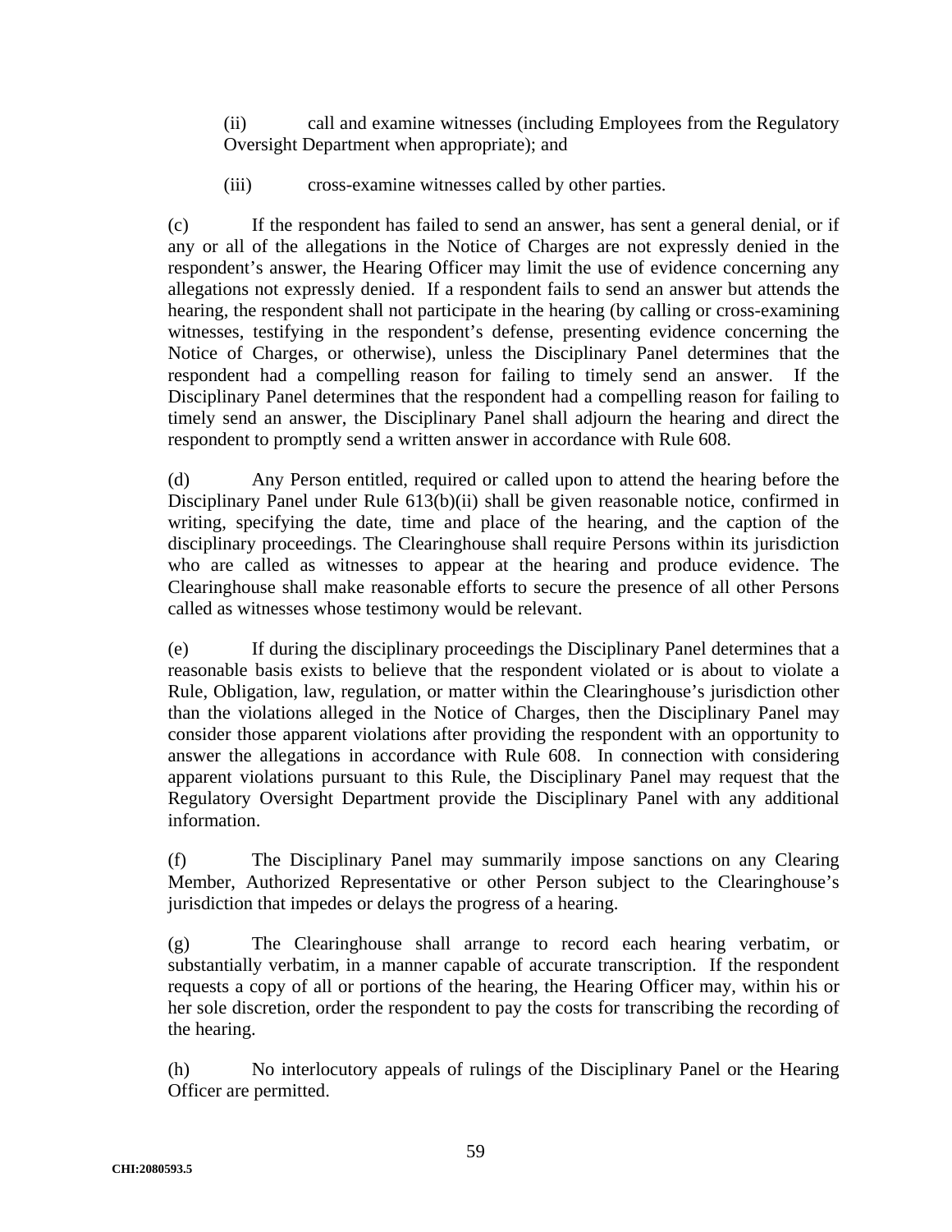(ii) call and examine witnesses (including Employees from the Regulatory Oversight Department when appropriate); and

(iii) cross-examine witnesses called by other parties.

(c) If the respondent has failed to send an answer, has sent a general denial, or if any or all of the allegations in the Notice of Charges are not expressly denied in the respondent's answer, the Hearing Officer may limit the use of evidence concerning any allegations not expressly denied. If a respondent fails to send an answer but attends the hearing, the respondent shall not participate in the hearing (by calling or cross-examining witnesses, testifying in the respondent's defense, presenting evidence concerning the Notice of Charges, or otherwise), unless the Disciplinary Panel determines that the respondent had a compelling reason for failing to timely send an answer. If the Disciplinary Panel determines that the respondent had a compelling reason for failing to timely send an answer, the Disciplinary Panel shall adjourn the hearing and direct the respondent to promptly send a written answer in accordance with Rule 608.

(d) Any Person entitled, required or called upon to attend the hearing before the Disciplinary Panel under Rule 613(b)(ii) shall be given reasonable notice, confirmed in writing, specifying the date, time and place of the hearing, and the caption of the disciplinary proceedings. The Clearinghouse shall require Persons within its jurisdiction who are called as witnesses to appear at the hearing and produce evidence. The Clearinghouse shall make reasonable efforts to secure the presence of all other Persons called as witnesses whose testimony would be relevant.

(e) If during the disciplinary proceedings the Disciplinary Panel determines that a reasonable basis exists to believe that the respondent violated or is about to violate a Rule, Obligation, law, regulation, or matter within the Clearinghouse's jurisdiction other than the violations alleged in the Notice of Charges, then the Disciplinary Panel may consider those apparent violations after providing the respondent with an opportunity to answer the allegations in accordance with Rule 608. In connection with considering apparent violations pursuant to this Rule, the Disciplinary Panel may request that the Regulatory Oversight Department provide the Disciplinary Panel with any additional information.

(f) The Disciplinary Panel may summarily impose sanctions on any Clearing Member, Authorized Representative or other Person subject to the Clearinghouse's jurisdiction that impedes or delays the progress of a hearing.

(g) The Clearinghouse shall arrange to record each hearing verbatim, or substantially verbatim, in a manner capable of accurate transcription. If the respondent requests a copy of all or portions of the hearing, the Hearing Officer may, within his or her sole discretion, order the respondent to pay the costs for transcribing the recording of the hearing.

(h) No interlocutory appeals of rulings of the Disciplinary Panel or the Hearing Officer are permitted.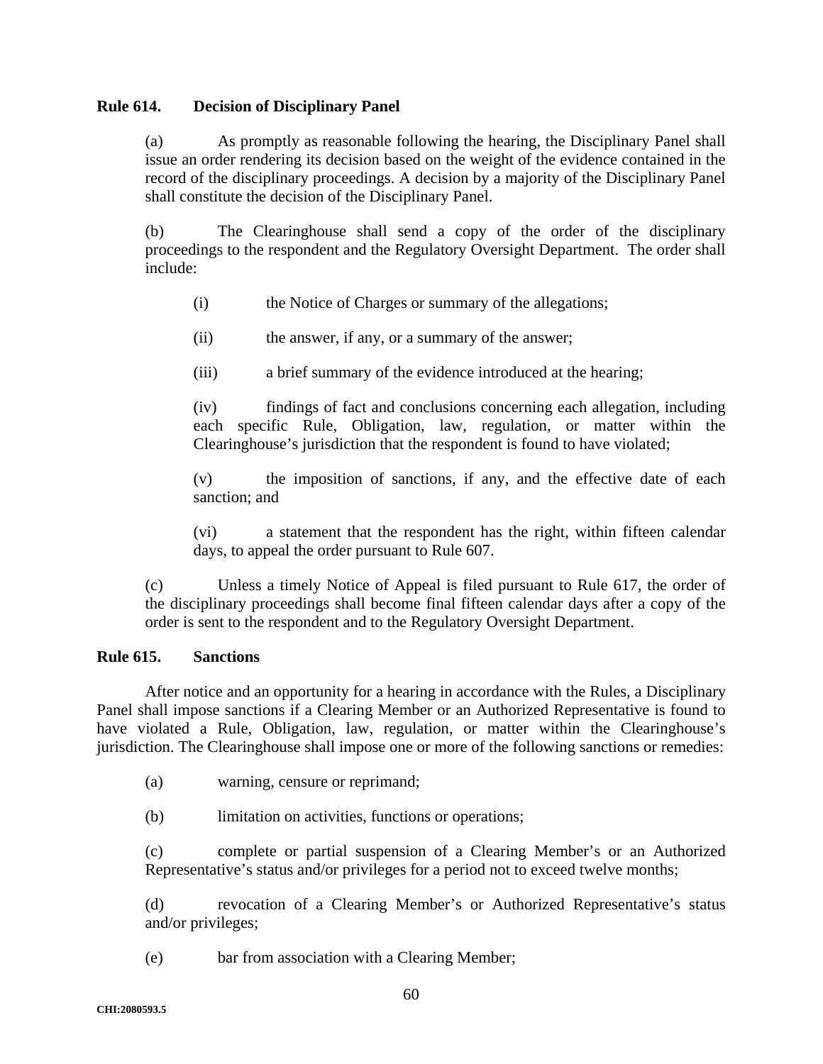### Rule 614. Decision of Disciplinary Panel

(a) As promptly as reasonable following the hearing, the Disciplinary Panel shall issue an order rendering its decision based on the weight of the evidence contained in the record of the disciplinary proceedings. A decision by a majority of the Disciplinary Panel shall constitute the decision of the Disciplinary Panel.

(b) The Clearinghouse shall send a copy of the order of the disciplinary proceedings to the respondent and the Regulatory Oversight Department. The order shall include:

(i) the Notice of Charges or summary of the allegations;

(ii) the answer, if any, or a summary of the answer;

(iii) a brief summary of the evidence introduced at the hearing;

(iv) findings of fact and conclusions concerning each allegation, including each specific Rule, Obligation, law, regulation, or matter within the Clearinghouse's jurisdiction that the respondent is found to have violated;

(v) the imposition of sanctions, if any, and the effective date of each sanction; and

(vi) a statement that the respondent has the right, within fifteen calendar days, to appeal the order pursuant to Rule 607.

(c) Unless a timely Notice of Appeal is filed pursuant to Rule 617, the order of the disciplinary proceedings shall become final fifteen calendar days after a copy of the order is sent to the respondent and to the Regulatory Oversight Department.

### Rule 615. Sanctions

After notice and an opportunity for a hearing in accordance with the Rules, a Disciplinary Panel shall impose sanctions if a Clearing Member or an Authorized Representative is found to have violated a Rule, Obligation, law, regulation, or matter within the Clearinghouse's jurisdiction. The Clearinghouse shall impose one or more of the following sanctions or remedies:

(a) warning, censure or reprimand;

(b) limitation on activities, functions or operations;

(c) complete or partial suspension of a Clearing Member's or an Authorized Representative's status and/or privileges for a period not to exceed twelve months;

(d) revocation of a Clearing Member's or Authorized Representative's status and/or privileges;

(e) bar from association with a Clearing Member;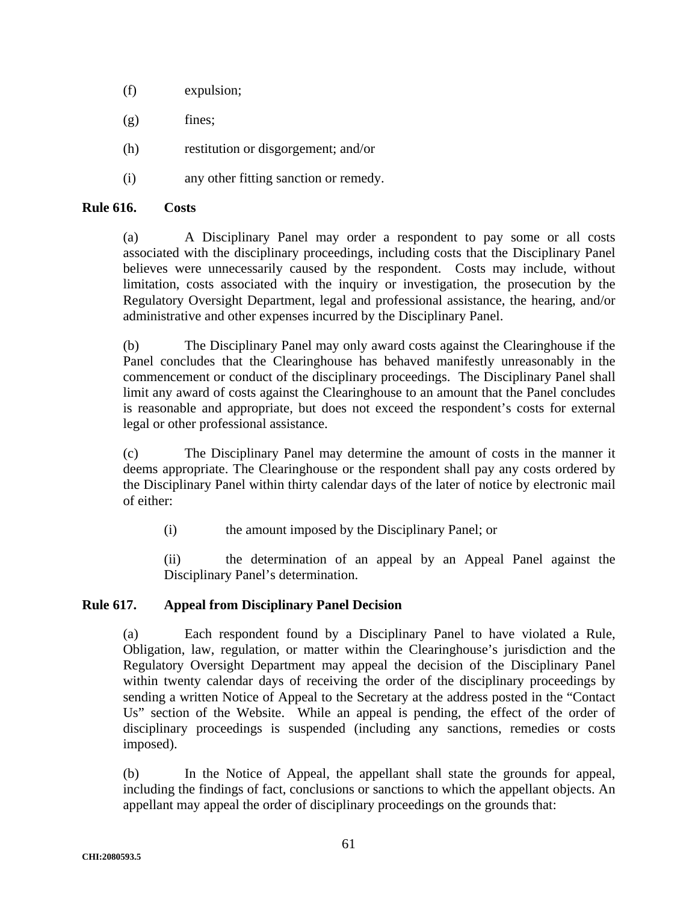(f) expulsion;

(g) fines;

(h) restitution or disgorgement; and/or

(i) any other fitting sanction or remedy.

**Rule 616. Costs**

(a) A Disciplinary Panel may order a respondent to pay some or all costs associated with the disciplinary proceedings, including costs that the Disciplinary Panel believes were unnecessarily caused by the respondent. Costs may include, without limitation, costs associated with the inquiry or investigation, the prosecution by the Regulatory Oversight Department, legal and professional assistance, the hearing, and/or administrative and other expenses incurred by the Disciplinary Panel.

(b) The Disciplinary Panel may only award costs against the Clearinghouse if the Panel concludes that the Clearinghouse has behaved manifestly unreasonably in the commencement or conduct of the disciplinary proceedings. The Disciplinary Panel shall limit any award of costs against the Clearinghouse to an amount that the Panel concludes is reasonable and appropriate, but does not exceed the respondent's costs for external legal or other professional assistance.

(c) The Disciplinary Panel may determine the amount of costs in the manner it deems appropriate. The Clearinghouse or the respondent shall pay any costs ordered by the Disciplinary Panel within thirty calendar days of the later of notice by electronic mail of either:

> (i) the amount imposed by the Disciplinary Panel; or
>
> (ii) the determination of an appeal by an Appeal Panel against the Disciplinary Panel's determination.

**Rule 617. Appeal from Disciplinary Panel Decision**

(a) Each respondent found by a Disciplinary Panel to have violated a Rule, Obligation, law, regulation, or matter within the Clearinghouse's jurisdiction and the Regulatory Oversight Department may appeal the decision of the Disciplinary Panel within twenty calendar days of receiving the order of the disciplinary proceedings by sending a written Notice of Appeal to the Secretary at the address posted in the "Contact Us" section of the Website. While an appeal is pending, the effect of the order of disciplinary proceedings is suspended (including any sanctions, remedies or costs imposed).

(b) In the Notice of Appeal, the appellant shall state the grounds for appeal, including the findings of fact, conclusions or sanctions to which the appellant objects. An appellant may appeal the order of disciplinary proceedings on the grounds that: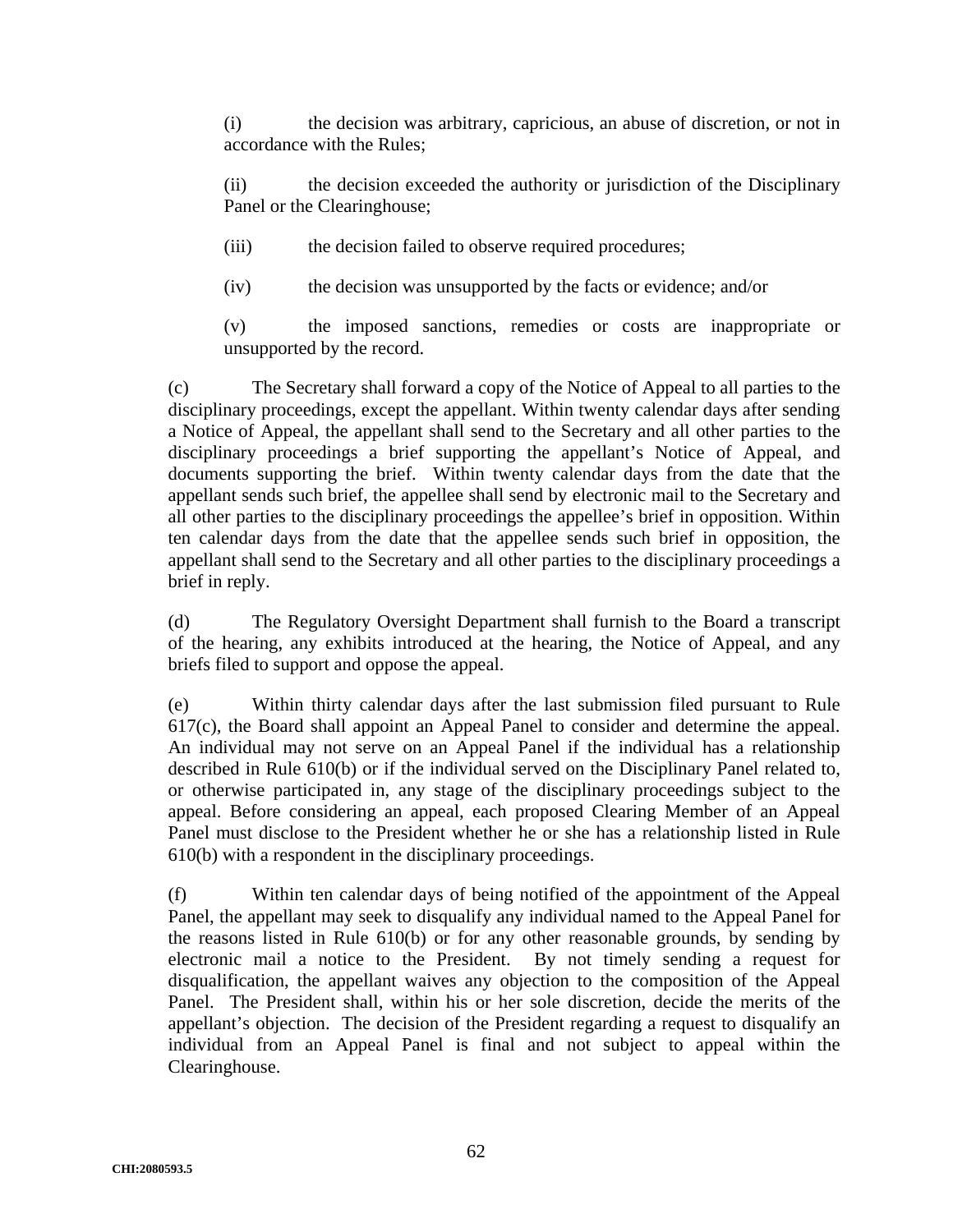(i) the decision was arbitrary, capricious, an abuse of discretion, or not in accordance with the Rules;

(ii) the decision exceeded the authority or jurisdiction of the Disciplinary Panel or the Clearinghouse;

(iii) the decision failed to observe required procedures;

(iv) the decision was unsupported by the facts or evidence; and/or

(v) the imposed sanctions, remedies or costs are inappropriate or unsupported by the record.

(c) The Secretary shall forward a copy of the Notice of Appeal to all parties to the disciplinary proceedings, except the appellant. Within twenty calendar days after sending a Notice of Appeal, the appellant shall send to the Secretary and all other parties to the disciplinary proceedings a brief supporting the appellant's Notice of Appeal, and documents supporting the brief. Within twenty calendar days from the date that the appellant sends such brief, the appellee shall send by electronic mail to the Secretary and all other parties to the disciplinary proceedings the appellee's brief in opposition. Within ten calendar days from the date that the appellee sends such brief in opposition, the appellant shall send to the Secretary and all other parties to the disciplinary proceedings a brief in reply.

(d) The Regulatory Oversight Department shall furnish to the Board a transcript of the hearing, any exhibits introduced at the hearing, the Notice of Appeal, and any briefs filed to support and oppose the appeal.

(e) Within thirty calendar days after the last submission filed pursuant to Rule 617(c), the Board shall appoint an Appeal Panel to consider and determine the appeal. An individual may not serve on an Appeal Panel if the individual has a relationship described in Rule 610(b) or if the individual served on the Disciplinary Panel related to, or otherwise participated in, any stage of the disciplinary proceedings subject to the appeal. Before considering an appeal, each proposed Clearing Member of an Appeal Panel must disclose to the President whether he or she has a relationship listed in Rule 610(b) with a respondent in the disciplinary proceedings.

(f) Within ten calendar days of being notified of the appointment of the Appeal Panel, the appellant may seek to disqualify any individual named to the Appeal Panel for the reasons listed in Rule 610(b) or for any other reasonable grounds, by sending by electronic mail a notice to the President. By not timely sending a request for disqualification, the appellant waives any objection to the composition of the Appeal Panel. The President shall, within his or her sole discretion, decide the merits of the appellant's objection. The decision of the President regarding a request to disqualify an individual from an Appeal Panel is final and not subject to appeal within the Clearinghouse.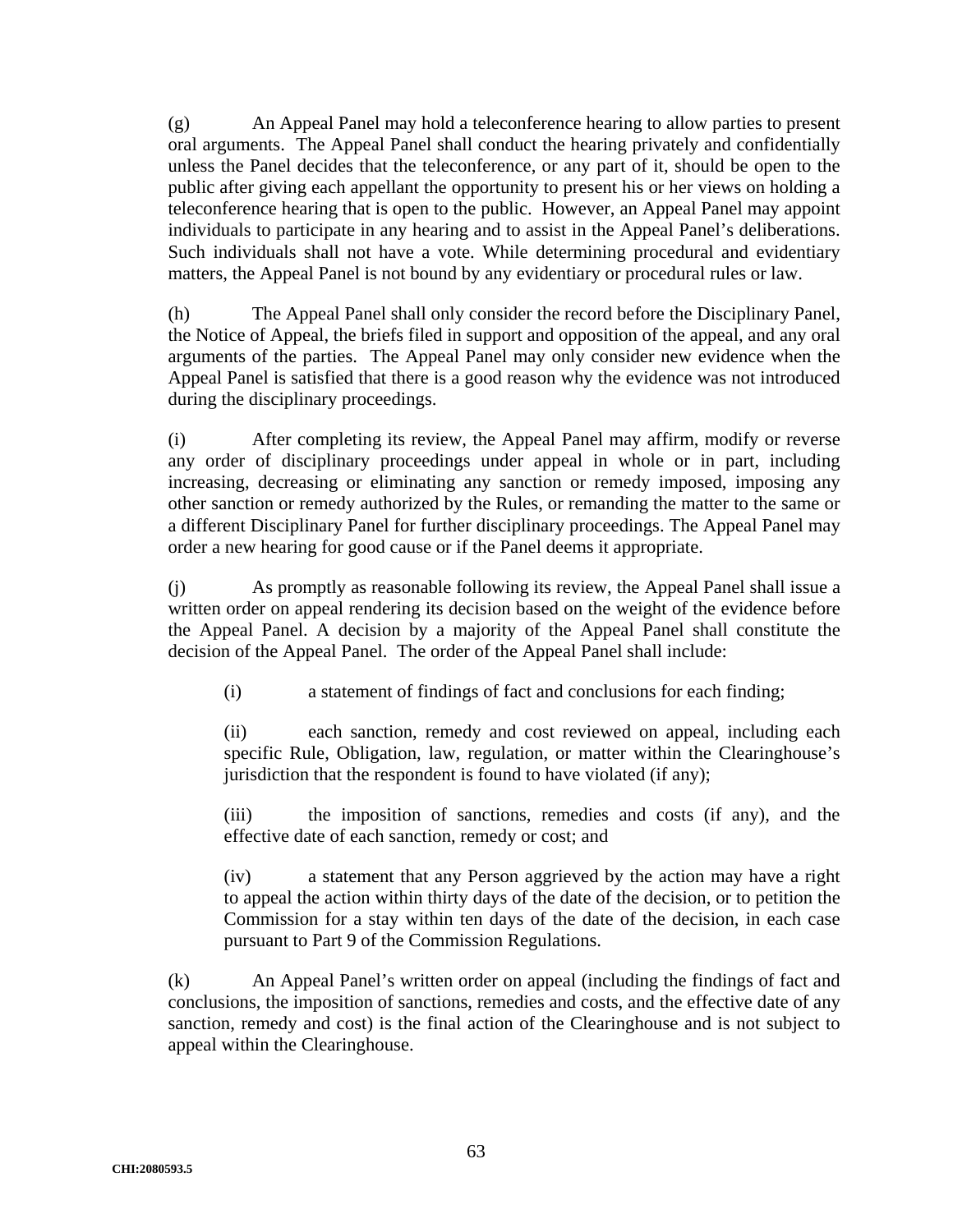(g) An Appeal Panel may hold a teleconference hearing to allow parties to present oral arguments. The Appeal Panel shall conduct the hearing privately and confidentially unless the Panel decides that the teleconference, or any part of it, should be open to the public after giving each appellant the opportunity to present his or her views on holding a teleconference hearing that is open to the public. However, an Appeal Panel may appoint individuals to participate in any hearing and to assist in the Appeal Panel's deliberations. Such individuals shall not have a vote. While determining procedural and evidentiary matters, the Appeal Panel is not bound by any evidentiary or procedural rules or law.

(h) The Appeal Panel shall only consider the record before the Disciplinary Panel, the Notice of Appeal, the briefs filed in support and opposition of the appeal, and any oral arguments of the parties. The Appeal Panel may only consider new evidence when the Appeal Panel is satisfied that there is a good reason why the evidence was not introduced during the disciplinary proceedings.

(i) After completing its review, the Appeal Panel may affirm, modify or reverse any order of disciplinary proceedings under appeal in whole or in part, including increasing, decreasing or eliminating any sanction or remedy imposed, imposing any other sanction or remedy authorized by the Rules, or remanding the matter to the same or a different Disciplinary Panel for further disciplinary proceedings. The Appeal Panel may order a new hearing for good cause or if the Panel deems it appropriate.

(j) As promptly as reasonable following its review, the Appeal Panel shall issue a written order on appeal rendering its decision based on the weight of the evidence before the Appeal Panel. A decision by a majority of the Appeal Panel shall constitute the decision of the Appeal Panel. The order of the Appeal Panel shall include:

> (i) a statement of findings of fact and conclusions for each finding;
>
> (ii) each sanction, remedy and cost reviewed on appeal, including each specific Rule, Obligation, law, regulation, or matter within the Clearinghouse's jurisdiction that the respondent is found to have violated (if any);
>
> (iii) the imposition of sanctions, remedies and costs (if any), and the effective date of each sanction, remedy or cost; and
>
> (iv) a statement that any Person aggrieved by the action may have a right to appeal the action within thirty days of the date of the decision, or to petition the Commission for a stay within ten days of the date of the decision, in each case pursuant to Part 9 of the Commission Regulations.

(k) An Appeal Panel's written order on appeal (including the findings of fact and conclusions, the imposition of sanctions, remedies and costs, and the effective date of any sanction, remedy and cost) is the final action of the Clearinghouse and is not subject to appeal within the Clearinghouse.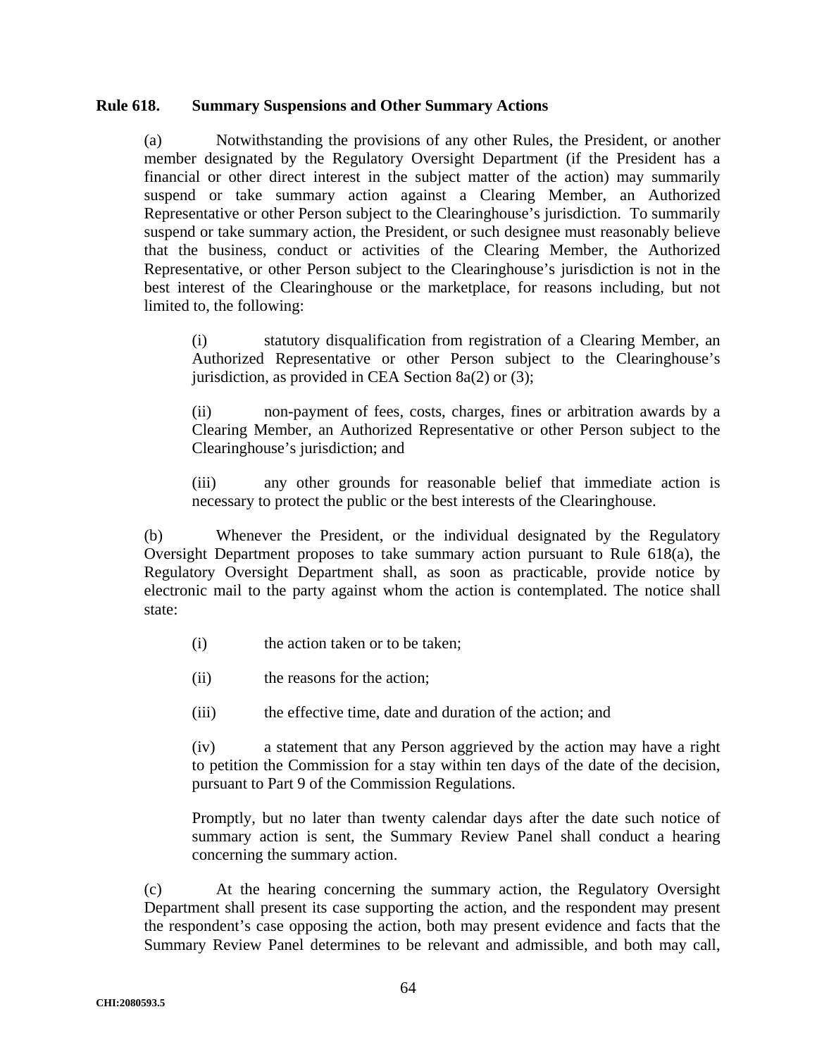**Rule 618. Summary Suspensions and Other Summary Actions**

(a) Notwithstanding the provisions of any other Rules, the President, or another member designated by the Regulatory Oversight Department (if the President has a financial or other direct interest in the subject matter of the action) may summarily suspend or take summary action against a Clearing Member, an Authorized Representative or other Person subject to the Clearinghouse's jurisdiction. To summarily suspend or take summary action, the President, or such designee must reasonably believe that the business, conduct or activities of the Clearing Member, the Authorized Representative, or other Person subject to the Clearinghouse's jurisdiction is not in the best interest of the Clearinghouse or the marketplace, for reasons including, but not limited to, the following:

(i) statutory disqualification from registration of a Clearing Member, an Authorized Representative or other Person subject to the Clearinghouse's jurisdiction, as provided in CEA Section 8a(2) or (3);

(ii) non-payment of fees, costs, charges, fines or arbitration awards by a Clearing Member, an Authorized Representative or other Person subject to the Clearinghouse's jurisdiction; and

(iii) any other grounds for reasonable belief that immediate action is necessary to protect the public or the best interests of the Clearinghouse.

(b) Whenever the President, or the individual designated by the Regulatory Oversight Department proposes to take summary action pursuant to Rule 618(a), the Regulatory Oversight Department shall, as soon as practicable, provide notice by electronic mail to the party against whom the action is contemplated. The notice shall state:

(i) the action taken or to be taken;

(ii) the reasons for the action;

(iii) the effective time, date and duration of the action; and

(iv) a statement that any Person aggrieved by the action may have a right to petition the Commission for a stay within ten days of the date of the decision, pursuant to Part 9 of the Commission Regulations.

Promptly, but no later than twenty calendar days after the date such notice of summary action is sent, the Summary Review Panel shall conduct a hearing concerning the summary action.

(c) At the hearing concerning the summary action, the Regulatory Oversight Department shall present its case supporting the action, and the respondent may present the respondent's case opposing the action, both may present evidence and facts that the Summary Review Panel determines to be relevant and admissible, and both may call,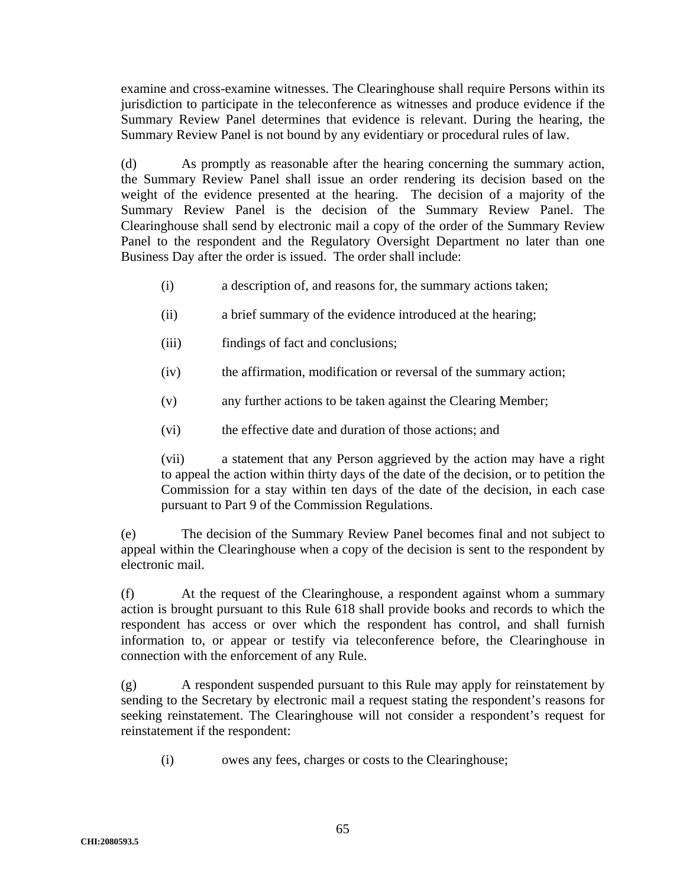examine and cross-examine witnesses. The Clearinghouse shall require Persons within its jurisdiction to participate in the teleconference as witnesses and produce evidence if the Summary Review Panel determines that evidence is relevant. During the hearing, the Summary Review Panel is not bound by any evidentiary or procedural rules of law.

(d) As promptly as reasonable after the hearing concerning the summary action, the Summary Review Panel shall issue an order rendering its decision based on the weight of the evidence presented at the hearing. The decision of a majority of the Summary Review Panel is the decision of the Summary Review Panel. The Clearinghouse shall send by electronic mail a copy of the order of the Summary Review Panel to the respondent and the Regulatory Oversight Department no later than one Business Day after the order is issued. The order shall include:

(i) a description of, and reasons for, the summary actions taken;

(ii) a brief summary of the evidence introduced at the hearing;

(iii) findings of fact and conclusions;

(iv) the affirmation, modification or reversal of the summary action;

(v) any further actions to be taken against the Clearing Member;

(vi) the effective date and duration of those actions; and

(vii) a statement that any Person aggrieved by the action may have a right to appeal the action within thirty days of the date of the decision, or to petition the Commission for a stay within ten days of the date of the decision, in each case pursuant to Part 9 of the Commission Regulations.

(e) The decision of the Summary Review Panel becomes final and not subject to appeal within the Clearinghouse when a copy of the decision is sent to the respondent by electronic mail.

(f) At the request of the Clearinghouse, a respondent against whom a summary action is brought pursuant to this Rule 618 shall provide books and records to which the respondent has access or over which the respondent has control, and shall furnish information to, or appear or testify via teleconference before, the Clearinghouse in connection with the enforcement of any Rule.

(g) A respondent suspended pursuant to this Rule may apply for reinstatement by sending to the Secretary by electronic mail a request stating the respondent's reasons for seeking reinstatement. The Clearinghouse will not consider a respondent's request for reinstatement if the respondent:

(i) owes any fees, charges or costs to the Clearinghouse;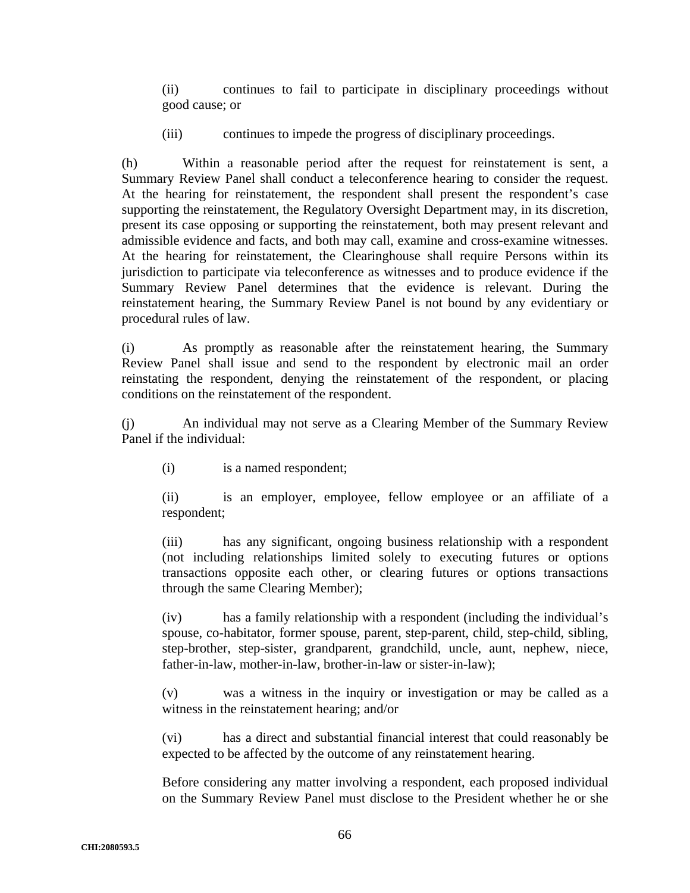(ii) continues to fail to participate in disciplinary proceedings without good cause; or

(iii) continues to impede the progress of disciplinary proceedings.

(h) Within a reasonable period after the request for reinstatement is sent, a Summary Review Panel shall conduct a teleconference hearing to consider the request. At the hearing for reinstatement, the respondent shall present the respondent's case supporting the reinstatement, the Regulatory Oversight Department may, in its discretion, present its case opposing or supporting the reinstatement, both may present relevant and admissible evidence and facts, and both may call, examine and cross-examine witnesses. At the hearing for reinstatement, the Clearinghouse shall require Persons within its jurisdiction to participate via teleconference as witnesses and to produce evidence if the Summary Review Panel determines that the evidence is relevant. During the reinstatement hearing, the Summary Review Panel is not bound by any evidentiary or procedural rules of law.

(i) As promptly as reasonable after the reinstatement hearing, the Summary Review Panel shall issue and send to the respondent by electronic mail an order reinstating the respondent, denying the reinstatement of the respondent, or placing conditions on the reinstatement of the respondent.

(j) An individual may not serve as a Clearing Member of the Summary Review Panel if the individual:

(i) is a named respondent;

(ii) is an employer, employee, fellow employee or an affiliate of a respondent;

(iii) has any significant, ongoing business relationship with a respondent (not including relationships limited solely to executing futures or options transactions opposite each other, or clearing futures or options transactions through the same Clearing Member);

(iv) has a family relationship with a respondent (including the individual's spouse, co-habitator, former spouse, parent, step-parent, child, step-child, sibling, step-brother, step-sister, grandparent, grandchild, uncle, aunt, nephew, niece, father-in-law, mother-in-law, brother-in-law or sister-in-law);

(v) was a witness in the inquiry or investigation or may be called as a witness in the reinstatement hearing; and/or

(vi) has a direct and substantial financial interest that could reasonably be expected to be affected by the outcome of any reinstatement hearing.

Before considering any matter involving a respondent, each proposed individual on the Summary Review Panel must disclose to the President whether he or she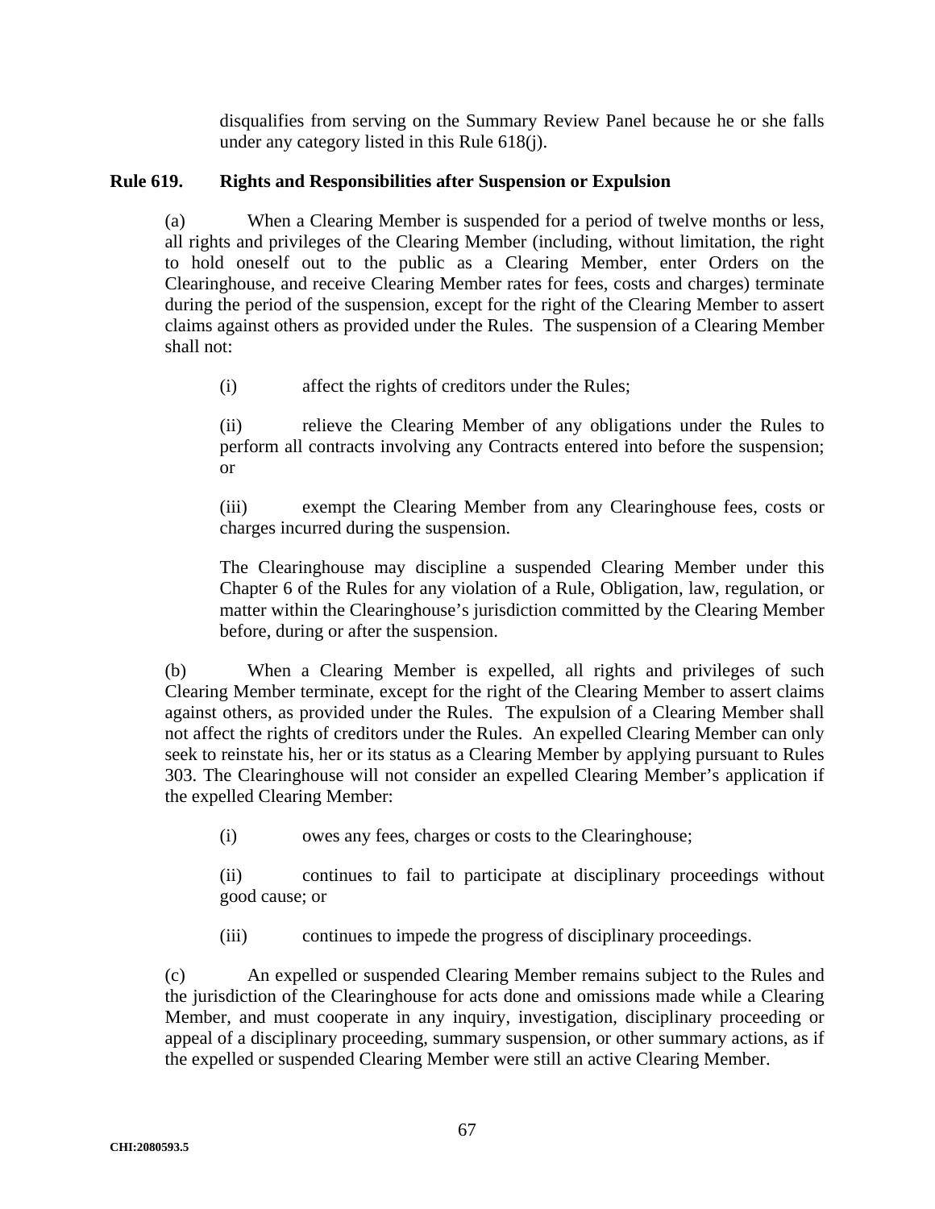disqualifies from serving on the Summary Review Panel because he or she falls under any category listed in this Rule 618(j).

**Rule 619. Rights and Responsibilities after Suspension or Expulsion**

(a) When a Clearing Member is suspended for a period of twelve months or less, all rights and privileges of the Clearing Member (including, without limitation, the right to hold oneself out to the public as a Clearing Member, enter Orders on the Clearinghouse, and receive Clearing Member rates for fees, costs and charges) terminate during the period of the suspension, except for the right of the Clearing Member to assert claims against others as provided under the Rules. The suspension of a Clearing Member shall not:

(i) affect the rights of creditors under the Rules;

(ii) relieve the Clearing Member of any obligations under the Rules to perform all contracts involving any Contracts entered into before the suspension; or

(iii) exempt the Clearing Member from any Clearinghouse fees, costs or charges incurred during the suspension.

The Clearinghouse may discipline a suspended Clearing Member under this Chapter 6 of the Rules for any violation of a Rule, Obligation, law, regulation, or matter within the Clearinghouse's jurisdiction committed by the Clearing Member before, during or after the suspension.

(b) When a Clearing Member is expelled, all rights and privileges of such Clearing Member terminate, except for the right of the Clearing Member to assert claims against others, as provided under the Rules. The expulsion of a Clearing Member shall not affect the rights of creditors under the Rules. An expelled Clearing Member can only seek to reinstate his, her or its status as a Clearing Member by applying pursuant to Rules 303. The Clearinghouse will not consider an expelled Clearing Member's application if the expelled Clearing Member:

(i) owes any fees, charges or costs to the Clearinghouse;

(ii) continues to fail to participate at disciplinary proceedings without good cause; or

(iii) continues to impede the progress of disciplinary proceedings.

(c) An expelled or suspended Clearing Member remains subject to the Rules and the jurisdiction of the Clearinghouse for acts done and omissions made while a Clearing Member, and must cooperate in any inquiry, investigation, disciplinary proceeding or appeal of a disciplinary proceeding, summary suspension, or other summary actions, as if the expelled or suspended Clearing Member were still an active Clearing Member.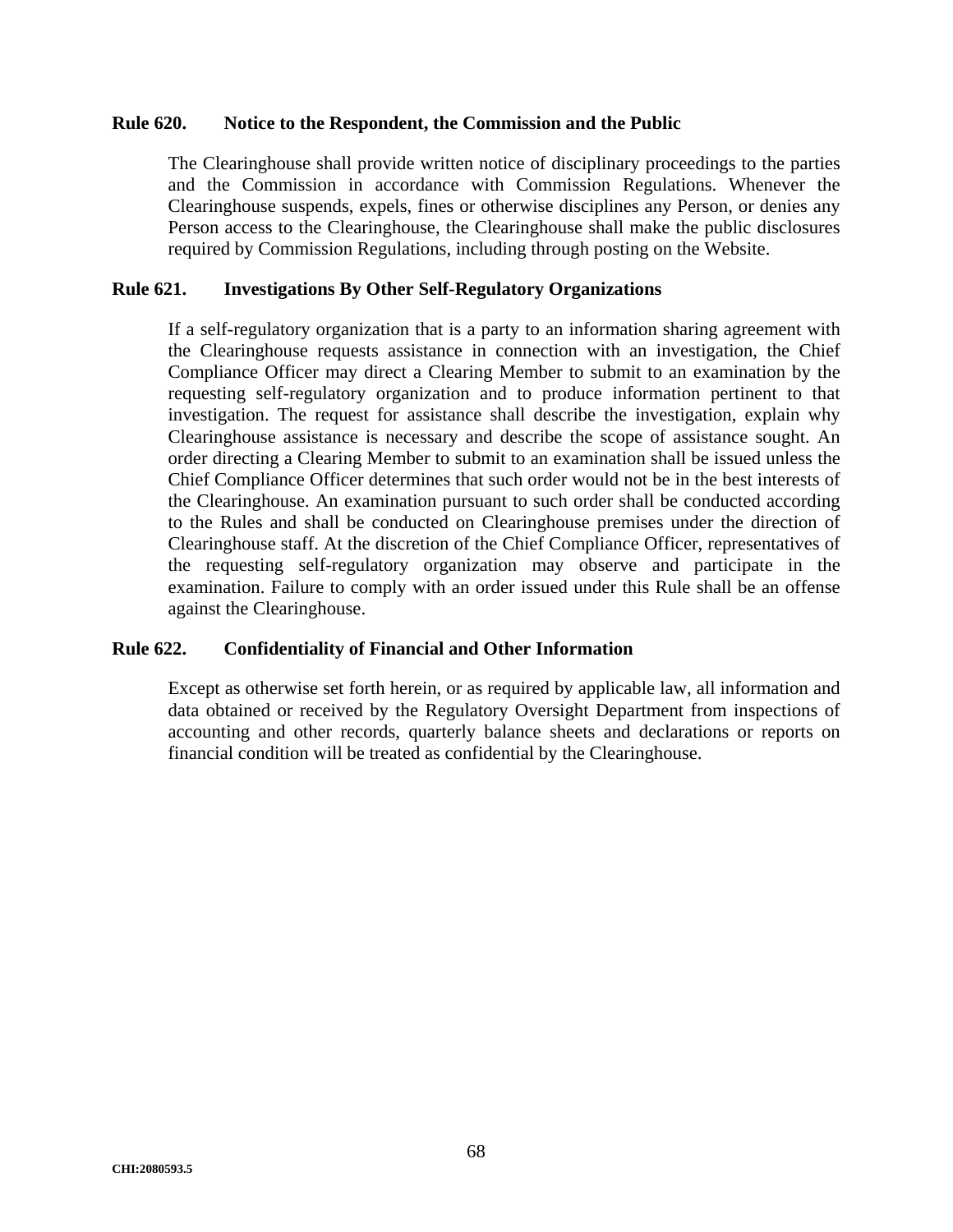### Rule 620. Notice to the Respondent, the Commission and the Public

The Clearinghouse shall provide written notice of disciplinary proceedings to the parties and the Commission in accordance with Commission Regulations. Whenever the Clearinghouse suspends, expels, fines or otherwise disciplines any Person, or denies any Person access to the Clearinghouse, the Clearinghouse shall make the public disclosures required by Commission Regulations, including through posting on the Website.

### Rule 621. Investigations By Other Self-Regulatory Organizations

If a self-regulatory organization that is a party to an information sharing agreement with the Clearinghouse requests assistance in connection with an investigation, the Chief Compliance Officer may direct a Clearing Member to submit to an examination by the requesting self-regulatory organization and to produce information pertinent to that investigation. The request for assistance shall describe the investigation, explain why Clearinghouse assistance is necessary and describe the scope of assistance sought. An order directing a Clearing Member to submit to an examination shall be issued unless the Chief Compliance Officer determines that such order would not be in the best interests of the Clearinghouse. An examination pursuant to such order shall be conducted according to the Rules and shall be conducted on Clearinghouse premises under the direction of Clearinghouse staff. At the discretion of the Chief Compliance Officer, representatives of the requesting self-regulatory organization may observe and participate in the examination. Failure to comply with an order issued under this Rule shall be an offense against the Clearinghouse.

### Rule 622. Confidentiality of Financial and Other Information

Except as otherwise set forth herein, or as required by applicable law, all information and data obtained or received by the Regulatory Oversight Department from inspections of accounting and other records, quarterly balance sheets and declarations or reports on financial condition will be treated as confidential by the Clearinghouse.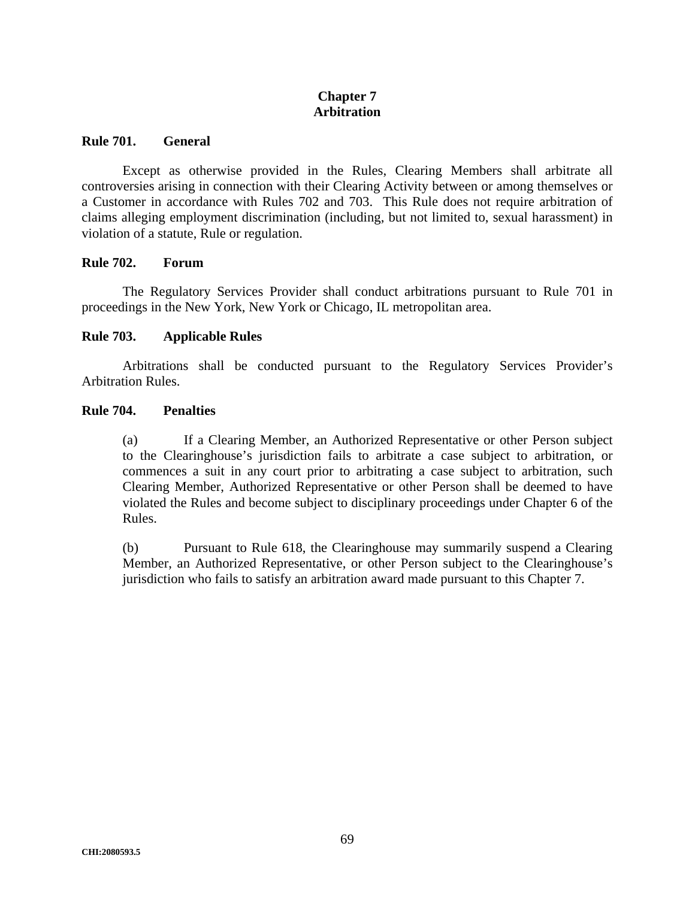# Chapter 7
# Arbitration

### Rule 701. General

Except as otherwise provided in the Rules, Clearing Members shall arbitrate all controversies arising in connection with their Clearing Activity between or among themselves or a Customer in accordance with Rules 702 and 703. This Rule does not require arbitration of claims alleging employment discrimination (including, but not limited to, sexual harassment) in violation of a statute, Rule or regulation.

### Rule 702. Forum

The Regulatory Services Provider shall conduct arbitrations pursuant to Rule 701 in proceedings in the New York, New York or Chicago, IL metropolitan area.

### Rule 703. Applicable Rules

Arbitrations shall be conducted pursuant to the Regulatory Services Provider's Arbitration Rules.

### Rule 704. Penalties

(a) If a Clearing Member, an Authorized Representative or other Person subject to the Clearinghouse's jurisdiction fails to arbitrate a case subject to arbitration, or commences a suit in any court prior to arbitrating a case subject to arbitration, such Clearing Member, Authorized Representative or other Person shall be deemed to have violated the Rules and become subject to disciplinary proceedings under Chapter 6 of the Rules.

(b) Pursuant to Rule 618, the Clearinghouse may summarily suspend a Clearing Member, an Authorized Representative, or other Person subject to the Clearinghouse's jurisdiction who fails to satisfy an arbitration award made pursuant to this Chapter 7.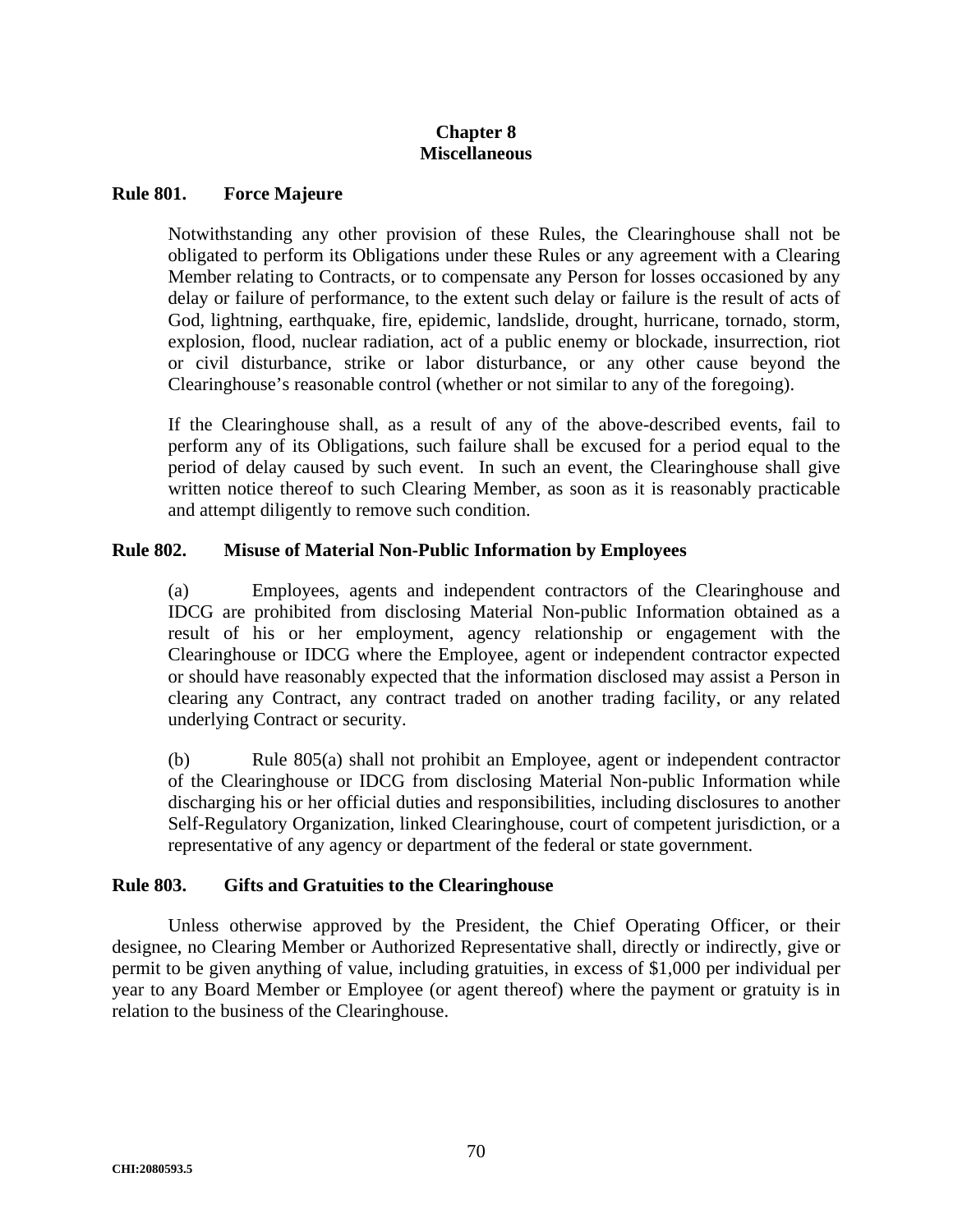# Chapter 8
# Miscellaneous

## Rule 801. Force Majeure

Notwithstanding any other provision of these Rules, the Clearinghouse shall not be obligated to perform its Obligations under these Rules or any agreement with a Clearing Member relating to Contracts, or to compensate any Person for losses occasioned by any delay or failure of performance, to the extent such delay or failure is the result of acts of God, lightning, earthquake, fire, epidemic, landslide, drought, hurricane, tornado, storm, explosion, flood, nuclear radiation, act of a public enemy or blockade, insurrection, riot or civil disturbance, strike or labor disturbance, or any other cause beyond the Clearinghouse's reasonable control (whether or not similar to any of the foregoing).

If the Clearinghouse shall, as a result of any of the above-described events, fail to perform any of its Obligations, such failure shall be excused for a period equal to the period of delay caused by such event. In such an event, the Clearinghouse shall give written notice thereof to such Clearing Member, as soon as it is reasonably practicable and attempt diligently to remove such condition.

## Rule 802. Misuse of Material Non-Public Information by Employees

(a) Employees, agents and independent contractors of the Clearinghouse and IDCG are prohibited from disclosing Material Non-public Information obtained as a result of his or her employment, agency relationship or engagement with the Clearinghouse or IDCG where the Employee, agent or independent contractor expected or should have reasonably expected that the information disclosed may assist a Person in clearing any Contract, any contract traded on another trading facility, or any related underlying Contract or security.

(b) Rule 805(a) shall not prohibit an Employee, agent or independent contractor of the Clearinghouse or IDCG from disclosing Material Non-public Information while discharging his or her official duties and responsibilities, including disclosures to another Self-Regulatory Organization, linked Clearinghouse, court of competent jurisdiction, or a representative of any agency or department of the federal or state government.

## Rule 803. Gifts and Gratuities to the Clearinghouse

Unless otherwise approved by the President, the Chief Operating Officer, or their designee, no Clearing Member or Authorized Representative shall, directly or indirectly, give or permit to be given anything of value, including gratuities, in excess of $1,000 per individual per year to any Board Member or Employee (or agent thereof) where the payment or gratuity is in relation to the business of the Clearinghouse.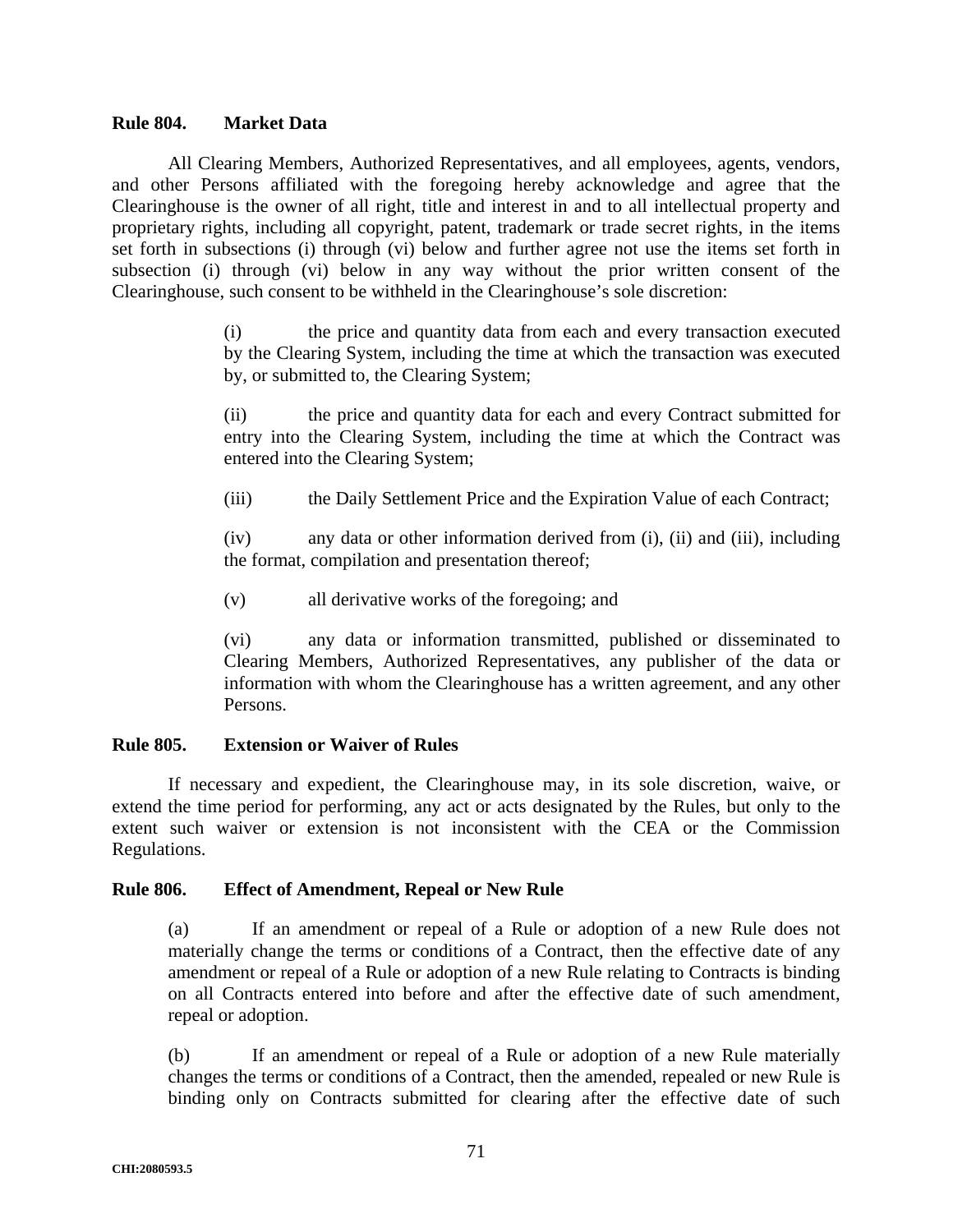**Rule 804. Market Data**

All Clearing Members, Authorized Representatives, and all employees, agents, vendors, and other Persons affiliated with the foregoing hereby acknowledge and agree that the Clearinghouse is the owner of all right, title and interest in and to all intellectual property and proprietary rights, including all copyright, patent, trademark or trade secret rights, in the items set forth in subsections (i) through (vi) below and further agree not use the items set forth in subsection (i) through (vi) below in any way without the prior written consent of the Clearinghouse, such consent to be withheld in the Clearinghouse's sole discretion:

(i) the price and quantity data from each and every transaction executed by the Clearing System, including the time at which the transaction was executed by, or submitted to, the Clearing System;

(ii) the price and quantity data for each and every Contract submitted for entry into the Clearing System, including the time at which the Contract was entered into the Clearing System;

(iii) the Daily Settlement Price and the Expiration Value of each Contract;

(iv) any data or other information derived from (i), (ii) and (iii), including the format, compilation and presentation thereof;

(v) all derivative works of the foregoing; and

(vi) any data or information transmitted, published or disseminated to Clearing Members, Authorized Representatives, any publisher of the data or information with whom the Clearinghouse has a written agreement, and any other Persons.

**Rule 805. Extension or Waiver of Rules**

If necessary and expedient, the Clearinghouse may, in its sole discretion, waive, or extend the time period for performing, any act or acts designated by the Rules, but only to the extent such waiver or extension is not inconsistent with the CEA or the Commission Regulations.

**Rule 806. Effect of Amendment, Repeal or New Rule**

(a) If an amendment or repeal of a Rule or adoption of a new Rule does not materially change the terms or conditions of a Contract, then the effective date of any amendment or repeal of a Rule or adoption of a new Rule relating to Contracts is binding on all Contracts entered into before and after the effective date of such amendment, repeal or adoption.

(b) If an amendment or repeal of a Rule or adoption of a new Rule materially changes the terms or conditions of a Contract, then the amended, repealed or new Rule is binding only on Contracts submitted for clearing after the effective date of such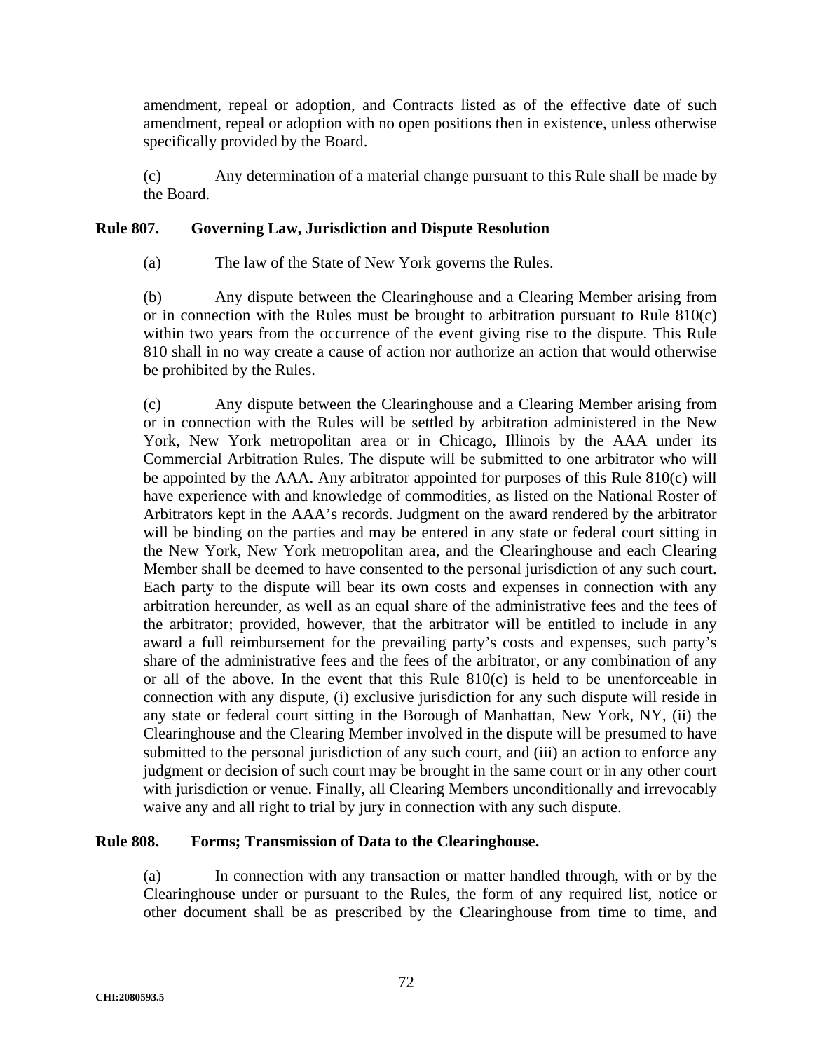amendment, repeal or adoption, and Contracts listed as of the effective date of such amendment, repeal or adoption with no open positions then in existence, unless otherwise specifically provided by the Board.

(c) Any determination of a material change pursuant to this Rule shall be made by the Board.

## Rule 807. Governing Law, Jurisdiction and Dispute Resolution

(a) The law of the State of New York governs the Rules.

(b) Any dispute between the Clearinghouse and a Clearing Member arising from or in connection with the Rules must be brought to arbitration pursuant to Rule 810(c) within two years from the occurrence of the event giving rise to the dispute. This Rule 810 shall in no way create a cause of action nor authorize an action that would otherwise be prohibited by the Rules.

(c) Any dispute between the Clearinghouse and a Clearing Member arising from or in connection with the Rules will be settled by arbitration administered in the New York, New York metropolitan area or in Chicago, Illinois by the AAA under its Commercial Arbitration Rules. The dispute will be submitted to one arbitrator who will be appointed by the AAA. Any arbitrator appointed for purposes of this Rule 810(c) will have experience with and knowledge of commodities, as listed on the National Roster of Arbitrators kept in the AAA's records. Judgment on the award rendered by the arbitrator will be binding on the parties and may be entered in any state or federal court sitting in the New York, New York metropolitan area, and the Clearinghouse and each Clearing Member shall be deemed to have consented to the personal jurisdiction of any such court. Each party to the dispute will bear its own costs and expenses in connection with any arbitration hereunder, as well as an equal share of the administrative fees and the fees of the arbitrator; provided, however, that the arbitrator will be entitled to include in any award a full reimbursement for the prevailing party's costs and expenses, such party's share of the administrative fees and the fees of the arbitrator, or any combination of any or all of the above. In the event that this Rule 810(c) is held to be unenforceable in connection with any dispute, (i) exclusive jurisdiction for any such dispute will reside in any state or federal court sitting in the Borough of Manhattan, New York, NY, (ii) the Clearinghouse and the Clearing Member involved in the dispute will be presumed to have submitted to the personal jurisdiction of any such court, and (iii) an action to enforce any judgment or decision of such court may be brought in the same court or in any other court with jurisdiction or venue. Finally, all Clearing Members unconditionally and irrevocably waive any and all right to trial by jury in connection with any such dispute.

## Rule 808. Forms; Transmission of Data to the Clearinghouse.

(a) In connection with any transaction or matter handled through, with or by the Clearinghouse under or pursuant to the Rules, the form of any required list, notice or other document shall be as prescribed by the Clearinghouse from time to time, and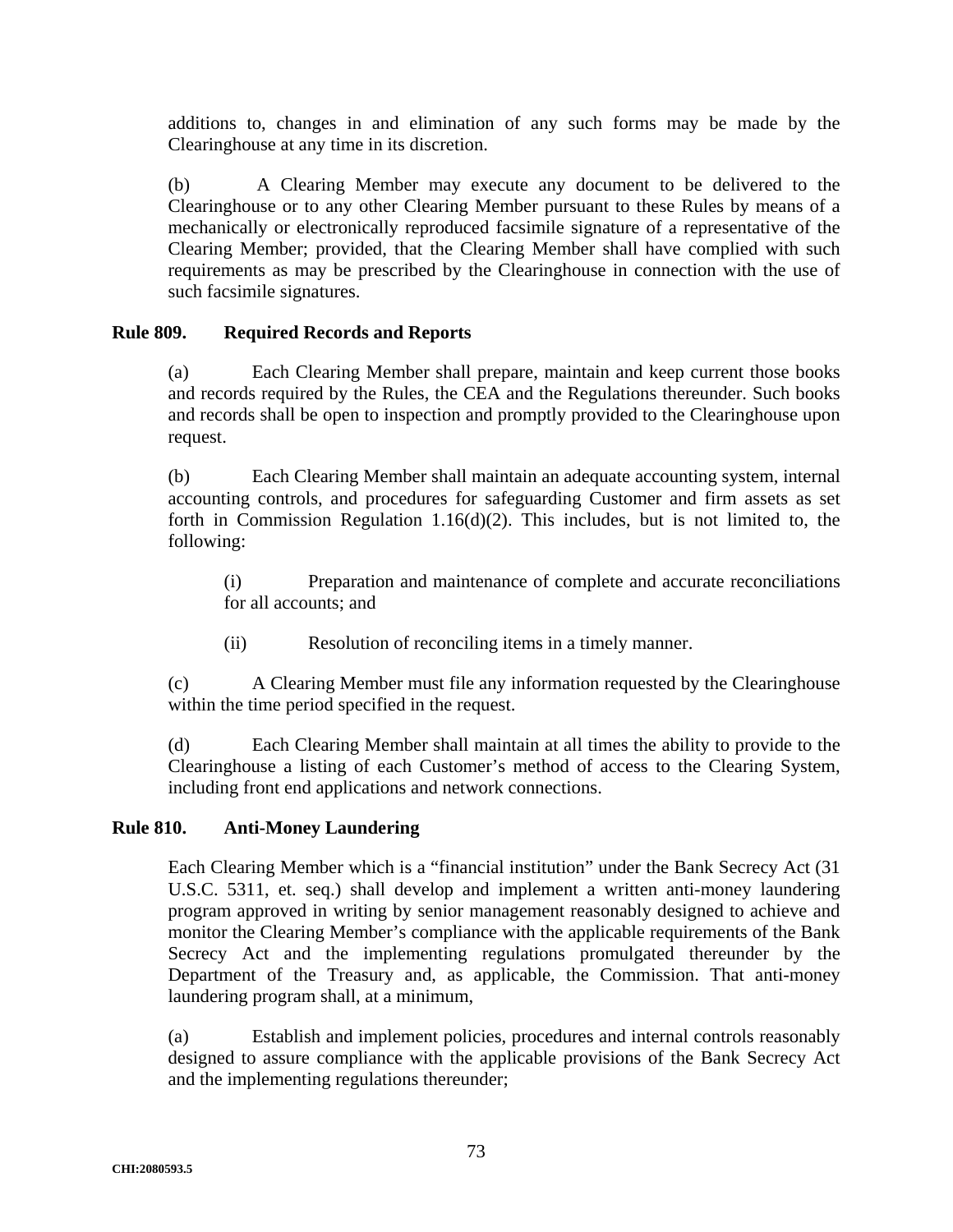additions to, changes in and elimination of any such forms may be made by the Clearinghouse at any time in its discretion.

(b) A Clearing Member may execute any document to be delivered to the Clearinghouse or to any other Clearing Member pursuant to these Rules by means of a mechanically or electronically reproduced facsimile signature of a representative of the Clearing Member; provided, that the Clearing Member shall have complied with such requirements as may be prescribed by the Clearinghouse in connection with the use of such facsimile signatures.

**Rule 809. Required Records and Reports**

(a) Each Clearing Member shall prepare, maintain and keep current those books and records required by the Rules, the CEA and the Regulations thereunder. Such books and records shall be open to inspection and promptly provided to the Clearinghouse upon request.

(b) Each Clearing Member shall maintain an adequate accounting system, internal accounting controls, and procedures for safeguarding Customer and firm assets as set forth in Commission Regulation 1.16(d)(2). This includes, but is not limited to, the following:

(i) Preparation and maintenance of complete and accurate reconciliations for all accounts; and

(ii) Resolution of reconciling items in a timely manner.

(c) A Clearing Member must file any information requested by the Clearinghouse within the time period specified in the request.

(d) Each Clearing Member shall maintain at all times the ability to provide to the Clearinghouse a listing of each Customer's method of access to the Clearing System, including front end applications and network connections.

**Rule 810. Anti-Money Laundering**

Each Clearing Member which is a "financial institution" under the Bank Secrecy Act (31 U.S.C. 5311, et. seq.) shall develop and implement a written anti-money laundering program approved in writing by senior management reasonably designed to achieve and monitor the Clearing Member's compliance with the applicable requirements of the Bank Secrecy Act and the implementing regulations promulgated thereunder by the Department of the Treasury and, as applicable, the Commission. That anti-money laundering program shall, at a minimum,

(a) Establish and implement policies, procedures and internal controls reasonably designed to assure compliance with the applicable provisions of the Bank Secrecy Act and the implementing regulations thereunder;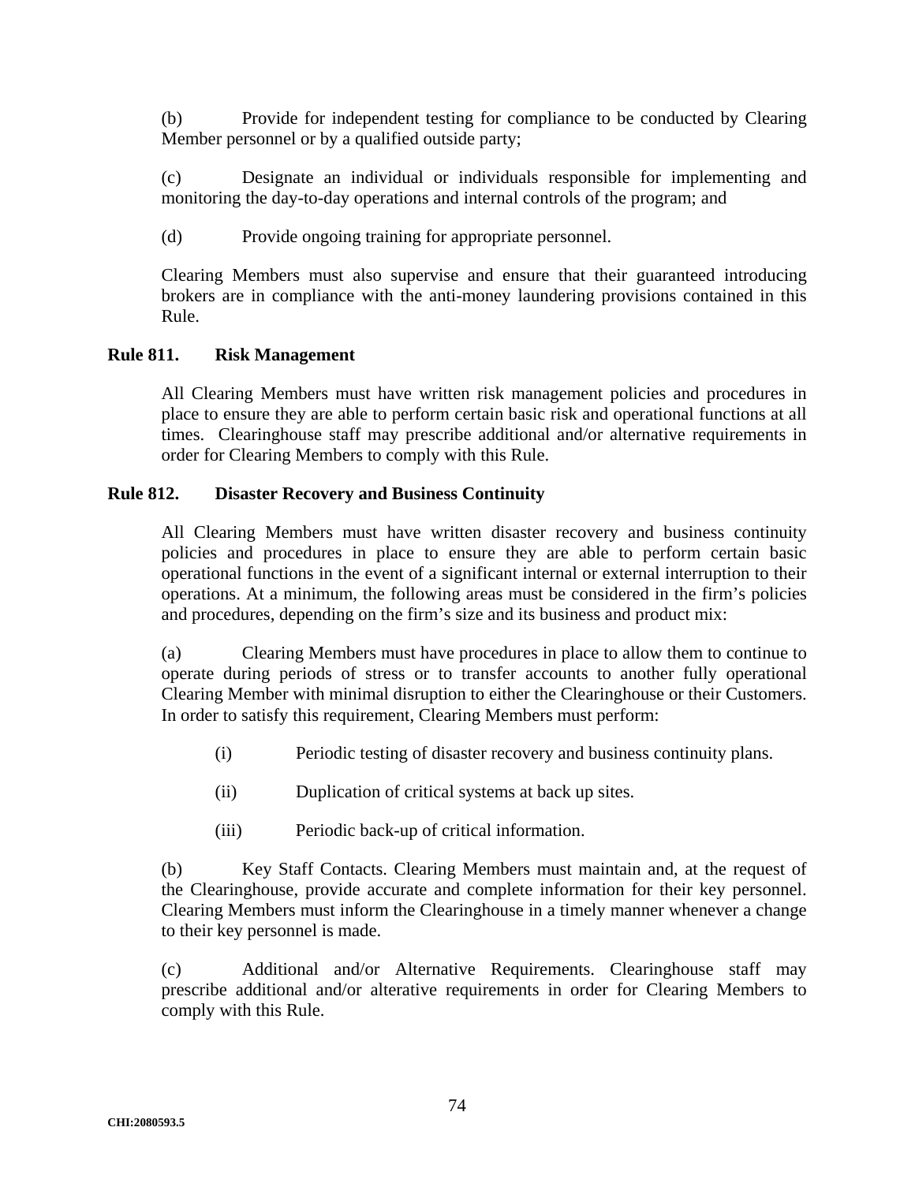(b) Provide for independent testing for compliance to be conducted by Clearing Member personnel or by a qualified outside party;

(c) Designate an individual or individuals responsible for implementing and monitoring the day-to-day operations and internal controls of the program; and

(d) Provide ongoing training for appropriate personnel.

Clearing Members must also supervise and ensure that their guaranteed introducing brokers are in compliance with the anti-money laundering provisions contained in this Rule.

**Rule 811. Risk Management**

All Clearing Members must have written risk management policies and procedures in place to ensure they are able to perform certain basic risk and operational functions at all times. Clearinghouse staff may prescribe additional and/or alternative requirements in order for Clearing Members to comply with this Rule.

**Rule 812. Disaster Recovery and Business Continuity**

All Clearing Members must have written disaster recovery and business continuity policies and procedures in place to ensure they are able to perform certain basic operational functions in the event of a significant internal or external interruption to their operations. At a minimum, the following areas must be considered in the firm's policies and procedures, depending on the firm's size and its business and product mix:

(a) Clearing Members must have procedures in place to allow them to continue to operate during periods of stress or to transfer accounts to another fully operational Clearing Member with minimal disruption to either the Clearinghouse or their Customers. In order to satisfy this requirement, Clearing Members must perform:

(i) Periodic testing of disaster recovery and business continuity plans.

(ii) Duplication of critical systems at back up sites.

(iii) Periodic back-up of critical information.

(b) Key Staff Contacts. Clearing Members must maintain and, at the request of the Clearinghouse, provide accurate and complete information for their key personnel. Clearing Members must inform the Clearinghouse in a timely manner whenever a change to their key personnel is made.

(c) Additional and/or Alternative Requirements. Clearinghouse staff may prescribe additional and/or alterative requirements in order for Clearing Members to comply with this Rule.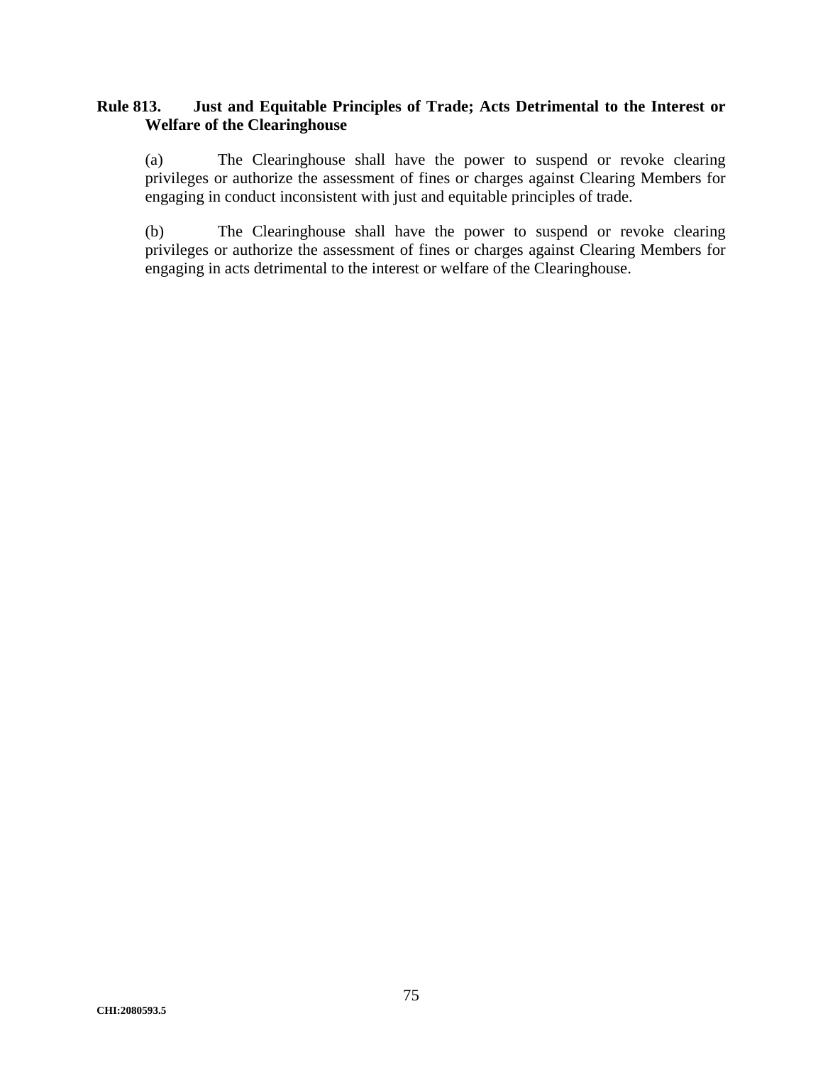**Rule 813. Just and Equitable Principles of Trade; Acts Detrimental to the Interest or Welfare of the Clearinghouse**

(a) The Clearinghouse shall have the power to suspend or revoke clearing privileges or authorize the assessment of fines or charges against Clearing Members for engaging in conduct inconsistent with just and equitable principles of trade.

(b) The Clearinghouse shall have the power to suspend or revoke clearing privileges or authorize the assessment of fines or charges against Clearing Members for engaging in acts detrimental to the interest or welfare of the Clearinghouse.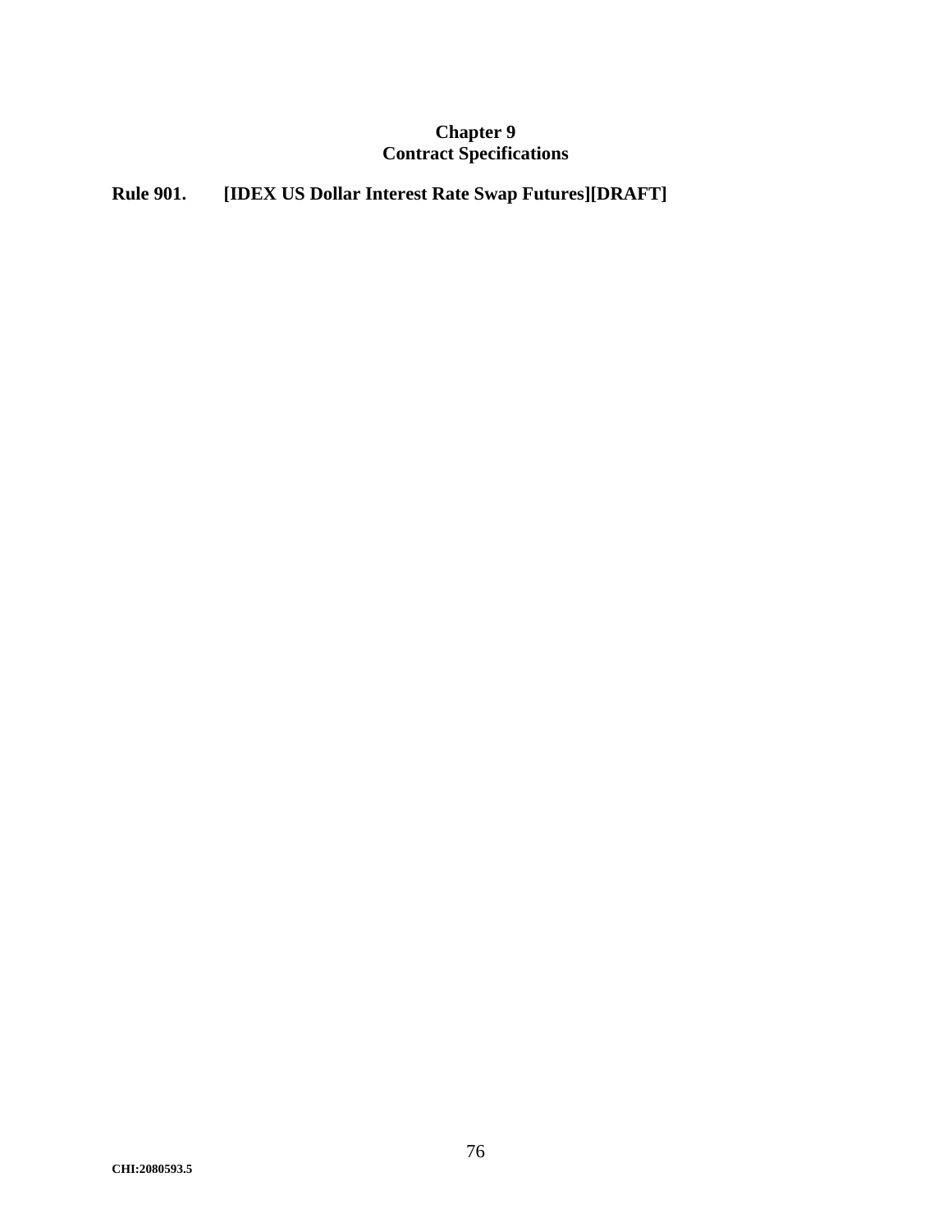# Chapter 9
# Contract Specifications

**Rule 901. [IDEX US Dollar Interest Rate Swap Futures][DRAFT]**

**CHI:2080593.5**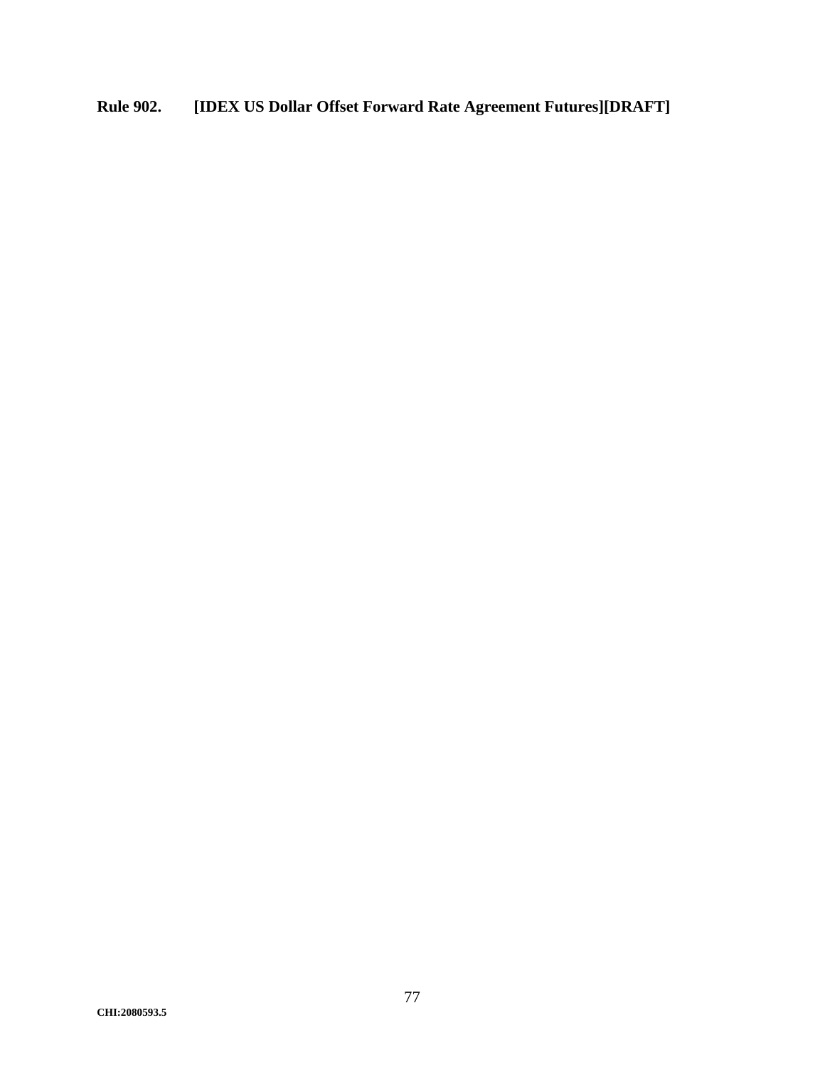**Rule 902. [IDEX US Dollar Offset Forward Rate Agreement Futures][DRAFT]**